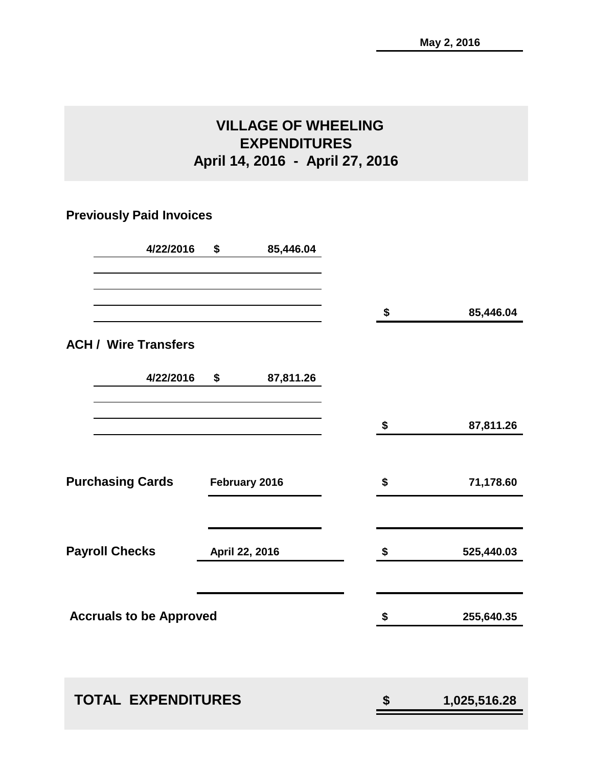May 2, 2016

# VILLAGE OF WHEELING
## EXPENDITURES
## April 14, 2016 - April 27, 2016

### Previously Paid Invoices

| | | |
|---|---|---|
| 4/22/2016 | $ 85,446.04 | |
| | | $ 85,446.04 |

### ACH / Wire Transfers

| | | |
|---|---|---|
| 4/22/2016 | $ 87,811.26 | |
| | | $ 87,811.26 |

| | | |
|---|---|---|
| **Purchasing Cards** | February 2016 | $ 71,178.60 |
| **Payroll Checks** | April 22, 2016 | $ 525,440.03 |
| **Accruals to be Approved** | | $ 255,640.35 |

| | |
|---|---|
| **TOTAL EXPENDITURES** | **$ 1,025,516.28** |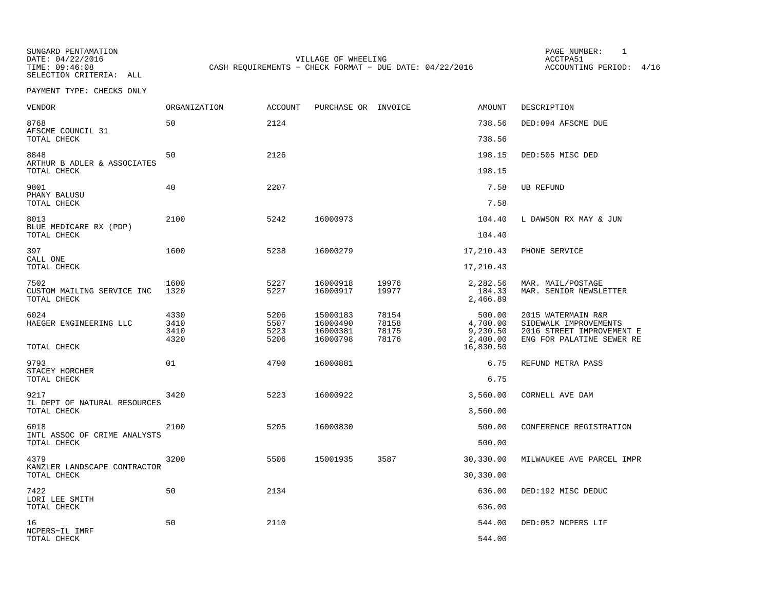SUNGARD PENTAMATION
DATE: 04/22/2016
TIME: 09:46:08
SELECTION CRITERIA: ALL

VILLAGE OF WHEELING
CASH REQUIREMENTS - CHECK FORMAT - DUE DATE: 04/22/2016

PAGE NUMBER: 1
ACCTPA51
ACCOUNTING PERIOD: 4/16

PAYMENT TYPE: CHECKS ONLY

| VENDOR | ORGANIZATION | ACCOUNT | PURCHASE OR | INVOICE | AMOUNT | DESCRIPTION |
|---|---|---|---|---|---|---|
| 8768 | 50 | 2124 | | | 738.56 | DED:094 AFSCME DUE |
| AFSCME COUNCIL 31 | | | | | | |
| TOTAL CHECK | | | | | 738.56 | |
| 8848 | 50 | 2126 | | | 198.15 | DED:505 MISC DED |
| ARTHUR B ADLER & ASSOCIATES | | | | | | |
| TOTAL CHECK | | | | | 198.15 | |
| 9801 | 40 | 2207 | | | 7.58 | UB REFUND |
| PHANY BALUSU | | | | | | |
| TOTAL CHECK | | | | | 7.58 | |
| 8013 | 2100 | 5242 | 16000973 | | 104.40 | L DAWSON RX MAY & JUN |
| BLUE MEDICARE RX (PDP) | | | | | | |
| TOTAL CHECK | | | | | 104.40 | |
| 397 | 1600 | 5238 | 16000279 | | 17,210.43 | PHONE SERVICE |
| CALL ONE | | | | | | |
| TOTAL CHECK | | | | | 17,210.43 | |
| 7502 | 1600 | 5227 | 16000918 | 19976 | 2,282.56 | MAR. MAIL/POSTAGE |
| CUSTOM MAILING SERVICE INC | 1320 | 5227 | 16000917 | 19977 | 184.33 | MAR. SENIOR NEWSLETTER |
| TOTAL CHECK | | | | | 2,466.89 | |
| 6024 | 4330 | 5206 | 15000183 | 78154 | 500.00 | 2015 WATERMAIN R&R |
| HAEGER ENGINEERING LLC | 3410 | 5507 | 16000490 | 78158 | 4,700.00 | SIDEWALK IMPROVEMENTS |
| | 3410 | 5223 | 16000381 | 78175 | 9,230.50 | 2016 STREET IMPROVEMENT E |
| | 4320 | 5206 | 16000798 | 78176 | 2,400.00 | ENG FOR PALATINE SEWER RE |
| TOTAL CHECK | | | | | 16,830.50 | |
| 9793 | 01 | 4790 | 16000881 | | 6.75 | REFUND METRA PASS |
| STACEY HORCHER | | | | | | |
| TOTAL CHECK | | | | | 6.75 | |
| 9217 | 3420 | 5223 | 16000922 | | 3,560.00 | CORNELL AVE DAM |
| IL DEPT OF NATURAL RESOURCES | | | | | | |
| TOTAL CHECK | | | | | 3,560.00 | |
| 6018 | 2100 | 5205 | 16000830 | | 500.00 | CONFERENCE REGISTRATION |
| INTL ASSOC OF CRIME ANALYSTS | | | | | | |
| TOTAL CHECK | | | | | 500.00 | |
| 4379 | 3200 | 5506 | 15001935 | 3587 | 30,330.00 | MILWAUKEE AVE PARCEL IMPR |
| KANZLER LANDSCAPE CONTRACTOR | | | | | | |
| TOTAL CHECK | | | | | 30,330.00 | |
| 7422 | 50 | 2134 | | | 636.00 | DED:192 MISC DEDUC |
| LORI LEE SMITH | | | | | | |
| TOTAL CHECK | | | | | 636.00 | |
| 16 | 50 | 2110 | | | 544.00 | DED:052 NCPERS LIF |
| NCPERS-IL IMRF | | | | | | |
| TOTAL CHECK | | | | | 544.00 | |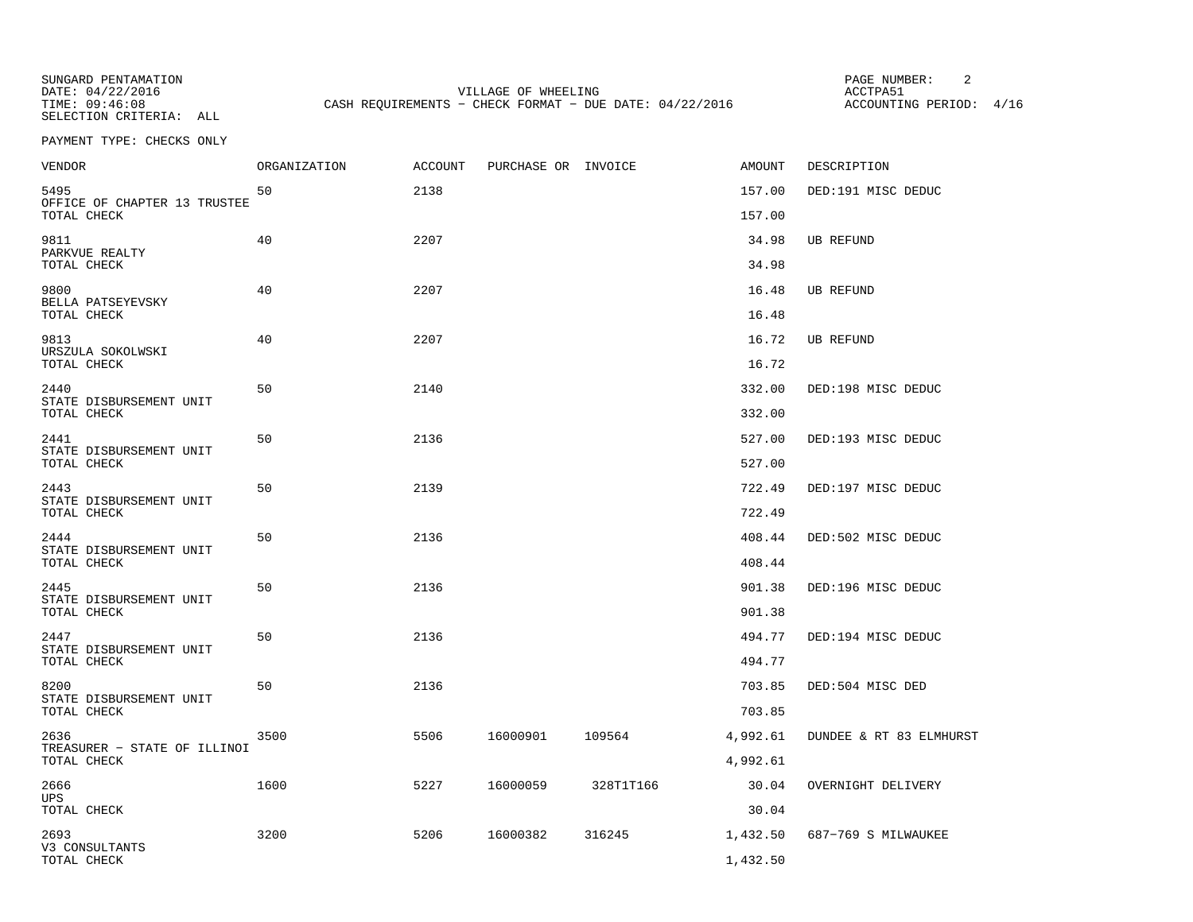SUNGARD PENTAMATION
DATE: 04/22/2016
TIME: 09:46:08
SELECTION CRITERIA: ALL

VILLAGE OF WHEELING
CASH REQUIREMENTS - CHECK FORMAT - DUE DATE: 04/22/2016

ACCTPA51
ACCOUNTING PERIOD: 4/16

PAYMENT TYPE: CHECKS ONLY

| VENDOR | ORGANIZATION | ACCOUNT | PURCHASE OR | INVOICE | AMOUNT | DESCRIPTION |
|---|---|---|---|---|---|---|
| 5495<br>OFFICE OF CHAPTER 13 TRUSTEE | 50 | 2138 | | | 157.00 | DED:191 MISC DEDUC |
| TOTAL CHECK | | | | | 157.00 | |
| 9811<br>PARKVUE REALTY | 40 | 2207 | | | 34.98 | UB REFUND |
| TOTAL CHECK | | | | | 34.98 | |
| 9800<br>BELLA PATSEYEVSKY | 40 | 2207 | | | 16.48 | UB REFUND |
| TOTAL CHECK | | | | | 16.48 | |
| 9813<br>URSZULA SOKOLWSKI | 40 | 2207 | | | 16.72 | UB REFUND |
| TOTAL CHECK | | | | | 16.72 | |
| 2440<br>STATE DISBURSEMENT UNIT | 50 | 2140 | | | 332.00 | DED:198 MISC DEDUC |
| TOTAL CHECK | | | | | 332.00 | |
| 2441<br>STATE DISBURSEMENT UNIT | 50 | 2136 | | | 527.00 | DED:193 MISC DEDUC |
| TOTAL CHECK | | | | | 527.00 | |
| 2443<br>STATE DISBURSEMENT UNIT | 50 | 2139 | | | 722.49 | DED:197 MISC DEDUC |
| TOTAL CHECK | | | | | 722.49 | |
| 2444<br>STATE DISBURSEMENT UNIT | 50 | 2136 | | | 408.44 | DED:502 MISC DEDUC |
| TOTAL CHECK | | | | | 408.44 | |
| 2445<br>STATE DISBURSEMENT UNIT | 50 | 2136 | | | 901.38 | DED:196 MISC DEDUC |
| TOTAL CHECK | | | | | 901.38 | |
| 2447<br>STATE DISBURSEMENT UNIT | 50 | 2136 | | | 494.77 | DED:194 MISC DEDUC |
| TOTAL CHECK | | | | | 494.77 | |
| 8200<br>STATE DISBURSEMENT UNIT | 50 | 2136 | | | 703.85 | DED:504 MISC DED |
| TOTAL CHECK | | | | | 703.85 | |
| 2636<br>TREASURER - STATE OF ILLINOI | 3500 | 5506 | 16000901 | 109564 | 4,992.61 | DUNDEE & RT 83 ELMHURST |
| TOTAL CHECK | | | | | 4,992.61 | |
| 2666<br>UPS | 1600 | 5227 | 16000059 | 328T1T166 | 30.04 | OVERNIGHT DELIVERY |
| TOTAL CHECK | | | | | 30.04 | |
| 2693<br>V3 CONSULTANTS | 3200 | 5206 | 16000382 | 316245 | 1,432.50 | 687-769 S MILWAUKEE |
| TOTAL CHECK | | | | | 1,432.50 | |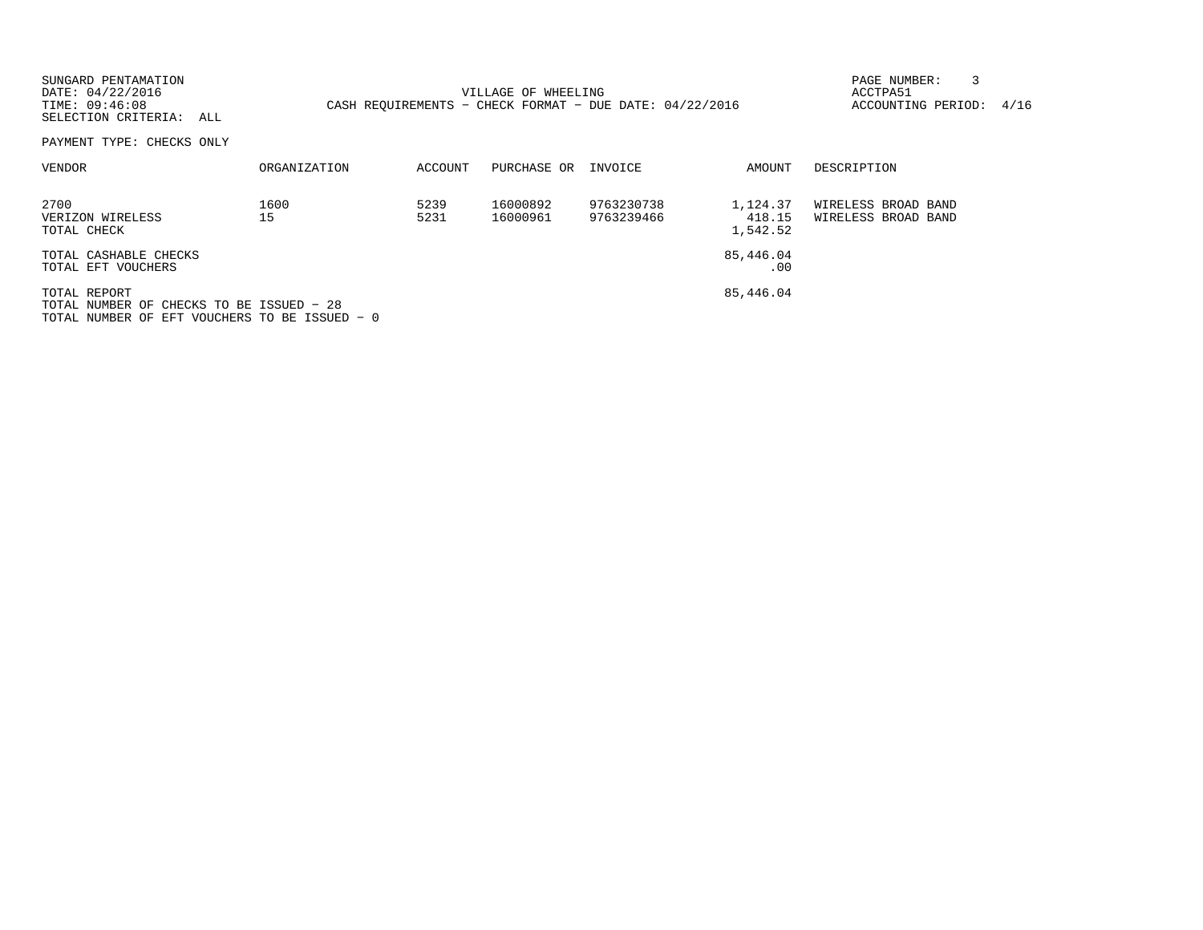SUNGARD PENTAMATION
DATE: 04/22/2016
TIME: 09:46:08
SELECTION CRITERIA: ALL

VILLAGE OF WHEELING
CASH REQUIREMENTS - CHECK FORMAT - DUE DATE: 04/22/2016

PAGE NUMBER: 3
ACCTPA51
ACCOUNTING PERIOD: 4/16

PAYMENT TYPE: CHECKS ONLY

| VENDOR | ORGANIZATION | ACCOUNT | PURCHASE OR | INVOICE | AMOUNT | DESCRIPTION |
|---|---|---|---|---|---|---|
| 2700 | 1600 | 5239 | 16000892 | 9763230738 | 1,124.37 | WIRELESS BROAD BAND |
| VERIZON WIRELESS | 15 | 5231 | 16000961 | 9763239466 | 418.15 | WIRELESS BROAD BAND |
| TOTAL CHECK | | | | | 1,542.52 | |
| TOTAL CASHABLE CHECKS | | | | | 85,446.04 | |
| TOTAL EFT VOUCHERS | | | | | .00 | |
| TOTAL REPORT | | | | | 85,446.04 | |

TOTAL NUMBER OF CHECKS TO BE ISSUED - 28
TOTAL NUMBER OF EFT VOUCHERS TO BE ISSUED - 0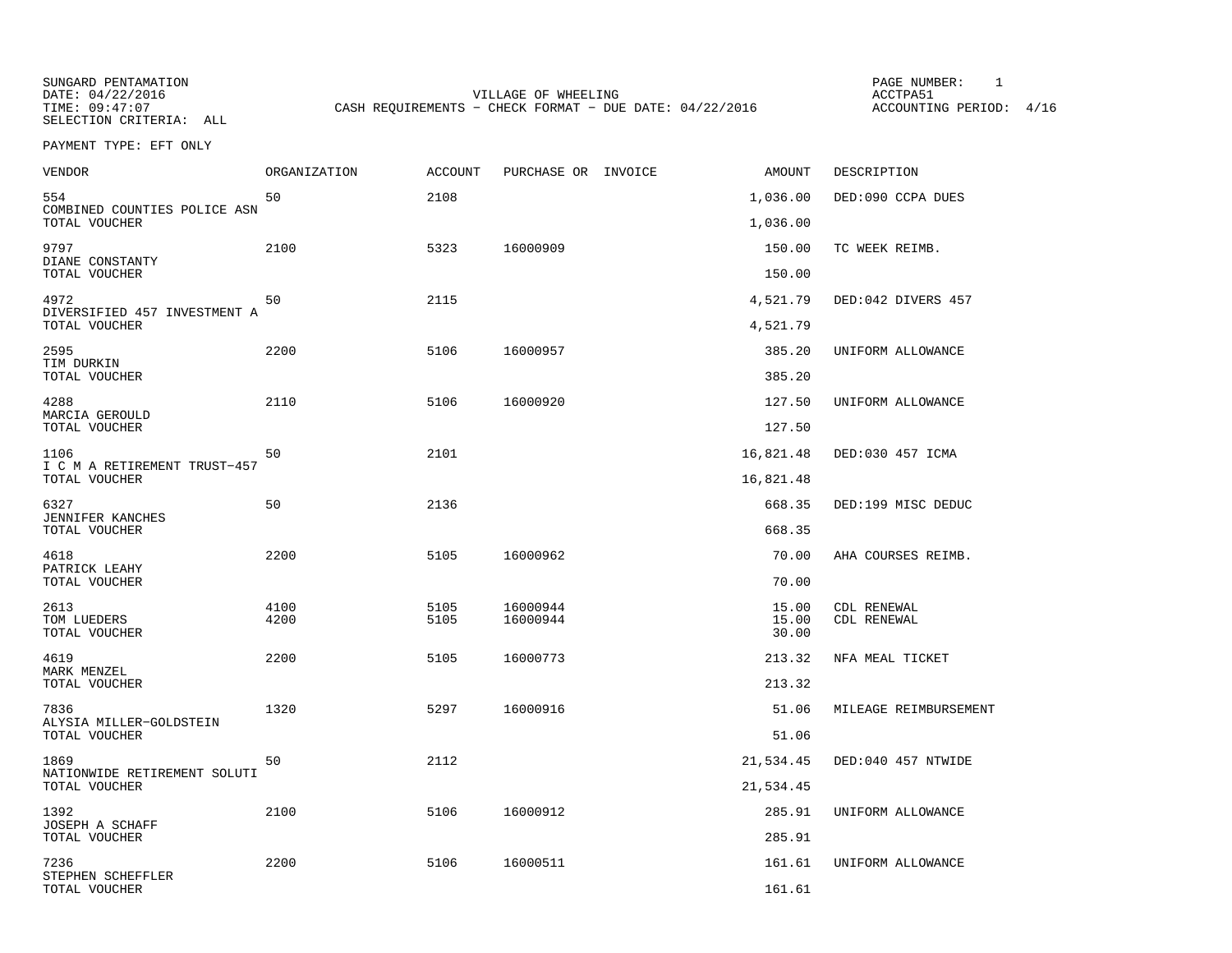SUNGARD PENTAMATION
DATE: 04/22/2016
TIME: 09:47:07
SELECTION CRITERIA: ALL

VILLAGE OF WHEELING
CASH REQUIREMENTS - CHECK FORMAT - DUE DATE: 04/22/2016

PAGE NUMBER: 1
ACCTPA51
ACCOUNTING PERIOD: 4/16

PAYMENT TYPE: EFT ONLY

| VENDOR | ORGANIZATION | ACCOUNT | PURCHASE OR | INVOICE | AMOUNT | DESCRIPTION |
|---|---|---|---|---|---|---|
| 554<br>COMBINED COUNTIES POLICE ASN | 50 | 2108 | | | 1,036.00 | DED:090 CCPA DUES |
| TOTAL VOUCHER | | | | | 1,036.00 | |
| 9797<br>DIANE CONSTANTY | 2100 | 5323 | 16000909 | | 150.00 | TC WEEK REIMB. |
| TOTAL VOUCHER | | | | | 150.00 | |
| 4972<br>DIVERSIFIED 457 INVESTMENT A | 50 | 2115 | | | 4,521.79 | DED:042 DIVERS 457 |
| TOTAL VOUCHER | | | | | 4,521.79 | |
| 2595<br>TIM DURKIN | 2200 | 5106 | 16000957 | | 385.20 | UNIFORM ALLOWANCE |
| TOTAL VOUCHER | | | | | 385.20 | |
| 4288<br>MARCIA GEROULD | 2110 | 5106 | 16000920 | | 127.50 | UNIFORM ALLOWANCE |
| TOTAL VOUCHER | | | | | 127.50 | |
| 1106<br>I C M A RETIREMENT TRUST-457 | 50 | 2101 | | | 16,821.48 | DED:030 457 ICMA |
| TOTAL VOUCHER | | | | | 16,821.48 | |
| 6327<br>JENNIFER KANCHES | 50 | 2136 | | | 668.35 | DED:199 MISC DEDUC |
| TOTAL VOUCHER | | | | | 668.35 | |
| 4618<br>PATRICK LEAHY | 2200 | 5105 | 16000962 | | 70.00 | AHA COURSES REIMB. |
| TOTAL VOUCHER | | | | | 70.00 | |
| 2613 | 4100 | 5105 | 16000944 | | 15.00 | CDL RENEWAL |
| TOM LUEDERS | 4200 | 5105 | 16000944 | | 15.00 | CDL RENEWAL |
| TOTAL VOUCHER | | | | | 30.00 | |
| 4619<br>MARK MENZEL | 2200 | 5105 | 16000773 | | 213.32 | NFA MEAL TICKET |
| TOTAL VOUCHER | | | | | 213.32 | |
| 7836<br>ALYSIA MILLER-GOLDSTEIN | 1320 | 5297 | 16000916 | | 51.06 | MILEAGE REIMBURSEMENT |
| TOTAL VOUCHER | | | | | 51.06 | |
| 1869<br>NATIONWIDE RETIREMENT SOLUTI | 50 | 2112 | | | 21,534.45 | DED:040 457 NTWIDE |
| TOTAL VOUCHER | | | | | 21,534.45 | |
| 1392<br>JOSEPH A SCHAFF | 2100 | 5106 | 16000912 | | 285.91 | UNIFORM ALLOWANCE |
| TOTAL VOUCHER | | | | | 285.91 | |
| 7236<br>STEPHEN SCHEFFLER | 2200 | 5106 | 16000511 | | 161.61 | UNIFORM ALLOWANCE |
| TOTAL VOUCHER | | | | | 161.61 | |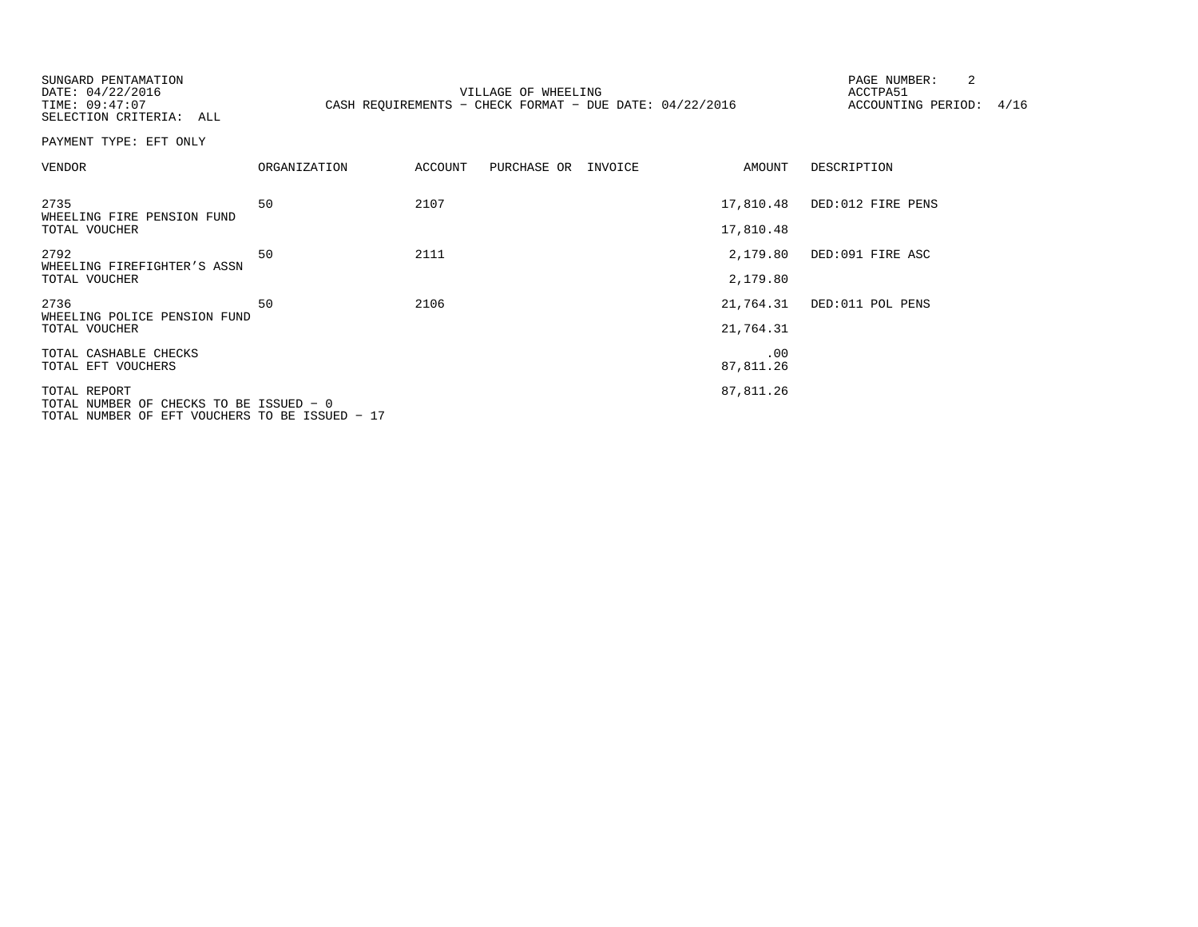SUNGARD PENTAMATION
DATE: 04/22/2016
TIME: 09:47:07
SELECTION CRITERIA: ALL

VILLAGE OF WHEELING
CASH REQUIREMENTS - CHECK FORMAT - DUE DATE: 04/22/2016

PAGE NUMBER: 2
ACCTPA51
ACCOUNTING PERIOD: 4/16

PAYMENT TYPE: EFT ONLY

| VENDOR | ORGANIZATION | ACCOUNT | PURCHASE OR | INVOICE | AMOUNT | DESCRIPTION |
|---|---|---|---|---|---|---|
| 2735<br>WHEELING FIRE PENSION FUND | 50 | 2107 | | | 17,810.48 | DED:012 FIRE PENS |
| TOTAL VOUCHER | | | | | 17,810.48 | |
| 2792<br>WHEELING FIREFIGHTER'S ASSN | 50 | 2111 | | | 2,179.80 | DED:091 FIRE ASC |
| TOTAL VOUCHER | | | | | 2,179.80 | |
| 2736<br>WHEELING POLICE PENSION FUND | 50 | 2106 | | | 21,764.31 | DED:011 POL PENS |
| TOTAL VOUCHER | | | | | 21,764.31 | |
| TOTAL CASHABLE CHECKS | | | | | .00 | |
| TOTAL EFT VOUCHERS | | | | | 87,811.26 | |
| TOTAL REPORT | | | | | 87,811.26 | |

TOTAL NUMBER OF CHECKS TO BE ISSUED - 0
TOTAL NUMBER OF EFT VOUCHERS TO BE ISSUED - 17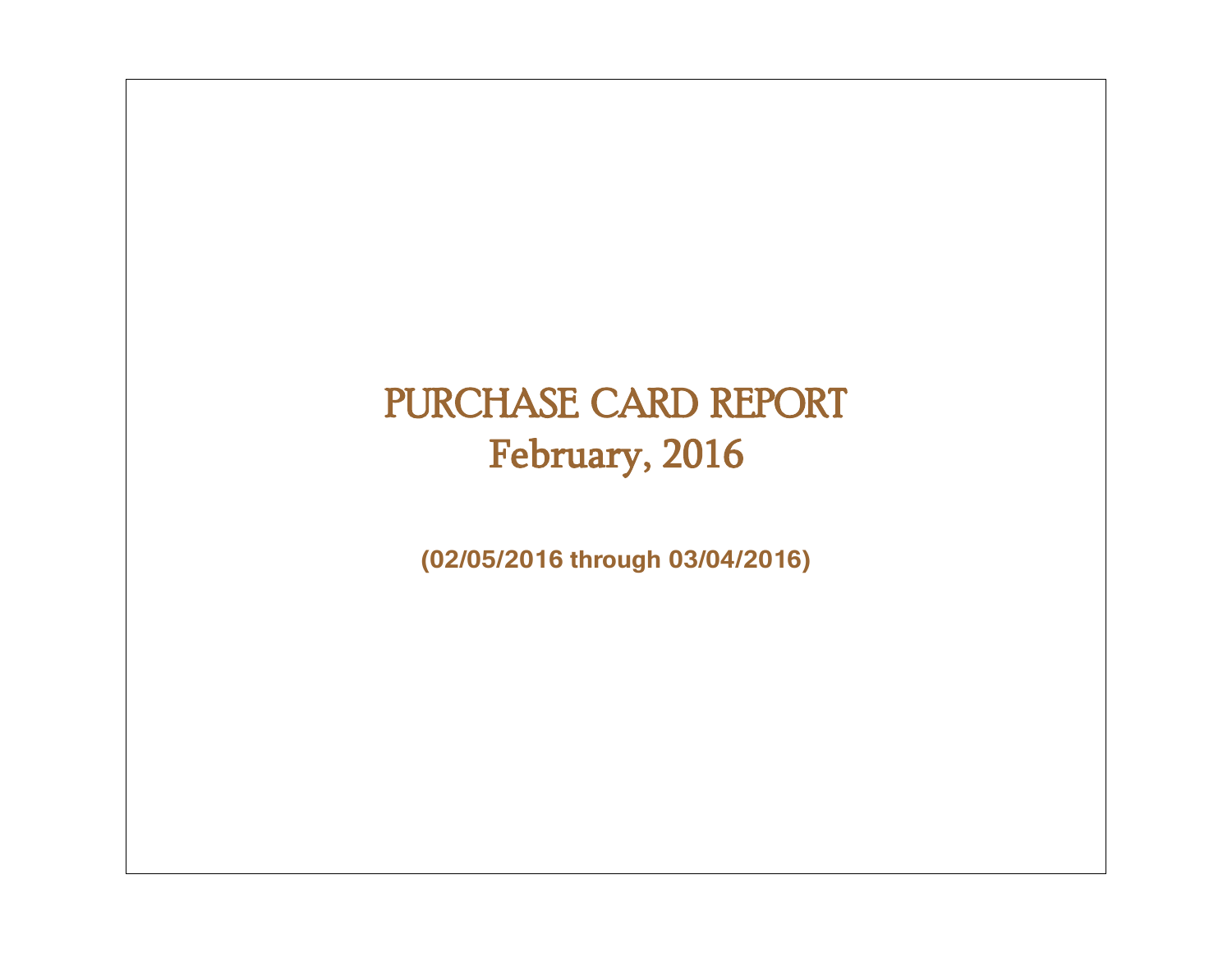# PURCHASE CARD REPORT
## February, 2016

**(02/05/2016 through 03/04/2016)**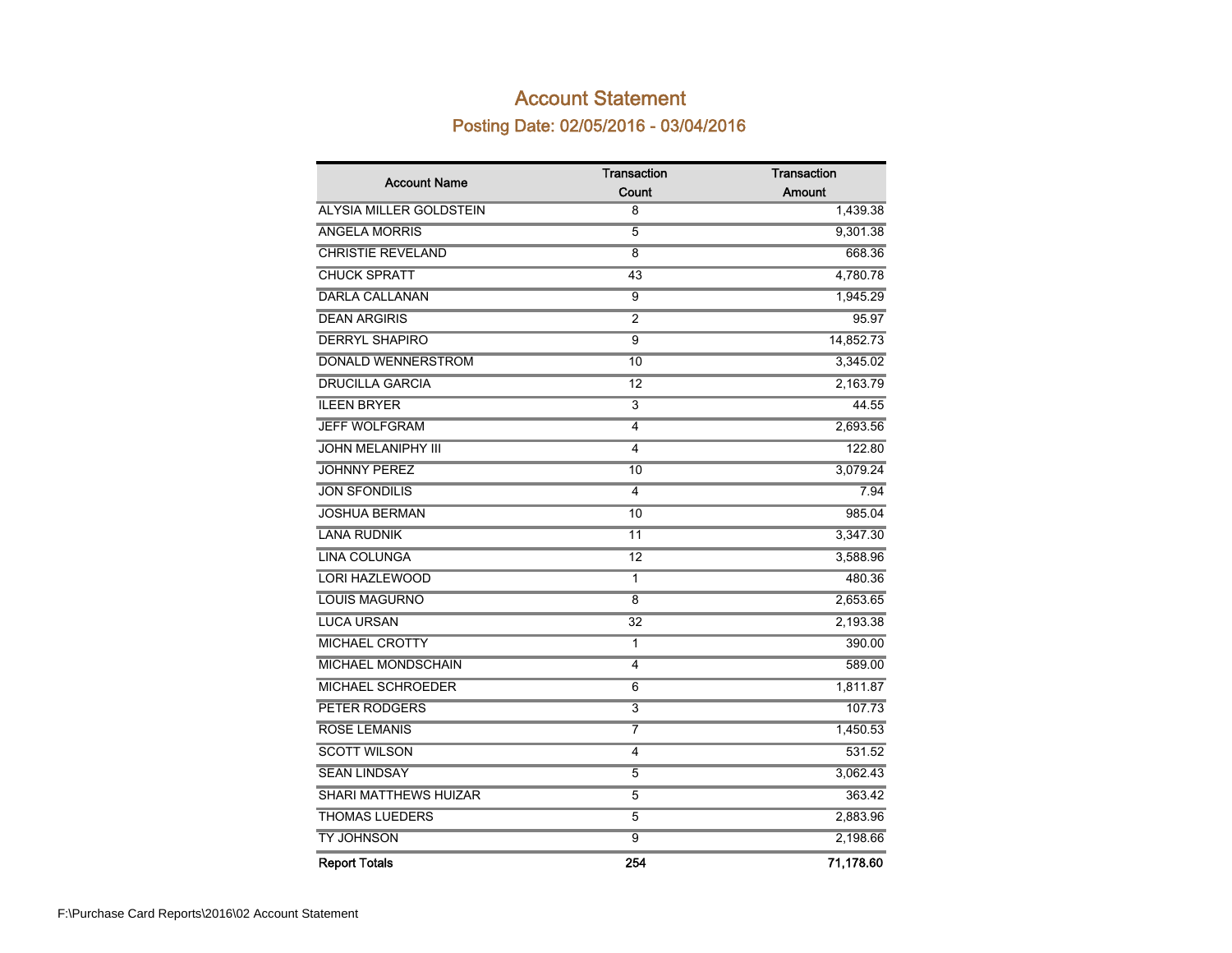# Account Statement

## Posting Date: 02/05/2016 - 03/04/2016

| Account Name | Transaction Count | Transaction Amount |
|---|---|---|
| ALYSIA MILLER GOLDSTEIN | 8 | 1,439.38 |
| ANGELA MORRIS | 5 | 9,301.38 |
| CHRISTIE REVELAND | 8 | 668.36 |
| CHUCK SPRATT | 43 | 4,780.78 |
| DARLA CALLANAN | 9 | 1,945.29 |
| DEAN ARGIRIS | 2 | 95.97 |
| DERRYL SHAPIRO | 9 | 14,852.73 |
| DONALD WENNERSTROM | 10 | 3,345.02 |
| DRUCILLA GARCIA | 12 | 2,163.79 |
| ILEEN BRYER | 3 | 44.55 |
| JEFF WOLFGRAM | 4 | 2,693.56 |
| JOHN MELANIPHY III | 4 | 122.80 |
| JOHNNY PEREZ | 10 | 3,079.24 |
| JON SFONDILIS | 4 | 7.94 |
| JOSHUA BERMAN | 10 | 985.04 |
| LANA RUDNIK | 11 | 3,347.30 |
| LINA COLUNGA | 12 | 3,588.96 |
| LORI HAZLEWOOD | 1 | 480.36 |
| LOUIS MAGURNO | 8 | 2,653.65 |
| LUCA URSAN | 32 | 2,193.38 |
| MICHAEL CROTTY | 1 | 390.00 |
| MICHAEL MONDSCHAIN | 4 | 589.00 |
| MICHAEL SCHROEDER | 6 | 1,811.87 |
| PETER RODGERS | 3 | 107.73 |
| ROSE LEMANIS | 7 | 1,450.53 |
| SCOTT WILSON | 4 | 531.52 |
| SEAN LINDSAY | 5 | 3,062.43 |
| SHARI MATTHEWS HUIZAR | 5 | 363.42 |
| THOMAS LUEDERS | 5 | 2,883.96 |
| TY JOHNSON | 9 | 2,198.66 |
| **Report Totals** | **254** | **71,178.60** |

F:\Purchase Card Reports\2016\02 Account Statement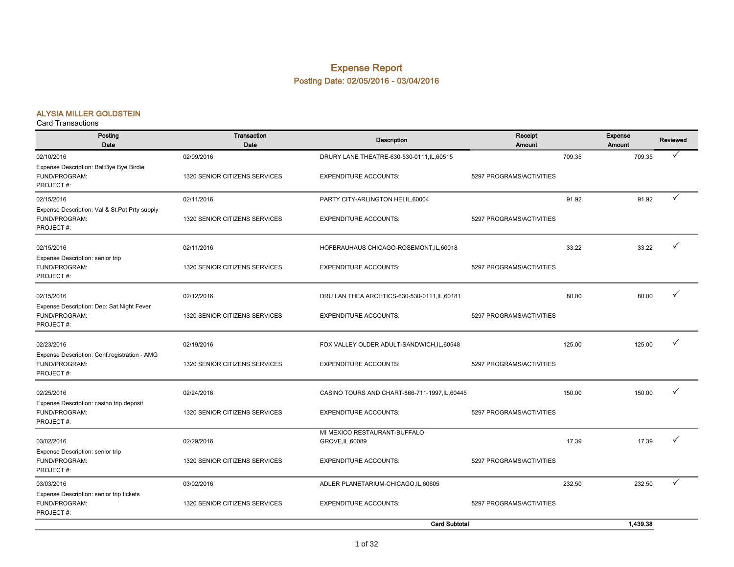# Expense Report

## Posting Date: 02/05/2016 - 03/04/2016

### ALYSIA MILLER GOLDSTEIN

Card Transactions

| Posting Date | Transaction Date | Description | Receipt Amount | Expense Amount | Reviewed |
|---|---|---|---|---|---|
| 02/10/2016 | 02/09/2016 | DRURY LANE THEATRE-630-530-0111,IL,60515 | 709.35 | 709.35 | ✓ |
| Expense Description: Bal:Bye Bye Birdie | | | | | |
| FUND/PROGRAM: | 1320 SENIOR CITIZENS SERVICES | EXPENDITURE ACCOUNTS: | 5297 PROGRAMS/ACTIVITIES | | |
| PROJECT #: | | | | | |
| 02/15/2016 | 02/11/2016 | PARTY CITY-ARLINGTON HEI,IL,60004 | 91.92 | 91.92 | ✓ |
| Expense Description: Val & St.Pat Prty supply | | | | | |
| FUND/PROGRAM: | 1320 SENIOR CITIZENS SERVICES | EXPENDITURE ACCOUNTS: | 5297 PROGRAMS/ACTIVITIES | | |
| PROJECT #: | | | | | |
| 02/15/2016 | 02/11/2016 | HOFBRAUHAUS CHICAGO-ROSEMONT,IL,60018 | 33.22 | 33.22 | ✓ |
| Expense Description: senior trip | | | | | |
| FUND/PROGRAM: | 1320 SENIOR CITIZENS SERVICES | EXPENDITURE ACCOUNTS: | 5297 PROGRAMS/ACTIVITIES | | |
| PROJECT #: | | | | | |
| 02/15/2016 | 02/12/2016 | DRU LAN THEA ARCHTICS-630-530-0111,IL,60181 | 80.00 | 80.00 | ✓ |
| Expense Description: Dep: Sat Night Fever | | | | | |
| FUND/PROGRAM: | 1320 SENIOR CITIZENS SERVICES | EXPENDITURE ACCOUNTS: | 5297 PROGRAMS/ACTIVITIES | | |
| PROJECT #: | | | | | |
| 02/23/2016 | 02/19/2016 | FOX VALLEY OLDER ADULT-SANDWICH,IL,60548 | 125.00 | 125.00 | ✓ |
| Expense Description: Conf.registration - AMG | | | | | |
| FUND/PROGRAM: | 1320 SENIOR CITIZENS SERVICES | EXPENDITURE ACCOUNTS: | 5297 PROGRAMS/ACTIVITIES | | |
| PROJECT #: | | | | | |
| 02/25/2016 | 02/24/2016 | CASINO TOURS AND CHART-866-711-1997,IL,60445 | 150.00 | 150.00 | ✓ |
| Expense Description: casino trip deposit | | | | | |
| FUND/PROGRAM: | 1320 SENIOR CITIZENS SERVICES | EXPENDITURE ACCOUNTS: | 5297 PROGRAMS/ACTIVITIES | | |
| PROJECT #: | | | | | |
| 03/02/2016 | 02/29/2016 | MI MEXICO RESTAURANT-BUFFALO GROVE,IL,60089 | 17.39 | 17.39 | ✓ |
| Expense Description: senior trip | | | | | |
| FUND/PROGRAM: | 1320 SENIOR CITIZENS SERVICES | EXPENDITURE ACCOUNTS: | 5297 PROGRAMS/ACTIVITIES | | |
| PROJECT #: | | | | | |
| 03/03/2016 | 03/02/2016 | ADLER PLANETARIUM-CHICAGO,IL,60605 | 232.50 | 232.50 | ✓ |
| Expense Description: senior trip tickets | | | | | |
| FUND/PROGRAM: | 1320 SENIOR CITIZENS SERVICES | EXPENDITURE ACCOUNTS: | 5297 PROGRAMS/ACTIVITIES | | |
| PROJECT #: | | | | | |
| | | **Card Subtotal** | | **1,439.38** | |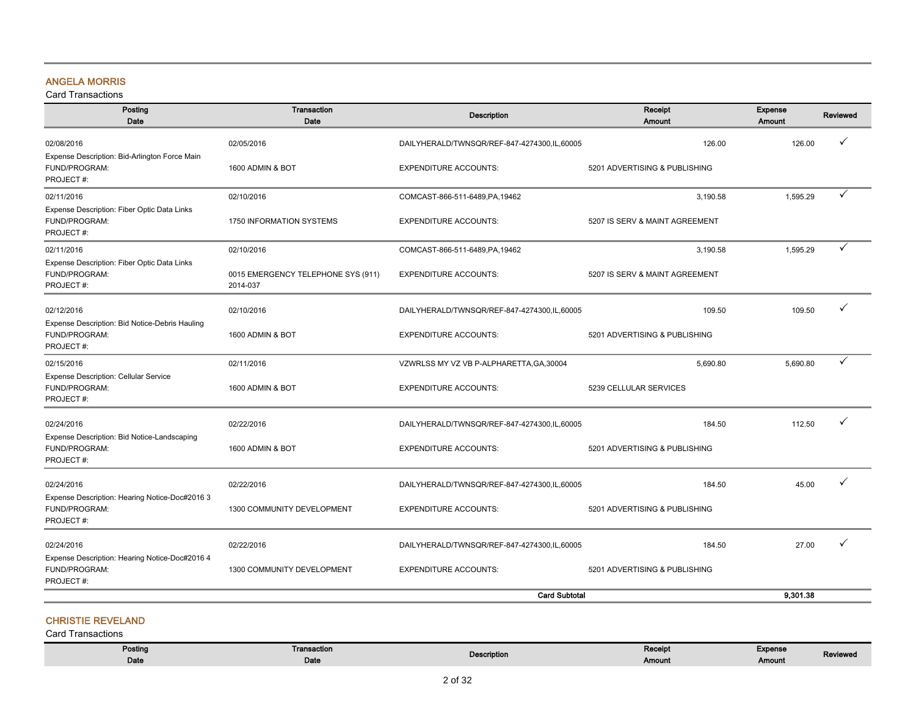## ANGELA MORRIS

Card Transactions

| Posting Date | Transaction Date | Description | Receipt Amount | Expense Amount | Reviewed |
|---|---|---|---|---|---|
| 02/08/2016 | 02/05/2016 | DAILYHERALD/TWNSQR/REF-847-4274300,IL,60005 | 126.00 | 126.00 | ✓ |
| Expense Description: Bid-Arlington Force Main | | | | | |
| FUND/PROGRAM: | 1600 ADMIN & BOT | EXPENDITURE ACCOUNTS: | 5201 ADVERTISING & PUBLISHING | | |
| PROJECT #: | | | | | |
| 02/11/2016 | 02/10/2016 | COMCAST-866-511-6489,PA,19462 | 3,190.58 | 1,595.29 | ✓ |
| Expense Description: Fiber Optic Data Links | | | | | |
| FUND/PROGRAM: | 1750 INFORMATION SYSTEMS | EXPENDITURE ACCOUNTS: | 5207 IS SERV & MAINT AGREEMENT | | |
| PROJECT #: | | | | | |
| 02/11/2016 | 02/10/2016 | COMCAST-866-511-6489,PA,19462 | 3,190.58 | 1,595.29 | ✓ |
| Expense Description: Fiber Optic Data Links | | | | | |
| FUND/PROGRAM: | 0015 EMERGENCY TELEPHONE SYS (911) | EXPENDITURE ACCOUNTS: | 5207 IS SERV & MAINT AGREEMENT | | |
| PROJECT #: | 2014-037 | | | | |
| 02/12/2016 | 02/10/2016 | DAILYHERALD/TWNSQR/REF-847-4274300,IL,60005 | 109.50 | 109.50 | ✓ |
| Expense Description: Bid Notice-Debris Hauling | | | | | |
| FUND/PROGRAM: | 1600 ADMIN & BOT | EXPENDITURE ACCOUNTS: | 5201 ADVERTISING & PUBLISHING | | |
| PROJECT #: | | | | | |
| 02/15/2016 | 02/11/2016 | VZWRLSS MY VZ VB P-ALPHARETTA,GA,30004 | 5,690.80 | 5,690.80 | ✓ |
| Expense Description: Cellular Service | | | | | |
| FUND/PROGRAM: | 1600 ADMIN & BOT | EXPENDITURE ACCOUNTS: | 5239 CELLULAR SERVICES | | |
| PROJECT #: | | | | | |
| 02/24/2016 | 02/22/2016 | DAILYHERALD/TWNSQR/REF-847-4274300,IL,60005 | 184.50 | 112.50 | ✓ |
| Expense Description: Bid Notice-Landscaping | | | | | |
| FUND/PROGRAM: | 1600 ADMIN & BOT | EXPENDITURE ACCOUNTS: | 5201 ADVERTISING & PUBLISHING | | |
| PROJECT #: | | | | | |
| 02/24/2016 | 02/22/2016 | DAILYHERALD/TWNSQR/REF-847-4274300,IL,60005 | 184.50 | 45.00 | ✓ |
| Expense Description: Hearing Notice-Doc#2016 3 | | | | | |
| FUND/PROGRAM: | 1300 COMMUNITY DEVELOPMENT | EXPENDITURE ACCOUNTS: | 5201 ADVERTISING & PUBLISHING | | |
| PROJECT #: | | | | | |
| 02/24/2016 | 02/22/2016 | DAILYHERALD/TWNSQR/REF-847-4274300,IL,60005 | 184.50 | 27.00 | ✓ |
| Expense Description: Hearing Notice-Doc#2016 4 | | | | | |
| FUND/PROGRAM: | 1300 COMMUNITY DEVELOPMENT | EXPENDITURE ACCOUNTS: | 5201 ADVERTISING & PUBLISHING | | |
| PROJECT #: | | | | | |
| | | **Card Subtotal** | | **9,301.38** | |

## CHRISTIE REVELAND

Card Transactions

| Posting Date | Transaction Date | Description | Receipt Amount | Expense Amount | Reviewed |
|---|---|---|---|---|---|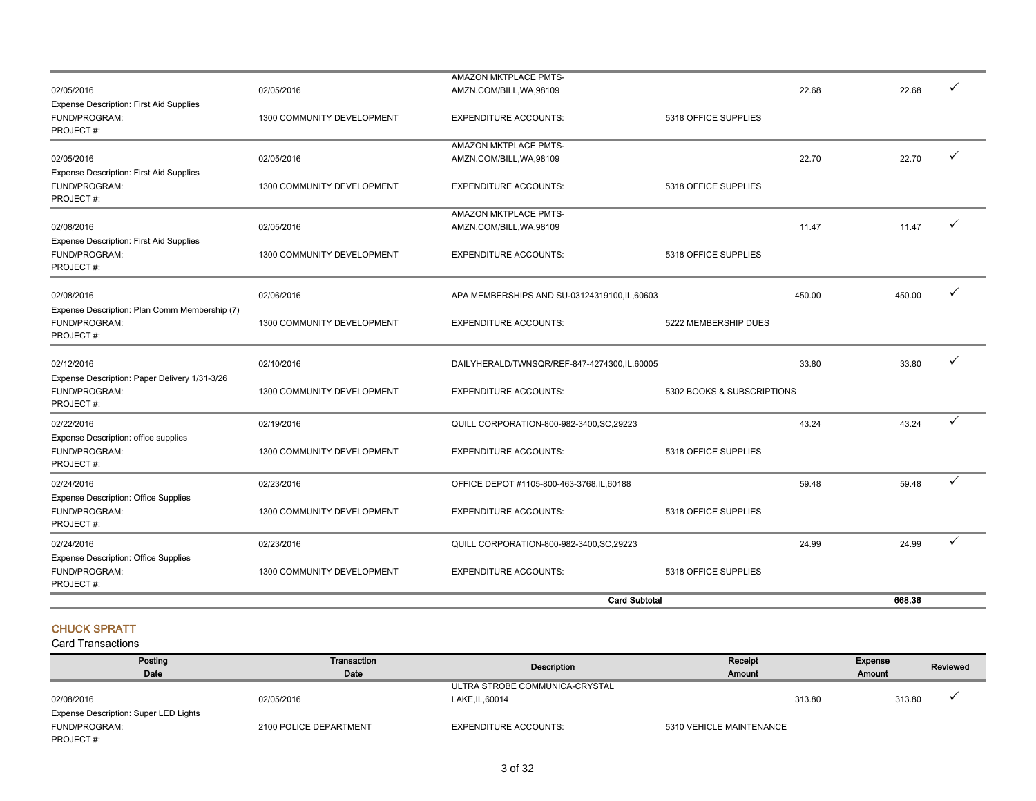| Posting Date | Transaction Date | Description | Receipt Amount | Expense Amount | Reviewed |
|---|---|---|---|---|---|
| 02/05/2016 | 02/05/2016 | AMAZON MKTPLACE PMTS-AMZN.COM/BILL,WA,98109 | 22.68 | 22.68 | ✓ |
| Expense Description: First Aid Supplies | | | | | |
| FUND/PROGRAM: | 1300 COMMUNITY DEVELOPMENT | EXPENDITURE ACCOUNTS: | 5318 OFFICE SUPPLIES | | |
| PROJECT #: | | | | | |
| 02/05/2016 | 02/05/2016 | AMAZON MKTPLACE PMTS-AMZN.COM/BILL,WA,98109 | 22.70 | 22.70 | ✓ |
| Expense Description: First Aid Supplies | | | | | |
| FUND/PROGRAM: | 1300 COMMUNITY DEVELOPMENT | EXPENDITURE ACCOUNTS: | 5318 OFFICE SUPPLIES | | |
| PROJECT #: | | | | | |
| 02/08/2016 | 02/05/2016 | AMAZON MKTPLACE PMTS-AMZN.COM/BILL,WA,98109 | 11.47 | 11.47 | ✓ |
| Expense Description: First Aid Supplies | | | | | |
| FUND/PROGRAM: | 1300 COMMUNITY DEVELOPMENT | EXPENDITURE ACCOUNTS: | 5318 OFFICE SUPPLIES | | |
| PROJECT #: | | | | | |
| 02/08/2016 | 02/06/2016 | APA MEMBERSHIPS AND SU-03124319100,IL,60603 | 450.00 | 450.00 | ✓ |
| Expense Description: Plan Comm Membership (7) | | | | | |
| FUND/PROGRAM: | 1300 COMMUNITY DEVELOPMENT | EXPENDITURE ACCOUNTS: | 5222 MEMBERSHIP DUES | | |
| PROJECT #: | | | | | |
| 02/12/2016 | 02/10/2016 | DAILYHERALD/TWNSQR/REF-847-4274300,IL,60005 | 33.80 | 33.80 | ✓ |
| Expense Description: Paper Delivery 1/31-3/26 | | | | | |
| FUND/PROGRAM: | 1300 COMMUNITY DEVELOPMENT | EXPENDITURE ACCOUNTS: | 5302 BOOKS & SUBSCRIPTIONS | | |
| PROJECT #: | | | | | |
| 02/22/2016 | 02/19/2016 | QUILL CORPORATION-800-982-3400,SC,29223 | 43.24 | 43.24 | ✓ |
| Expense Description: office supplies | | | | | |
| FUND/PROGRAM: | 1300 COMMUNITY DEVELOPMENT | EXPENDITURE ACCOUNTS: | 5318 OFFICE SUPPLIES | | |
| PROJECT #: | | | | | |
| 02/24/2016 | 02/23/2016 | OFFICE DEPOT #1105-800-463-3768,IL,60188 | 59.48 | 59.48 | ✓ |
| Expense Description: Office Supplies | | | | | |
| FUND/PROGRAM: | 1300 COMMUNITY DEVELOPMENT | EXPENDITURE ACCOUNTS: | 5318 OFFICE SUPPLIES | | |
| PROJECT #: | | | | | |
| 02/24/2016 | 02/23/2016 | QUILL CORPORATION-800-982-3400,SC,29223 | 24.99 | 24.99 | ✓ |
| Expense Description: Office Supplies | | | | | |
| FUND/PROGRAM: | 1300 COMMUNITY DEVELOPMENT | EXPENDITURE ACCOUNTS: | 5318 OFFICE SUPPLIES | | |
| PROJECT #: | | | | | |
| | | **Card Subtotal** | | **668.36** | |

## CHUCK SPRATT

Card Transactions

| Posting Date | Transaction Date | Description | Receipt Amount | Expense Amount | Reviewed |
|---|---|---|---|---|---|
| 02/08/2016 | 02/05/2016 | ULTRA STROBE COMMUNICA-CRYSTAL LAKE,IL,60014 | 313.80 | 313.80 | ✓ |
| Expense Description: Super LED Lights | | | | | |
| FUND/PROGRAM: | 2100 POLICE DEPARTMENT | EXPENDITURE ACCOUNTS: | 5310 VEHICLE MAINTENANCE | | |
| PROJECT #: | | | | | |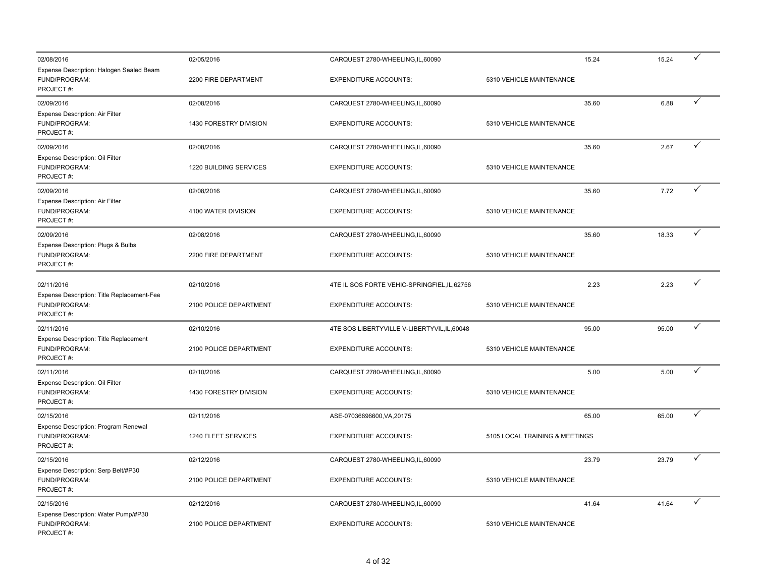| Posted Date | Transaction Date | Merchant | Account | Amount | Allocated | |
|---|---|---|---|---|---|---|
| 02/08/2016 | 02/05/2016 | CARQUEST 2780-WHEELING,IL,60090 | | 15.24 | 15.24 | ✓ |
| Expense Description: Halogen Sealed Beam | | | | | | |
| FUND/PROGRAM: | 2200 FIRE DEPARTMENT | EXPENDITURE ACCOUNTS: | 5310 VEHICLE MAINTENANCE | | | |
| PROJECT #: | | | | | | |
| 02/09/2016 | 02/08/2016 | CARQUEST 2780-WHEELING,IL,60090 | | 35.60 | 6.88 | ✓ |
| Expense Description: Air Filter | | | | | | |
| FUND/PROGRAM: | 1430 FORESTRY DIVISION | EXPENDITURE ACCOUNTS: | 5310 VEHICLE MAINTENANCE | | | |
| PROJECT #: | | | | | | |
| 02/09/2016 | 02/08/2016 | CARQUEST 2780-WHEELING,IL,60090 | | 35.60 | 2.67 | ✓ |
| Expense Description: Oil Filter | | | | | | |
| FUND/PROGRAM: | 1220 BUILDING SERVICES | EXPENDITURE ACCOUNTS: | 5310 VEHICLE MAINTENANCE | | | |
| PROJECT #: | | | | | | |
| 02/09/2016 | 02/08/2016 | CARQUEST 2780-WHEELING,IL,60090 | | 35.60 | 7.72 | ✓ |
| Expense Description: Air Filter | | | | | | |
| FUND/PROGRAM: | 4100 WATER DIVISION | EXPENDITURE ACCOUNTS: | 5310 VEHICLE MAINTENANCE | | | |
| PROJECT #: | | | | | | |
| 02/09/2016 | 02/08/2016 | CARQUEST 2780-WHEELING,IL,60090 | | 35.60 | 18.33 | ✓ |
| Expense Description: Plugs & Bulbs | | | | | | |
| FUND/PROGRAM: | 2200 FIRE DEPARTMENT | EXPENDITURE ACCOUNTS: | 5310 VEHICLE MAINTENANCE | | | |
| PROJECT #: | | | | | | |
| 02/11/2016 | 02/10/2016 | 4TE IL SOS FORTE VEHIC-SPRINGFIEL,IL,62756 | | 2.23 | 2.23 | ✓ |
| Expense Description: Title Replacement-Fee | | | | | | |
| FUND/PROGRAM: | 2100 POLICE DEPARTMENT | EXPENDITURE ACCOUNTS: | 5310 VEHICLE MAINTENANCE | | | |
| PROJECT #: | | | | | | |
| 02/11/2016 | 02/10/2016 | 4TE SOS LIBERTYVILLE V-LIBERTYVIL,IL,60048 | | 95.00 | 95.00 | ✓ |
| Expense Description: Title Replacement | | | | | | |
| FUND/PROGRAM: | 2100 POLICE DEPARTMENT | EXPENDITURE ACCOUNTS: | 5310 VEHICLE MAINTENANCE | | | |
| PROJECT #: | | | | | | |
| 02/11/2016 | 02/10/2016 | CARQUEST 2780-WHEELING,IL,60090 | | 5.00 | 5.00 | ✓ |
| Expense Description: Oil Filter | | | | | | |
| FUND/PROGRAM: | 1430 FORESTRY DIVISION | EXPENDITURE ACCOUNTS: | 5310 VEHICLE MAINTENANCE | | | |
| PROJECT #: | | | | | | |
| 02/15/2016 | 02/11/2016 | ASE-07036696600,VA,20175 | | 65.00 | 65.00 | ✓ |
| Expense Description: Program Renewal | | | | | | |
| FUND/PROGRAM: | 1240 FLEET SERVICES | EXPENDITURE ACCOUNTS: | 5105 LOCAL TRAINING & MEETINGS | | | |
| PROJECT #: | | | | | | |
| 02/15/2016 | 02/12/2016 | CARQUEST 2780-WHEELING,IL,60090 | | 23.79 | 23.79 | ✓ |
| Expense Description: Serp Belt/#P30 | | | | | | |
| FUND/PROGRAM: | 2100 POLICE DEPARTMENT | EXPENDITURE ACCOUNTS: | 5310 VEHICLE MAINTENANCE | | | |
| PROJECT #: | | | | | | |
| 02/15/2016 | 02/12/2016 | CARQUEST 2780-WHEELING,IL,60090 | | 41.64 | 41.64 | ✓ |
| Expense Description: Water Pump/#P30 | | | | | | |
| FUND/PROGRAM: | 2100 POLICE DEPARTMENT | EXPENDITURE ACCOUNTS: | 5310 VEHICLE MAINTENANCE | | | |
| PROJECT #: | | | | | | |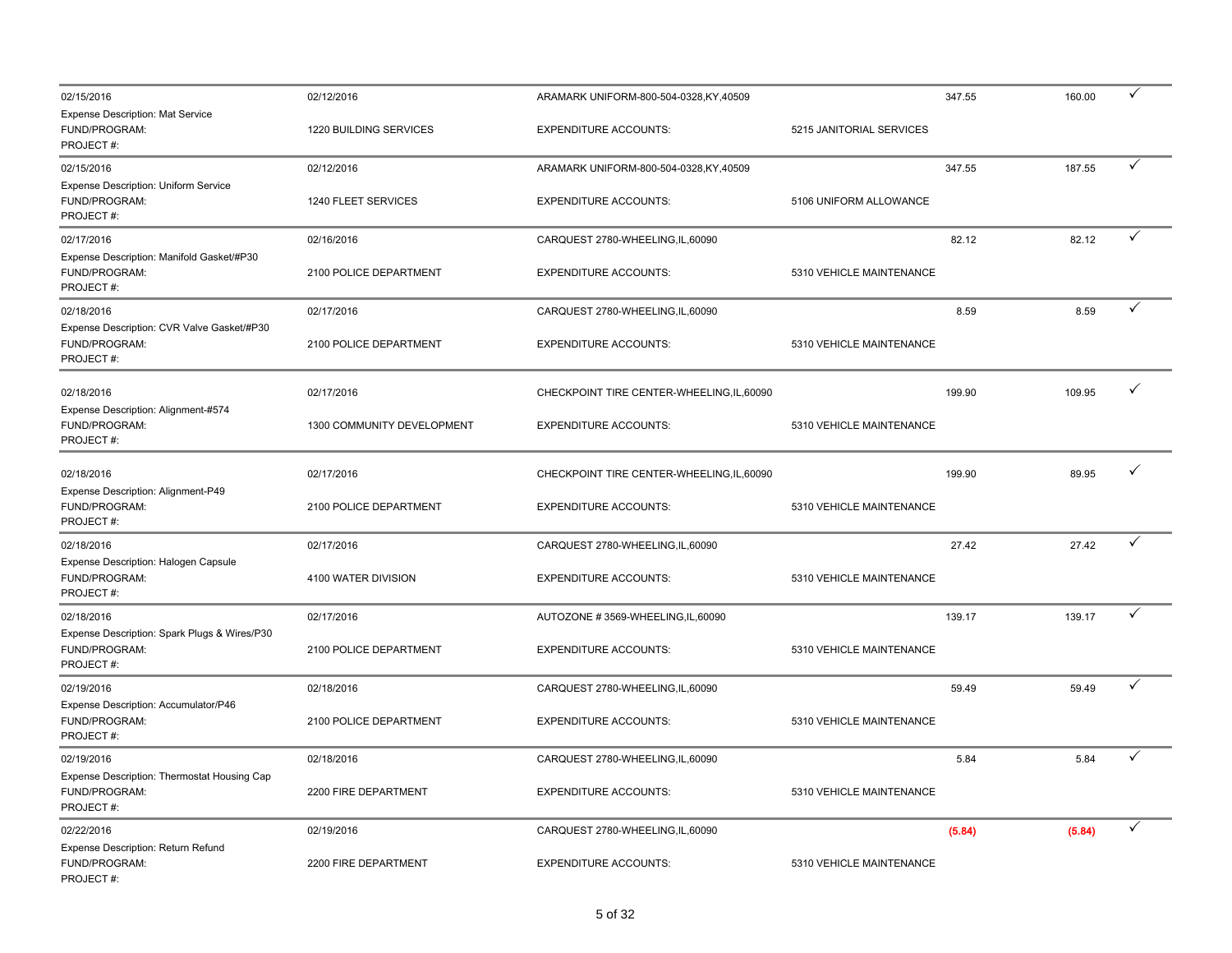| Posting Date | Transaction Date | Merchant | Account | Transaction Amount | Allocated Amount | |
|---|---|---|---|---|---|---|
| 02/15/2016 | 02/12/2016 | ARAMARK UNIFORM-800-504-0328,KY,40509 | | 347.55 | 160.00 | ✓ |
| Expense Description: Mat Service | | | | | | |
| FUND/PROGRAM: | 1220 BUILDING SERVICES | EXPENDITURE ACCOUNTS: | 5215 JANITORIAL SERVICES | | | |
| PROJECT #: | | | | | | |
| 02/15/2016 | 02/12/2016 | ARAMARK UNIFORM-800-504-0328,KY,40509 | | 347.55 | 187.55 | ✓ |
| Expense Description: Uniform Service | | | | | | |
| FUND/PROGRAM: | 1240 FLEET SERVICES | EXPENDITURE ACCOUNTS: | 5106 UNIFORM ALLOWANCE | | | |
| PROJECT #: | | | | | | |
| 02/17/2016 | 02/16/2016 | CARQUEST 2780-WHEELING,IL,60090 | | 82.12 | 82.12 | ✓ |
| Expense Description: Manifold Gasket/#P30 | | | | | | |
| FUND/PROGRAM: | 2100 POLICE DEPARTMENT | EXPENDITURE ACCOUNTS: | 5310 VEHICLE MAINTENANCE | | | |
| PROJECT #: | | | | | | |
| 02/18/2016 | 02/17/2016 | CARQUEST 2780-WHEELING,IL,60090 | | 8.59 | 8.59 | ✓ |
| Expense Description: CVR Valve Gasket/#P30 | | | | | | |
| FUND/PROGRAM: | 2100 POLICE DEPARTMENT | EXPENDITURE ACCOUNTS: | 5310 VEHICLE MAINTENANCE | | | |
| PROJECT #: | | | | | | |
| 02/18/2016 | 02/17/2016 | CHECKPOINT TIRE CENTER-WHEELING,IL,60090 | | 199.90 | 109.95 | ✓ |
| Expense Description: Alignment-#574 | | | | | | |
| FUND/PROGRAM: | 1300 COMMUNITY DEVELOPMENT | EXPENDITURE ACCOUNTS: | 5310 VEHICLE MAINTENANCE | | | |
| PROJECT #: | | | | | | |
| 02/18/2016 | 02/17/2016 | CHECKPOINT TIRE CENTER-WHEELING,IL,60090 | | 199.90 | 89.95 | ✓ |
| Expense Description: Alignment-P49 | | | | | | |
| FUND/PROGRAM: | 2100 POLICE DEPARTMENT | EXPENDITURE ACCOUNTS: | 5310 VEHICLE MAINTENANCE | | | |
| PROJECT #: | | | | | | |
| 02/18/2016 | 02/17/2016 | CARQUEST 2780-WHEELING,IL,60090 | | 27.42 | 27.42 | ✓ |
| Expense Description: Halogen Capsule | | | | | | |
| FUND/PROGRAM: | 4100 WATER DIVISION | EXPENDITURE ACCOUNTS: | 5310 VEHICLE MAINTENANCE | | | |
| PROJECT #: | | | | | | |
| 02/18/2016 | 02/17/2016 | AUTOZONE # 3569-WHEELING,IL,60090 | | 139.17 | 139.17 | ✓ |
| Expense Description: Spark Plugs & Wires/P30 | | | | | | |
| FUND/PROGRAM: | 2100 POLICE DEPARTMENT | EXPENDITURE ACCOUNTS: | 5310 VEHICLE MAINTENANCE | | | |
| PROJECT #: | | | | | | |
| 02/19/2016 | 02/18/2016 | CARQUEST 2780-WHEELING,IL,60090 | | 59.49 | 59.49 | ✓ |
| Expense Description: Accumulator/P46 | | | | | | |
| FUND/PROGRAM: | 2100 POLICE DEPARTMENT | EXPENDITURE ACCOUNTS: | 5310 VEHICLE MAINTENANCE | | | |
| PROJECT #: | | | | | | |
| 02/19/2016 | 02/18/2016 | CARQUEST 2780-WHEELING,IL,60090 | | 5.84 | 5.84 | ✓ |
| Expense Description: Thermostat Housing Cap | | | | | | |
| FUND/PROGRAM: | 2200 FIRE DEPARTMENT | EXPENDITURE ACCOUNTS: | 5310 VEHICLE MAINTENANCE | | | |
| PROJECT #: | | | | | | |
| 02/22/2016 | 02/19/2016 | CARQUEST 2780-WHEELING,IL,60090 | | (5.84) | (5.84) | ✓ |
| Expense Description: Return Refund | | | | | | |
| FUND/PROGRAM: | 2200 FIRE DEPARTMENT | EXPENDITURE ACCOUNTS: | 5310 VEHICLE MAINTENANCE | | | |
| PROJECT #: | | | | | | |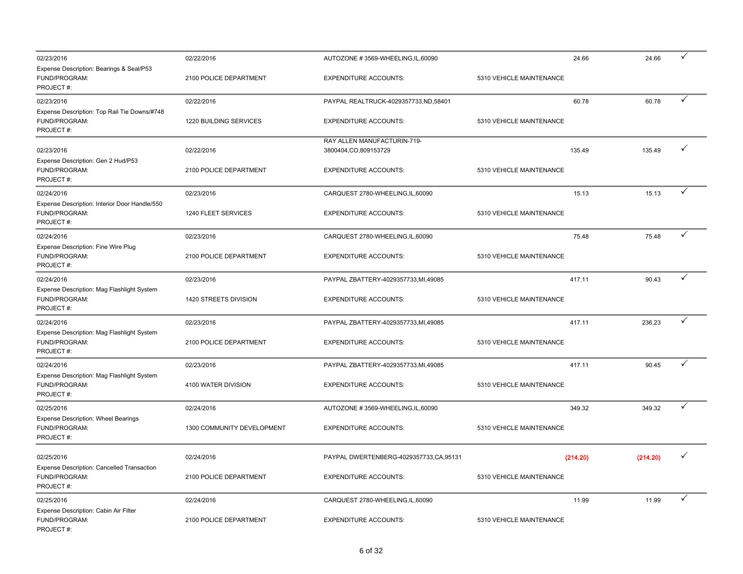| | | | | | | |
|---|---|---|---|---|---|---|
| 02/23/2016 | 02/22/2016 | AUTOZONE # 3569-WHEELING,IL,60090 | | 24.66 | 24.66 | ✓ |
| Expense Description: Bearings & Seal/P53 | | | | | | |
| FUND/PROGRAM: | 2100 POLICE DEPARTMENT | EXPENDITURE ACCOUNTS: | 5310 VEHICLE MAINTENANCE | | | |
| PROJECT #: | | | | | | |
| 02/23/2016 | 02/22/2016 | PAYPAL REALTRUCK-4029357733,ND,58401 | | 60.78 | 60.78 | ✓ |
| Expense Description: Top Rail Tie Downs/#748 | | | | | | |
| FUND/PROGRAM: | 1220 BUILDING SERVICES | EXPENDITURE ACCOUNTS: | 5310 VEHICLE MAINTENANCE | | | |
| PROJECT #: | | | | | | |
| 02/23/2016 | 02/22/2016 | RAY ALLEN MANUFACTURIN-719-3800404,CO,809153729 | | 135.49 | 135.49 | ✓ |
| Expense Description: Gen 2 Hud/P53 | | | | | | |
| FUND/PROGRAM: | 2100 POLICE DEPARTMENT | EXPENDITURE ACCOUNTS: | 5310 VEHICLE MAINTENANCE | | | |
| PROJECT #: | | | | | | |
| 02/24/2016 | 02/23/2016 | CARQUEST 2780-WHEELING,IL,60090 | | 15.13 | 15.13 | ✓ |
| Expense Description: Interior Door Handle/550 | | | | | | |
| FUND/PROGRAM: | 1240 FLEET SERVICES | EXPENDITURE ACCOUNTS: | 5310 VEHICLE MAINTENANCE | | | |
| PROJECT #: | | | | | | |
| 02/24/2016 | 02/23/2016 | CARQUEST 2780-WHEELING,IL,60090 | | 75.48 | 75.48 | ✓ |
| Expense Description: Fine Wire Plug | | | | | | |
| FUND/PROGRAM: | 2100 POLICE DEPARTMENT | EXPENDITURE ACCOUNTS: | 5310 VEHICLE MAINTENANCE | | | |
| PROJECT #: | | | | | | |
| 02/24/2016 | 02/23/2016 | PAYPAL ZBATTERY-4029357733,MI,49085 | | 417.11 | 90.43 | ✓ |
| Expense Description: Mag Flashlight System | | | | | | |
| FUND/PROGRAM: | 1420 STREETS DIVISION | EXPENDITURE ACCOUNTS: | 5310 VEHICLE MAINTENANCE | | | |
| PROJECT #: | | | | | | |
| 02/24/2016 | 02/23/2016 | PAYPAL ZBATTERY-4029357733,MI,49085 | | 417.11 | 236.23 | ✓ |
| Expense Description: Mag Flashlight System | | | | | | |
| FUND/PROGRAM: | 2100 POLICE DEPARTMENT | EXPENDITURE ACCOUNTS: | 5310 VEHICLE MAINTENANCE | | | |
| PROJECT #: | | | | | | |
| 02/24/2016 | 02/23/2016 | PAYPAL ZBATTERY-4029357733,MI,49085 | | 417.11 | 90.45 | ✓ |
| Expense Description: Mag Flashlight System | | | | | | |
| FUND/PROGRAM: | 4100 WATER DIVISION | EXPENDITURE ACCOUNTS: | 5310 VEHICLE MAINTENANCE | | | |
| PROJECT #: | | | | | | |
| 02/25/2016 | 02/24/2016 | AUTOZONE # 3569-WHEELING,IL,60090 | | 349.32 | 349.32 | ✓ |
| Expense Description: Wheel Bearings | | | | | | |
| FUND/PROGRAM: | 1300 COMMUNITY DEVELOPMENT | EXPENDITURE ACCOUNTS: | 5310 VEHICLE MAINTENANCE | | | |
| PROJECT #: | | | | | | |
| 02/25/2016 | 02/24/2016 | PAYPAL DWERTENBERG-4029357733,CA,95131 | | (214.20) | (214.20) | ✓ |
| Expense Description: Cancelled Transaction | | | | | | |
| FUND/PROGRAM: | 2100 POLICE DEPARTMENT | EXPENDITURE ACCOUNTS: | 5310 VEHICLE MAINTENANCE | | | |
| PROJECT #: | | | | | | |
| 02/25/2016 | 02/24/2016 | CARQUEST 2780-WHEELING,IL,60090 | | 11.99 | 11.99 | ✓ |
| Expense Description: Cabin Air Filter | | | | | | |
| FUND/PROGRAM: | 2100 POLICE DEPARTMENT | EXPENDITURE ACCOUNTS: | 5310 VEHICLE MAINTENANCE | | | |
| PROJECT #: | | | | | | |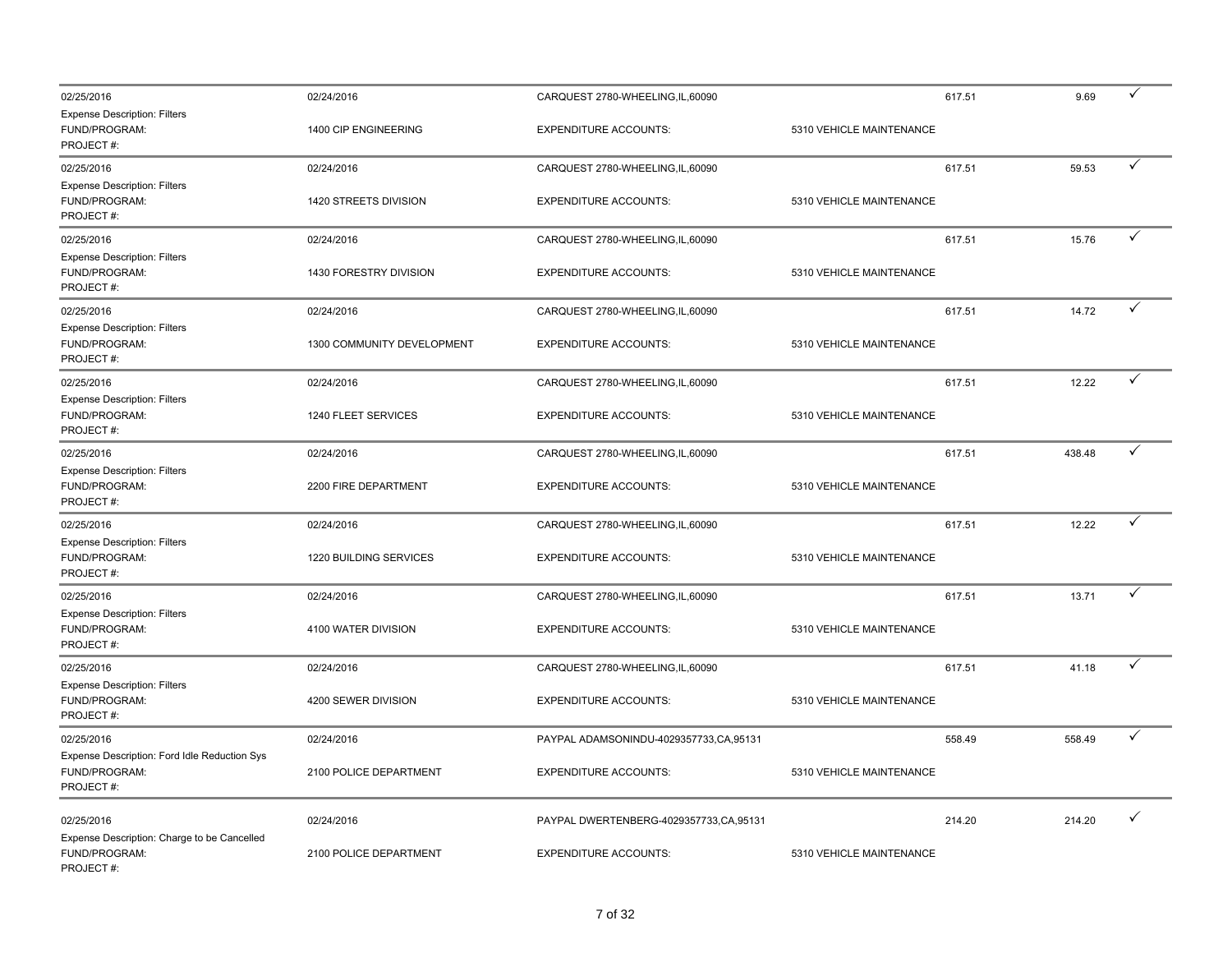| | | | | | | |
|---|---|---|---|---|---|---|
| 02/25/2016 | 02/24/2016 | CARQUEST 2780-WHEELING,IL,60090 | | 617.51 | 9.69 | ✓ |
| Expense Description: Filters<br>FUND/PROGRAM:<br>PROJECT #: | 1400 CIP ENGINEERING | EXPENDITURE ACCOUNTS: | 5310 VEHICLE MAINTENANCE | | | |
| 02/25/2016 | 02/24/2016 | CARQUEST 2780-WHEELING,IL,60090 | | 617.51 | 59.53 | ✓ |
| Expense Description: Filters<br>FUND/PROGRAM:<br>PROJECT #: | 1420 STREETS DIVISION | EXPENDITURE ACCOUNTS: | 5310 VEHICLE MAINTENANCE | | | |
| 02/25/2016 | 02/24/2016 | CARQUEST 2780-WHEELING,IL,60090 | | 617.51 | 15.76 | ✓ |
| Expense Description: Filters<br>FUND/PROGRAM:<br>PROJECT #: | 1430 FORESTRY DIVISION | EXPENDITURE ACCOUNTS: | 5310 VEHICLE MAINTENANCE | | | |
| 02/25/2016 | 02/24/2016 | CARQUEST 2780-WHEELING,IL,60090 | | 617.51 | 14.72 | ✓ |
| Expense Description: Filters<br>FUND/PROGRAM:<br>PROJECT #: | 1300 COMMUNITY DEVELOPMENT | EXPENDITURE ACCOUNTS: | 5310 VEHICLE MAINTENANCE | | | |
| 02/25/2016 | 02/24/2016 | CARQUEST 2780-WHEELING,IL,60090 | | 617.51 | 12.22 | ✓ |
| Expense Description: Filters<br>FUND/PROGRAM:<br>PROJECT #: | 1240 FLEET SERVICES | EXPENDITURE ACCOUNTS: | 5310 VEHICLE MAINTENANCE | | | |
| 02/25/2016 | 02/24/2016 | CARQUEST 2780-WHEELING,IL,60090 | | 617.51 | 438.48 | ✓ |
| Expense Description: Filters<br>FUND/PROGRAM:<br>PROJECT #: | 2200 FIRE DEPARTMENT | EXPENDITURE ACCOUNTS: | 5310 VEHICLE MAINTENANCE | | | |
| 02/25/2016 | 02/24/2016 | CARQUEST 2780-WHEELING,IL,60090 | | 617.51 | 12.22 | ✓ |
| Expense Description: Filters<br>FUND/PROGRAM:<br>PROJECT #: | 1220 BUILDING SERVICES | EXPENDITURE ACCOUNTS: | 5310 VEHICLE MAINTENANCE | | | |
| 02/25/2016 | 02/24/2016 | CARQUEST 2780-WHEELING,IL,60090 | | 617.51 | 13.71 | ✓ |
| Expense Description: Filters<br>FUND/PROGRAM:<br>PROJECT #: | 4100 WATER DIVISION | EXPENDITURE ACCOUNTS: | 5310 VEHICLE MAINTENANCE | | | |
| 02/25/2016 | 02/24/2016 | CARQUEST 2780-WHEELING,IL,60090 | | 617.51 | 41.18 | ✓ |
| Expense Description: Filters<br>FUND/PROGRAM:<br>PROJECT #: | 4200 SEWER DIVISION | EXPENDITURE ACCOUNTS: | 5310 VEHICLE MAINTENANCE | | | |
| 02/25/2016 | 02/24/2016 | PAYPAL ADAMSONINDU-4029357733,CA,95131 | | 558.49 | 558.49 | ✓ |
| Expense Description: Ford Idle Reduction Sys<br>FUND/PROGRAM:<br>PROJECT #: | 2100 POLICE DEPARTMENT | EXPENDITURE ACCOUNTS: | 5310 VEHICLE MAINTENANCE | | | |
| 02/25/2016 | 02/24/2016 | PAYPAL DWERTENBERG-4029357733,CA,95131 | | 214.20 | 214.20 | ✓ |
| Expense Description: Charge to be Cancelled<br>FUND/PROGRAM:<br>PROJECT #: | 2100 POLICE DEPARTMENT | EXPENDITURE ACCOUNTS: | 5310 VEHICLE MAINTENANCE | | | |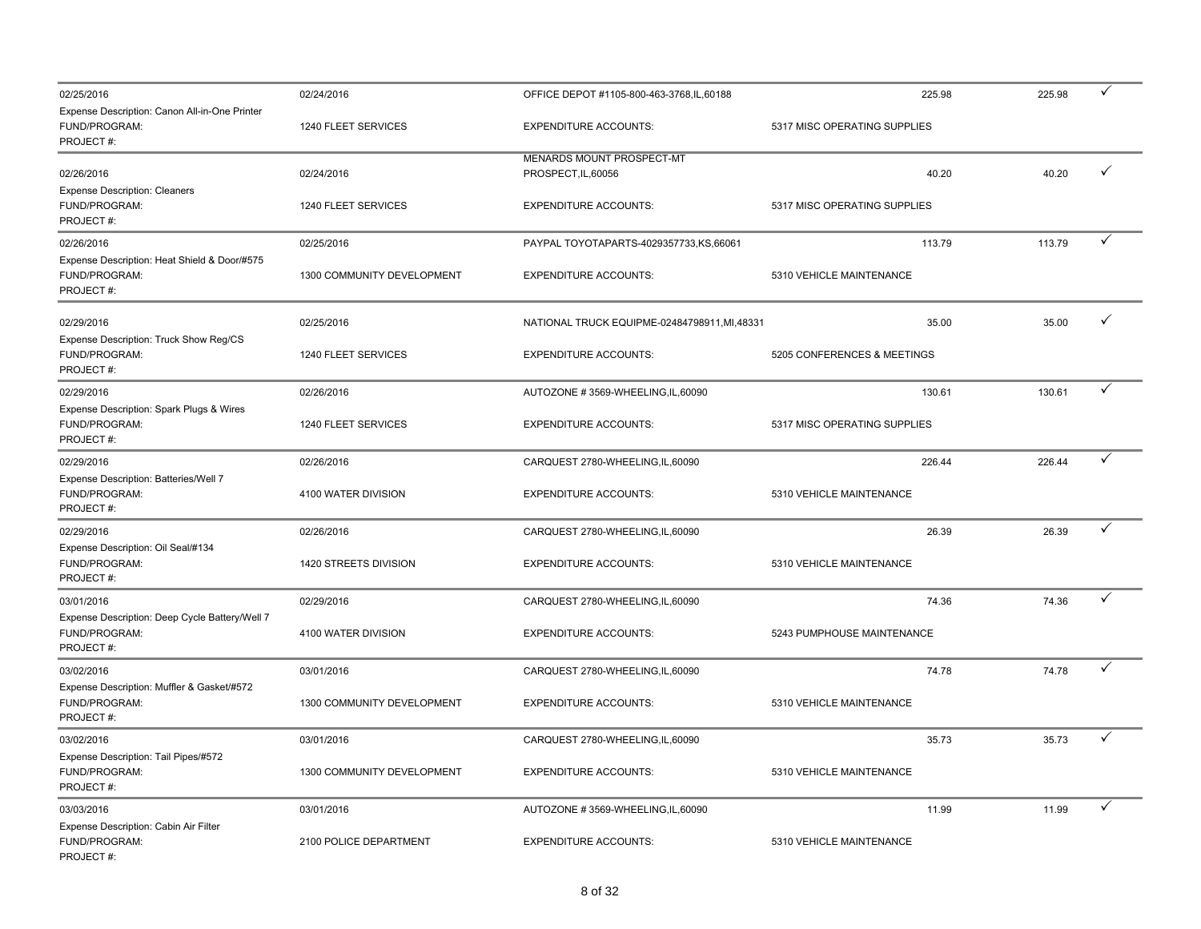| Date | Transaction Date | Vendor | Amount | Amount | |
|---|---|---|---|---|---|
| 02/25/2016 | 02/24/2016 | OFFICE DEPOT #1105-800-463-3768,IL,60188 | 225.98 | 225.98 | ✓ |
| Expense Description: Canon All-in-One Printer | | | | | |
| FUND/PROGRAM: | 1240 FLEET SERVICES | EXPENDITURE ACCOUNTS: | 5317 MISC OPERATING SUPPLIES | | |
| PROJECT #: | | | | | |
| 02/26/2016 | 02/24/2016 | MENARDS MOUNT PROSPECT-MT PROSPECT,IL,60056 | 40.20 | 40.20 | ✓ |
| Expense Description: Cleaners | | | | | |
| FUND/PROGRAM: | 1240 FLEET SERVICES | EXPENDITURE ACCOUNTS: | 5317 MISC OPERATING SUPPLIES | | |
| PROJECT #: | | | | | |
| 02/26/2016 | 02/25/2016 | PAYPAL TOYOTAPARTS-4029357733,KS,66061 | 113.79 | 113.79 | ✓ |
| Expense Description: Heat Shield & Door/#575 | | | | | |
| FUND/PROGRAM: | 1300 COMMUNITY DEVELOPMENT | EXPENDITURE ACCOUNTS: | 5310 VEHICLE MAINTENANCE | | |
| PROJECT #: | | | | | |
| 02/29/2016 | 02/25/2016 | NATIONAL TRUCK EQUIPME-02484798911,MI,48331 | 35.00 | 35.00 | ✓ |
| Expense Description: Truck Show Reg/CS | | | | | |
| FUND/PROGRAM: | 1240 FLEET SERVICES | EXPENDITURE ACCOUNTS: | 5205 CONFERENCES & MEETINGS | | |
| PROJECT #: | | | | | |
| 02/29/2016 | 02/26/2016 | AUTOZONE # 3569-WHEELING,IL,60090 | 130.61 | 130.61 | ✓ |
| Expense Description: Spark Plugs & Wires | | | | | |
| FUND/PROGRAM: | 1240 FLEET SERVICES | EXPENDITURE ACCOUNTS: | 5317 MISC OPERATING SUPPLIES | | |
| PROJECT #: | | | | | |
| 02/29/2016 | 02/26/2016 | CARQUEST 2780-WHEELING,IL,60090 | 226.44 | 226.44 | ✓ |
| Expense Description: Batteries/Well 7 | | | | | |
| FUND/PROGRAM: | 4100 WATER DIVISION | EXPENDITURE ACCOUNTS: | 5310 VEHICLE MAINTENANCE | | |
| PROJECT #: | | | | | |
| 02/29/2016 | 02/26/2016 | CARQUEST 2780-WHEELING,IL,60090 | 26.39 | 26.39 | ✓ |
| Expense Description: Oil Seal/#134 | | | | | |
| FUND/PROGRAM: | 1420 STREETS DIVISION | EXPENDITURE ACCOUNTS: | 5310 VEHICLE MAINTENANCE | | |
| PROJECT #: | | | | | |
| 03/01/2016 | 02/29/2016 | CARQUEST 2780-WHEELING,IL,60090 | 74.36 | 74.36 | ✓ |
| Expense Description: Deep Cycle Battery/Well 7 | | | | | |
| FUND/PROGRAM: | 4100 WATER DIVISION | EXPENDITURE ACCOUNTS: | 5243 PUMPHOUSE MAINTENANCE | | |
| PROJECT #: | | | | | |
| 03/02/2016 | 03/01/2016 | CARQUEST 2780-WHEELING,IL,60090 | 74.78 | 74.78 | ✓ |
| Expense Description: Muffler & Gasket/#572 | | | | | |
| FUND/PROGRAM: | 1300 COMMUNITY DEVELOPMENT | EXPENDITURE ACCOUNTS: | 5310 VEHICLE MAINTENANCE | | |
| PROJECT #: | | | | | |
| 03/02/2016 | 03/01/2016 | CARQUEST 2780-WHEELING,IL,60090 | 35.73 | 35.73 | ✓ |
| Expense Description: Tail Pipes/#572 | | | | | |
| FUND/PROGRAM: | 1300 COMMUNITY DEVELOPMENT | EXPENDITURE ACCOUNTS: | 5310 VEHICLE MAINTENANCE | | |
| PROJECT #: | | | | | |
| 03/03/2016 | 03/01/2016 | AUTOZONE # 3569-WHEELING,IL,60090 | 11.99 | 11.99 | ✓ |
| Expense Description: Cabin Air Filter | | | | | |
| FUND/PROGRAM: | 2100 POLICE DEPARTMENT | EXPENDITURE ACCOUNTS: | 5310 VEHICLE MAINTENANCE | | |
| PROJECT #: | | | | | |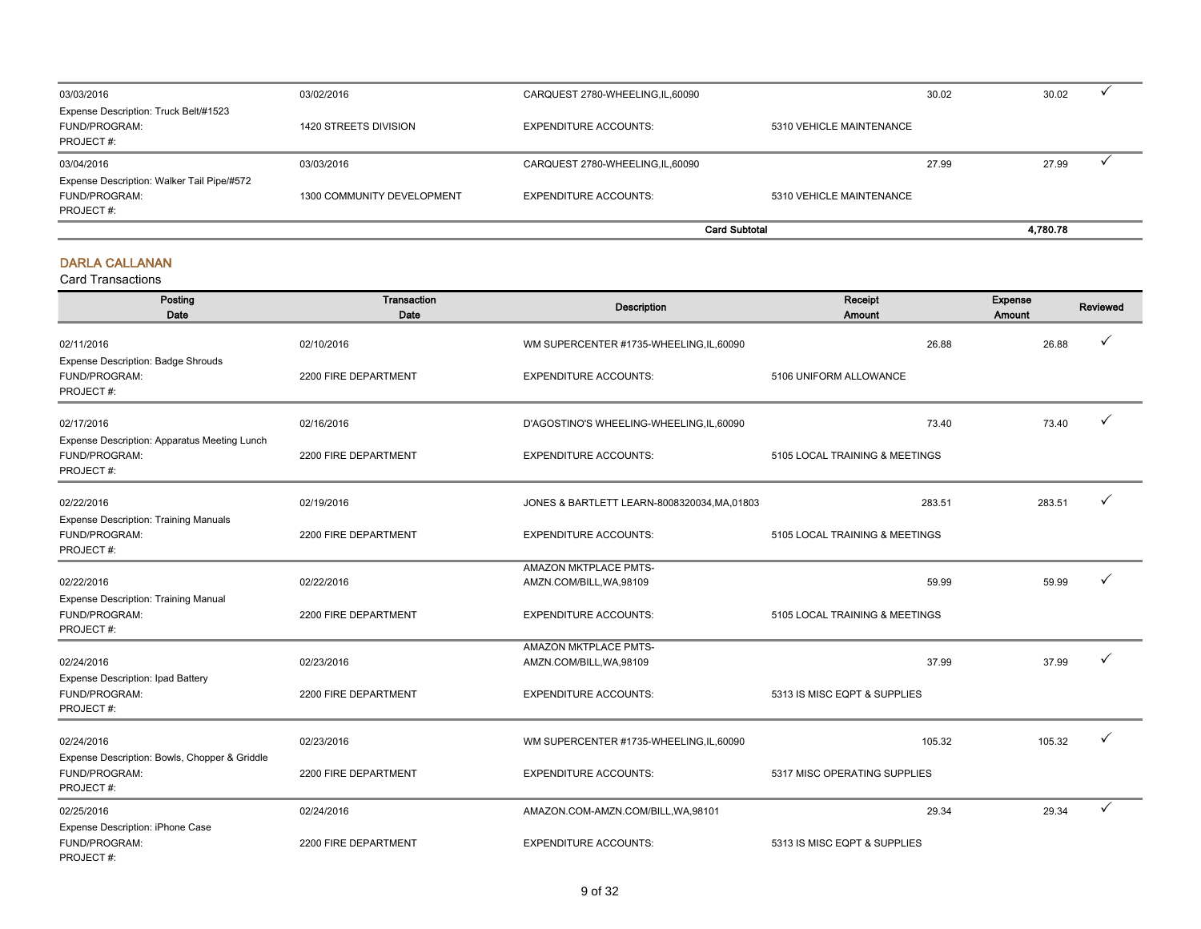| Posting Date | Transaction Date | Description | Receipt Amount | Expense Amount | Reviewed |
|---|---|---|---|---|---|
| 03/03/2016 | 03/02/2016 | CARQUEST 2780-WHEELING,IL,60090 | 30.02 | 30.02 | ✓ |
| Expense Description: Truck Belt/#1523 | | | | | |
| FUND/PROGRAM: | 1420 STREETS DIVISION | EXPENDITURE ACCOUNTS: | 5310 VEHICLE MAINTENANCE | | |
| PROJECT #: | | | | | |
| 03/04/2016 | 03/03/2016 | CARQUEST 2780-WHEELING,IL,60090 | 27.99 | 27.99 | ✓ |
| Expense Description: Walker Tail Pipe/#572 | | | | | |
| FUND/PROGRAM: | 1300 COMMUNITY DEVELOPMENT | EXPENDITURE ACCOUNTS: | 5310 VEHICLE MAINTENANCE | | |
| PROJECT #: | | | | | |
| | | **Card Subtotal** | | **4,780.78** | |

## DARLA CALLANAN

Card Transactions

| Posting Date | Transaction Date | Description | Receipt Amount | Expense Amount | Reviewed |
|---|---|---|---|---|---|
| 02/11/2016 | 02/10/2016 | WM SUPERCENTER #1735-WHEELING,IL,60090 | 26.88 | 26.88 | ✓ |
| Expense Description: Badge Shrouds | | | | | |
| FUND/PROGRAM: | 2200 FIRE DEPARTMENT | EXPENDITURE ACCOUNTS: | 5106 UNIFORM ALLOWANCE | | |
| PROJECT #: | | | | | |
| 02/17/2016 | 02/16/2016 | D'AGOSTINO'S WHEELING-WHEELING,IL,60090 | 73.40 | 73.40 | ✓ |
| Expense Description: Apparatus Meeting Lunch | | | | | |
| FUND/PROGRAM: | 2200 FIRE DEPARTMENT | EXPENDITURE ACCOUNTS: | 5105 LOCAL TRAINING & MEETINGS | | |
| PROJECT #: | | | | | |
| 02/22/2016 | 02/19/2016 | JONES & BARTLETT LEARN-8008320034,MA,01803 | 283.51 | 283.51 | ✓ |
| Expense Description: Training Manuals | | | | | |
| FUND/PROGRAM: | 2200 FIRE DEPARTMENT | EXPENDITURE ACCOUNTS: | 5105 LOCAL TRAINING & MEETINGS | | |
| PROJECT #: | | | | | |
| 02/22/2016 | 02/22/2016 | AMAZON MKTPLACE PMTS-AMZN.COM/BILL,WA,98109 | 59.99 | 59.99 | ✓ |
| Expense Description: Training Manual | | | | | |
| FUND/PROGRAM: | 2200 FIRE DEPARTMENT | EXPENDITURE ACCOUNTS: | 5105 LOCAL TRAINING & MEETINGS | | |
| PROJECT #: | | | | | |
| 02/24/2016 | 02/23/2016 | AMAZON MKTPLACE PMTS-AMZN.COM/BILL,WA,98109 | 37.99 | 37.99 | ✓ |
| Expense Description: Ipad Battery | | | | | |
| FUND/PROGRAM: | 2200 FIRE DEPARTMENT | EXPENDITURE ACCOUNTS: | 5313 IS MISC EQPT & SUPPLIES | | |
| PROJECT #: | | | | | |
| 02/24/2016 | 02/23/2016 | WM SUPERCENTER #1735-WHEELING,IL,60090 | 105.32 | 105.32 | ✓ |
| Expense Description: Bowls, Chopper & Griddle | | | | | |
| FUND/PROGRAM: | 2200 FIRE DEPARTMENT | EXPENDITURE ACCOUNTS: | 5317 MISC OPERATING SUPPLIES | | |
| PROJECT #: | | | | | |
| 02/25/2016 | 02/24/2016 | AMAZON.COM-AMZN.COM/BILL,WA,98101 | 29.34 | 29.34 | ✓ |
| Expense Description: iPhone Case | | | | | |
| FUND/PROGRAM: | 2200 FIRE DEPARTMENT | EXPENDITURE ACCOUNTS: | 5313 IS MISC EQPT & SUPPLIES | | |
| PROJECT #: | | | | | |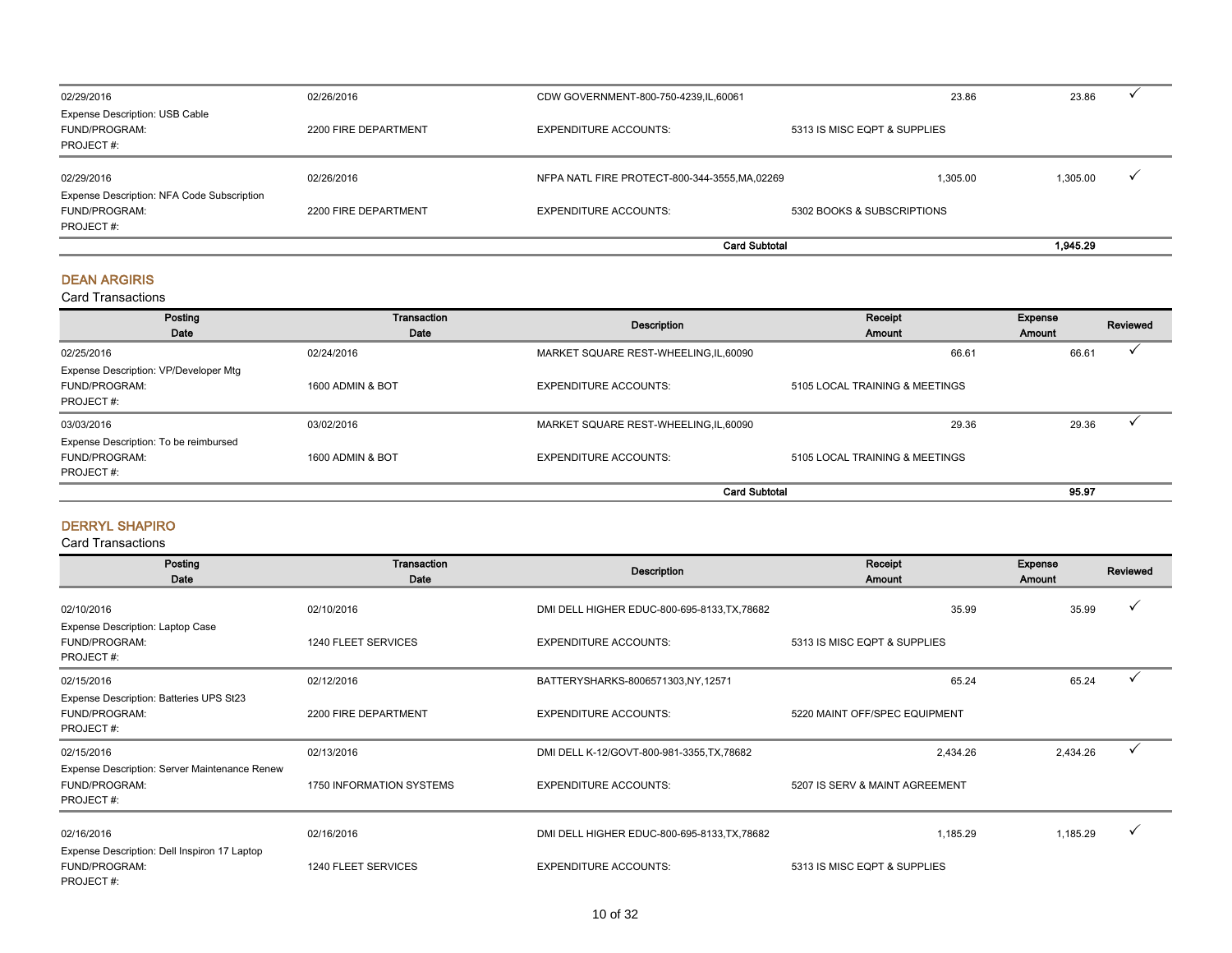| Posting Date | Transaction Date | Description | Receipt Amount | Expense Amount | Reviewed |
|---|---|---|---|---|---|
| 02/29/2016 | 02/26/2016 | CDW GOVERNMENT-800-750-4239,IL,60061 | 23.86 | 23.86 | ✓ |
| Expense Description: USB Cable | | | | | |
| FUND/PROGRAM: | 2200 FIRE DEPARTMENT | EXPENDITURE ACCOUNTS: | 5313 IS MISC EQPT & SUPPLIES | | |
| PROJECT #: | | | | | |
| 02/29/2016 | 02/26/2016 | NFPA NATL FIRE PROTECT-800-344-3555,MA,02269 | 1,305.00 | 1,305.00 | ✓ |
| Expense Description: NFA Code Subscription | | | | | |
| FUND/PROGRAM: | 2200 FIRE DEPARTMENT | EXPENDITURE ACCOUNTS: | 5302 BOOKS & SUBSCRIPTIONS | | |
| PROJECT #: | | | | | |
| | | **Card Subtotal** | | **1,945.29** | |

## DEAN ARGIRIS

Card Transactions

| Posting Date | Transaction Date | Description | Receipt Amount | Expense Amount | Reviewed |
|---|---|---|---|---|---|
| 02/25/2016 | 02/24/2016 | MARKET SQUARE REST-WHEELING,IL,60090 | 66.61 | 66.61 | ✓ |
| Expense Description: VP/Developer Mtg | | | | | |
| FUND/PROGRAM: | 1600 ADMIN & BOT | EXPENDITURE ACCOUNTS: | 5105 LOCAL TRAINING & MEETINGS | | |
| PROJECT #: | | | | | |
| 03/03/2016 | 03/02/2016 | MARKET SQUARE REST-WHEELING,IL,60090 | 29.36 | 29.36 | ✓ |
| Expense Description: To be reimbursed | | | | | |
| FUND/PROGRAM: | 1600 ADMIN & BOT | EXPENDITURE ACCOUNTS: | 5105 LOCAL TRAINING & MEETINGS | | |
| PROJECT #: | | | | | |
| | | **Card Subtotal** | | **95.97** | |

## DERRYL SHAPIRO

Card Transactions

| Posting Date | Transaction Date | Description | Receipt Amount | Expense Amount | Reviewed |
|---|---|---|---|---|---|
| 02/10/2016 | 02/10/2016 | DMI DELL HIGHER EDUC-800-695-8133,TX,78682 | 35.99 | 35.99 | ✓ |
| Expense Description: Laptop Case | | | | | |
| FUND/PROGRAM: | 1240 FLEET SERVICES | EXPENDITURE ACCOUNTS: | 5313 IS MISC EQPT & SUPPLIES | | |
| PROJECT #: | | | | | |
| 02/15/2016 | 02/12/2016 | BATTERYSHARKS-8006571303,NY,12571 | 65.24 | 65.24 | ✓ |
| Expense Description: Batteries UPS St23 | | | | | |
| FUND/PROGRAM: | 2200 FIRE DEPARTMENT | EXPENDITURE ACCOUNTS: | 5220 MAINT OFF/SPEC EQUIPMENT | | |
| PROJECT #: | | | | | |
| 02/15/2016 | 02/13/2016 | DMI DELL K-12/GOVT-800-981-3355,TX,78682 | 2,434.26 | 2,434.26 | ✓ |
| Expense Description: Server Maintenance Renew | | | | | |
| FUND/PROGRAM: | 1750 INFORMATION SYSTEMS | EXPENDITURE ACCOUNTS: | 5207 IS SERV & MAINT AGREEMENT | | |
| PROJECT #: | | | | | |
| 02/16/2016 | 02/16/2016 | DMI DELL HIGHER EDUC-800-695-8133,TX,78682 | 1,185.29 | 1,185.29 | ✓ |
| Expense Description: Dell Inspiron 17 Laptop | | | | | |
| FUND/PROGRAM: | 1240 FLEET SERVICES | EXPENDITURE ACCOUNTS: | 5313 IS MISC EQPT & SUPPLIES | | |
| PROJECT #: | | | | | |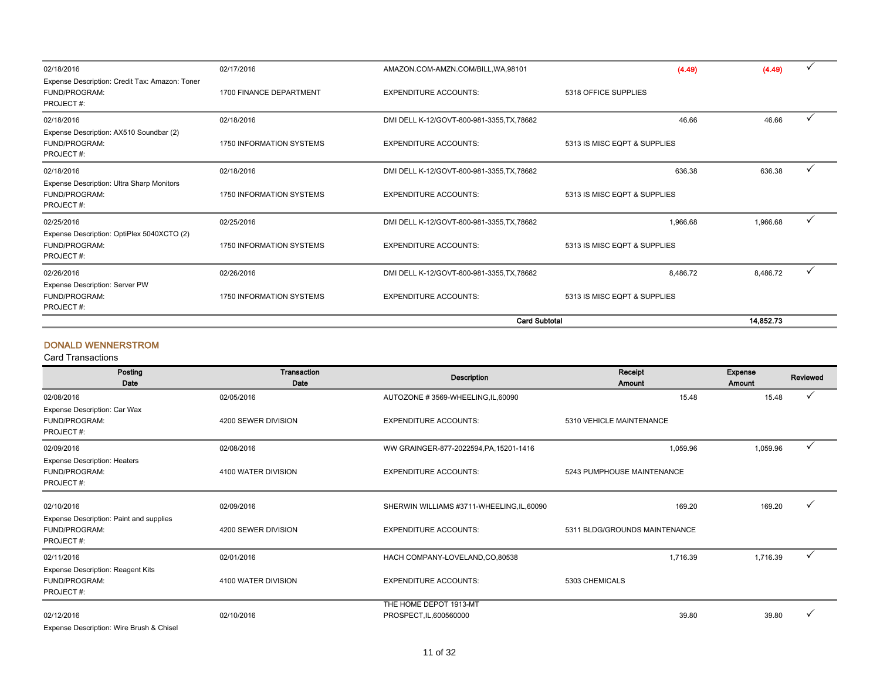| Posting Date | Transaction Date | Description | Receipt Amount | Expense Amount | Reviewed |
|---|---|---|---|---|---|
| 02/18/2016 | 02/17/2016 | AMAZON.COM-AMZN.COM/BILL,WA,98101 | (4.49) | (4.49) | ✓ |
| Expense Description: Credit Tax: Amazon: Toner | | | | | |
| FUND/PROGRAM: | 1700 FINANCE DEPARTMENT | EXPENDITURE ACCOUNTS: | 5318 OFFICE SUPPLIES | | |
| PROJECT #: | | | | | |
| 02/18/2016 | 02/18/2016 | DMI DELL K-12/GOVT-800-981-3355,TX,78682 | 46.66 | 46.66 | ✓ |
| Expense Description: AX510 Soundbar (2) | | | | | |
| FUND/PROGRAM: | 1750 INFORMATION SYSTEMS | EXPENDITURE ACCOUNTS: | 5313 IS MISC EQPT & SUPPLIES | | |
| PROJECT #: | | | | | |
| 02/18/2016 | 02/18/2016 | DMI DELL K-12/GOVT-800-981-3355,TX,78682 | 636.38 | 636.38 | ✓ |
| Expense Description: Ultra Sharp Monitors | | | | | |
| FUND/PROGRAM: | 1750 INFORMATION SYSTEMS | EXPENDITURE ACCOUNTS: | 5313 IS MISC EQPT & SUPPLIES | | |
| PROJECT #: | | | | | |
| 02/25/2016 | 02/25/2016 | DMI DELL K-12/GOVT-800-981-3355,TX,78682 | 1,966.68 | 1,966.68 | ✓ |
| Expense Description: OptiPlex 5040XCTO (2) | | | | | |
| FUND/PROGRAM: | 1750 INFORMATION SYSTEMS | EXPENDITURE ACCOUNTS: | 5313 IS MISC EQPT & SUPPLIES | | |
| PROJECT #: | | | | | |
| 02/26/2016 | 02/26/2016 | DMI DELL K-12/GOVT-800-981-3355,TX,78682 | 8,486.72 | 8,486.72 | ✓ |
| Expense Description: Server PW | | | | | |
| FUND/PROGRAM: | 1750 INFORMATION SYSTEMS | EXPENDITURE ACCOUNTS: | 5313 IS MISC EQPT & SUPPLIES | | |
| PROJECT #: | | | | | |
| | | **Card Subtotal** | | **14,852.73** | |

## DONALD WENNERSTROM

Card Transactions

| Posting Date | Transaction Date | Description | Receipt Amount | Expense Amount | Reviewed |
|---|---|---|---|---|---|
| 02/08/2016 | 02/05/2016 | AUTOZONE # 3569-WHEELING,IL,60090 | 15.48 | 15.48 | ✓ |
| Expense Description: Car Wax | | | | | |
| FUND/PROGRAM: | 4200 SEWER DIVISION | EXPENDITURE ACCOUNTS: | 5310 VEHICLE MAINTENANCE | | |
| PROJECT #: | | | | | |
| 02/09/2016 | 02/08/2016 | WW GRAINGER-877-2022594,PA,15201-1416 | 1,059.96 | 1,059.96 | ✓ |
| Expense Description: Heaters | | | | | |
| FUND/PROGRAM: | 4100 WATER DIVISION | EXPENDITURE ACCOUNTS: | 5243 PUMPHOUSE MAINTENANCE | | |
| PROJECT #: | | | | | |
| 02/10/2016 | 02/09/2016 | SHERWIN WILLIAMS #3711-WHEELING,IL,60090 | 169.20 | 169.20 | ✓ |
| Expense Description: Paint and supplies | | | | | |
| FUND/PROGRAM: | 4200 SEWER DIVISION | EXPENDITURE ACCOUNTS: | 5311 BLDG/GROUNDS MAINTENANCE | | |
| PROJECT #: | | | | | |
| 02/11/2016 | 02/01/2016 | HACH COMPANY-LOVELAND,CO,80538 | 1,716.39 | 1,716.39 | ✓ |
| Expense Description: Reagent Kits | | | | | |
| FUND/PROGRAM: | 4100 WATER DIVISION | EXPENDITURE ACCOUNTS: | 5303 CHEMICALS | | |
| PROJECT #: | | | | | |
| 02/12/2016 | 02/10/2016 | THE HOME DEPOT 1913-MT PROSPECT,IL,600560000 | 39.80 | 39.80 | ✓ |
| Expense Description: Wire Brush & Chisel | | | | | |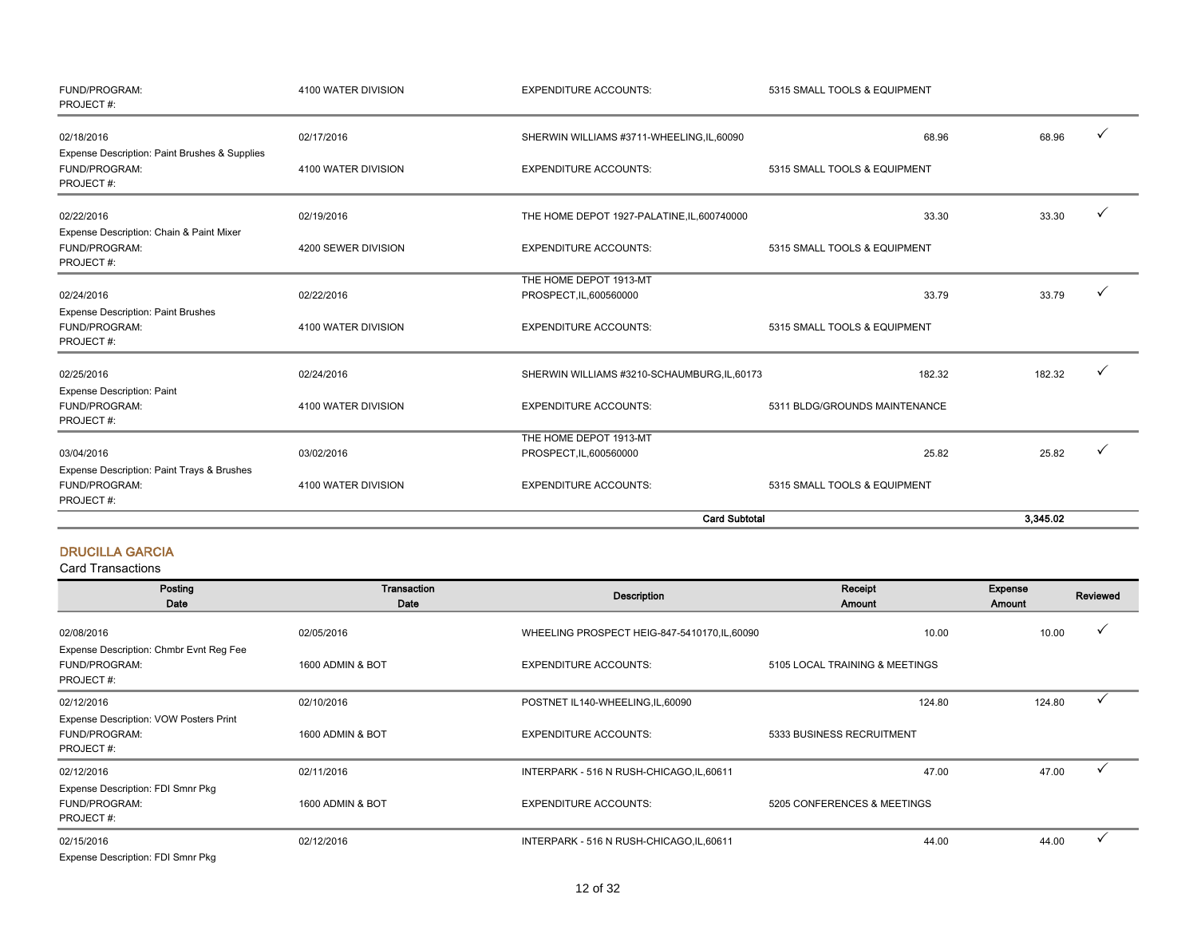| | | | | | |
|---|---|---|---|---|---|
| FUND/PROGRAM: | 4100 WATER DIVISION | EXPENDITURE ACCOUNTS: | 5315 SMALL TOOLS & EQUIPMENT | | |
| PROJECT #: | | | | | |
| 02/18/2016 | 02/17/2016 | SHERWIN WILLIAMS #3711-WHEELING,IL,60090 | 68.96 | 68.96 | ✓ |
| Expense Description: Paint Brushes & Supplies | | | | | |
| FUND/PROGRAM: | 4100 WATER DIVISION | EXPENDITURE ACCOUNTS: | 5315 SMALL TOOLS & EQUIPMENT | | |
| PROJECT #: | | | | | |
| 02/22/2016 | 02/19/2016 | THE HOME DEPOT 1927-PALATINE,IL,600740000 | 33.30 | 33.30 | ✓ |
| Expense Description: Chain & Paint Mixer | | | | | |
| FUND/PROGRAM: | 4200 SEWER DIVISION | EXPENDITURE ACCOUNTS: | 5315 SMALL TOOLS & EQUIPMENT | | |
| PROJECT #: | | | | | |
| 02/24/2016 | 02/22/2016 | THE HOME DEPOT 1913-MT PROSPECT,IL,600560000 | 33.79 | 33.79 | ✓ |
| Expense Description: Paint Brushes | | | | | |
| FUND/PROGRAM: | 4100 WATER DIVISION | EXPENDITURE ACCOUNTS: | 5315 SMALL TOOLS & EQUIPMENT | | |
| PROJECT #: | | | | | |
| 02/25/2016 | 02/24/2016 | SHERWIN WILLIAMS #3210-SCHAUMBURG,IL,60173 | 182.32 | 182.32 | ✓ |
| Expense Description: Paint | | | | | |
| FUND/PROGRAM: | 4100 WATER DIVISION | EXPENDITURE ACCOUNTS: | 5311 BLDG/GROUNDS MAINTENANCE | | |
| PROJECT #: | | | | | |
| 03/04/2016 | 03/02/2016 | THE HOME DEPOT 1913-MT PROSPECT,IL,600560000 | 25.82 | 25.82 | ✓ |
| Expense Description: Paint Trays & Brushes | | | | | |
| FUND/PROGRAM: | 4100 WATER DIVISION | EXPENDITURE ACCOUNTS: | 5315 SMALL TOOLS & EQUIPMENT | | |
| PROJECT #: | | | | | |
| | | **Card Subtotal** | | **3,345.02** | |

## DRUCILLA GARCIA

Card Transactions

| Posting Date | Transaction Date | Description | Receipt Amount | Expense Amount | Reviewed |
|---|---|---|---|---|---|
| 02/08/2016 | 02/05/2016 | WHEELING PROSPECT HEIG-847-5410170,IL,60090 | 10.00 | 10.00 | ✓ |
| Expense Description: Chmbr Evnt Reg Fee | | | | | |
| FUND/PROGRAM: | 1600 ADMIN & BOT | EXPENDITURE ACCOUNTS: | 5105 LOCAL TRAINING & MEETINGS | | |
| PROJECT #: | | | | | |
| 02/12/2016 | 02/10/2016 | POSTNET IL140-WHEELING,IL,60090 | 124.80 | 124.80 | ✓ |
| Expense Description: VOW Posters Print | | | | | |
| FUND/PROGRAM: | 1600 ADMIN & BOT | EXPENDITURE ACCOUNTS: | 5333 BUSINESS RECRUITMENT | | |
| PROJECT #: | | | | | |
| 02/12/2016 | 02/11/2016 | INTERPARK - 516 N RUSH-CHICAGO,IL,60611 | 47.00 | 47.00 | ✓ |
| Expense Description: FDI Smnr Pkg | | | | | |
| FUND/PROGRAM: | 1600 ADMIN & BOT | EXPENDITURE ACCOUNTS: | 5205 CONFERENCES & MEETINGS | | |
| PROJECT #: | | | | | |
| 02/15/2016 | 02/12/2016 | INTERPARK - 516 N RUSH-CHICAGO,IL,60611 | 44.00 | 44.00 | ✓ |
| Expense Description: FDI Smnr Pkg | | | | | |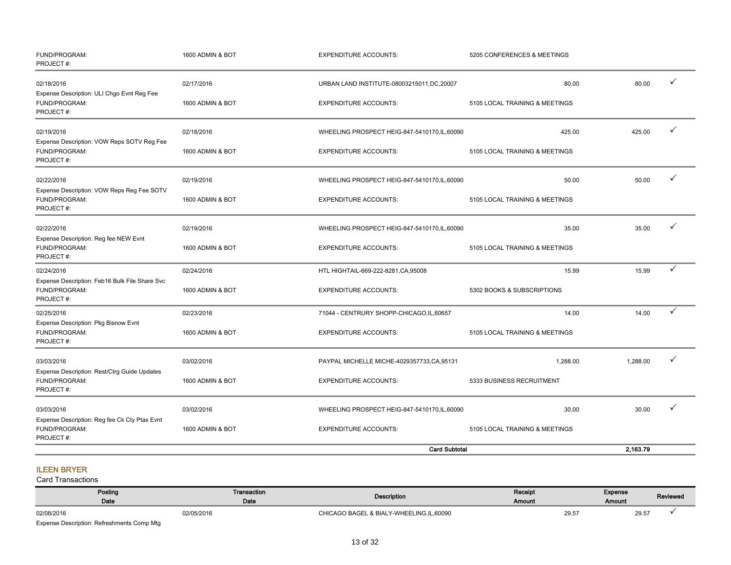| | | | | | |
|---|---|---|---|---|---|
| FUND/PROGRAM:<br>PROJECT #: | 1600 ADMIN & BOT | EXPENDITURE ACCOUNTS: | 5205 CONFERENCES & MEETINGS | | |
| 02/18/2016<br>Expense Description: ULI Chgo Evnt Reg Fee<br>FUND/PROGRAM:<br>PROJECT #: | 02/17/2016<br><br>1600 ADMIN & BOT | URBAN LAND INSTITUTE-08003215011,DC,20007<br><br>EXPENDITURE ACCOUNTS: | 80.00<br><br>5105 LOCAL TRAINING & MEETINGS | 80.00 | ✓ |
| 02/19/2016<br>Expense Description: VOW Reps SOTV Reg Fee<br>FUND/PROGRAM:<br>PROJECT #: | 02/18/2016<br><br>1600 ADMIN & BOT | WHEELING PROSPECT HEIG-847-5410170,IL,60090<br><br>EXPENDITURE ACCOUNTS: | 425.00<br><br>5105 LOCAL TRAINING & MEETINGS | 425.00 | ✓ |
| 02/22/2016<br>Expense Description: VOW Reps Reg Fee SOTV<br>FUND/PROGRAM:<br>PROJECT #: | 02/19/2016<br><br>1600 ADMIN & BOT | WHEELING PROSPECT HEIG-847-5410170,IL,60090<br><br>EXPENDITURE ACCOUNTS: | 50.00<br><br>5105 LOCAL TRAINING & MEETINGS | 50.00 | ✓ |
| 02/22/2016<br>Expense Description: Reg fee NEW Evnt<br>FUND/PROGRAM:<br>PROJECT #: | 02/19/2016<br><br>1600 ADMIN & BOT | WHEELING PROSPECT HEIG-847-5410170,IL,60090<br><br>EXPENDITURE ACCOUNTS: | 35.00<br><br>5105 LOCAL TRAINING & MEETINGS | 35.00 | ✓ |
| 02/24/2016<br>Expense Description: Feb16 Bulk File Share Svc<br>FUND/PROGRAM:<br>PROJECT #: | 02/24/2016<br><br>1600 ADMIN & BOT | HTL HIGHTAIL-669-222-8281,CA,95008<br><br>EXPENDITURE ACCOUNTS: | 15.99<br><br>5302 BOOKS & SUBSCRIPTIONS | 15.99 | ✓ |
| 02/25/2016<br>Expense Description: Pkg Bisnow Evnt<br>FUND/PROGRAM:<br>PROJECT #: | 02/23/2016<br><br>1600 ADMIN & BOT | 71044 - CENTRURY SHOPP-CHICAGO,IL,60657<br><br>EXPENDITURE ACCOUNTS: | 14.00<br><br>5105 LOCAL TRAINING & MEETINGS | 14.00 | ✓ |
| 03/03/2016<br>Expense Description: Rest/Ctrg Guide Updates<br>FUND/PROGRAM:<br>PROJECT #: | 03/02/2016<br><br>1600 ADMIN & BOT | PAYPAL MICHELLE MICHE-4029357733,CA,95131<br><br>EXPENDITURE ACCOUNTS: | 1,288.00<br><br>5333 BUSINESS RECRUITMENT | 1,288.00 | ✓ |
| 03/03/2016<br>Expense Description: Reg fee Ck Cty Ptax Evnt<br>FUND/PROGRAM:<br>PROJECT #: | 03/02/2016<br><br>1600 ADMIN & BOT | WHEELING PROSPECT HEIG-847-5410170,IL,60090<br><br>EXPENDITURE ACCOUNTS: | 30.00<br><br>5105 LOCAL TRAINING & MEETINGS | 30.00 | ✓ |
| | | **Card Subtotal** | | **2,163.79** | |

## ILEEN BRYER

Card Transactions

| Posting Date | Transaction Date | Description | Receipt Amount | Expense Amount | Reviewed |
|---|---|---|---|---|---|
| 02/08/2016<br>Expense Description: Refreshments Comp Mtg | 02/05/2016 | CHICAGO BAGEL & BIALY-WHEELING,IL,60090 | 29.57 | 29.57 | ✓ |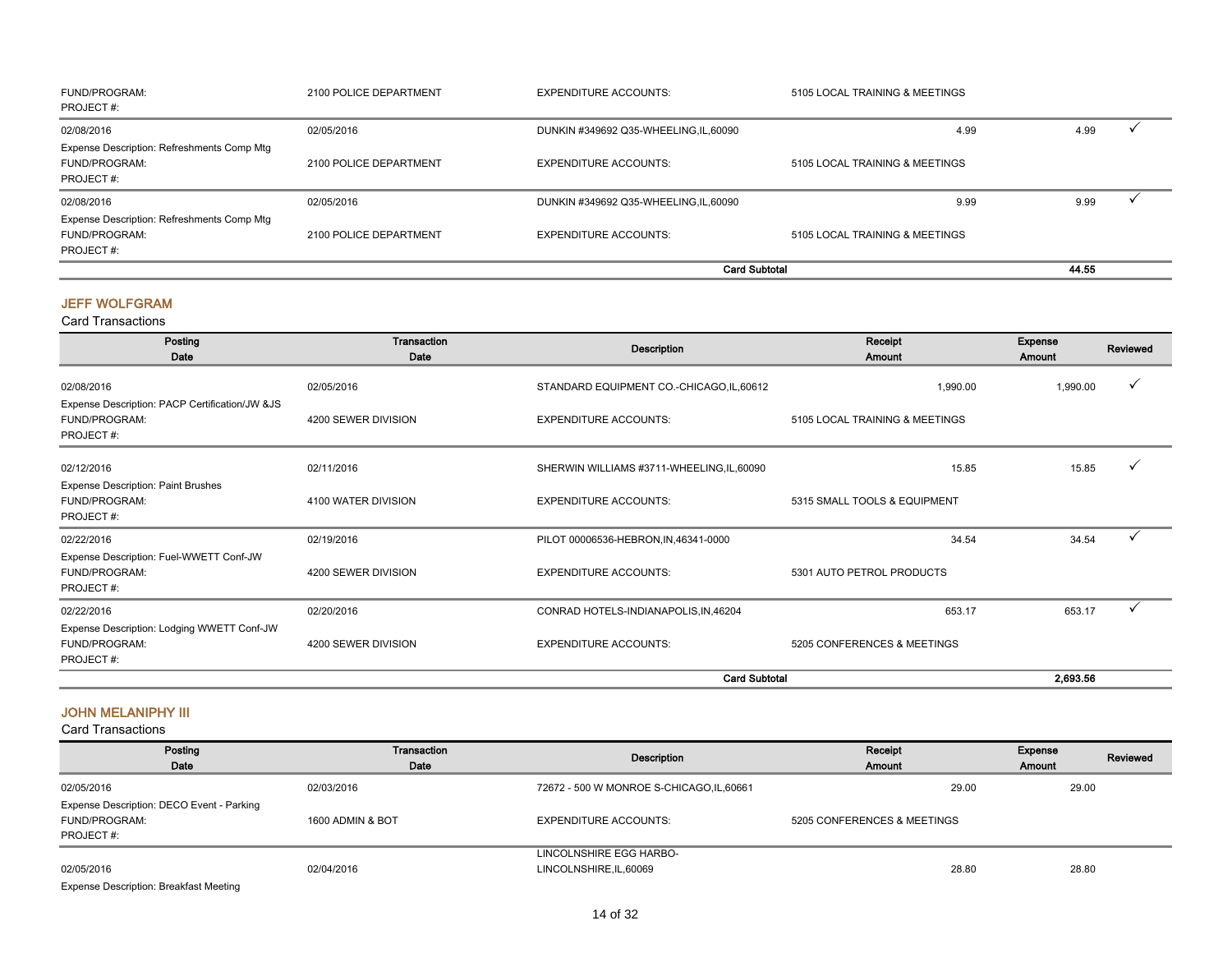| | | | | | |
|---|---|---|---|---|---|
| FUND/PROGRAM: | 2100 POLICE DEPARTMENT | EXPENDITURE ACCOUNTS: | 5105 LOCAL TRAINING & MEETINGS | | |
| PROJECT #: | | | | | |
| 02/08/2016 | 02/05/2016 | DUNKIN #349692 Q35-WHEELING,IL,60090 | 4.99 | 4.99 | ✓ |
| Expense Description: Refreshments Comp Mtg | | | | | |
| FUND/PROGRAM: | 2100 POLICE DEPARTMENT | EXPENDITURE ACCOUNTS: | 5105 LOCAL TRAINING & MEETINGS | | |
| PROJECT #: | | | | | |
| 02/08/2016 | 02/05/2016 | DUNKIN #349692 Q35-WHEELING,IL,60090 | 9.99 | 9.99 | ✓ |
| Expense Description: Refreshments Comp Mtg | | | | | |
| FUND/PROGRAM: | 2100 POLICE DEPARTMENT | EXPENDITURE ACCOUNTS: | 5105 LOCAL TRAINING & MEETINGS | | |
| PROJECT #: | | | | | |
| | | **Card Subtotal** | | **44.55** | |

## JEFF WOLFGRAM

Card Transactions

| Posting Date | Transaction Date | Description | Receipt Amount | Expense Amount | Reviewed |
|---|---|---|---|---|---|
| 02/08/2016 | 02/05/2016 | STANDARD EQUIPMENT CO.-CHICAGO,IL,60612 | 1,990.00 | 1,990.00 | ✓ |
| Expense Description: PACP Certification/JW &JS | | | | | |
| FUND/PROGRAM: | 4200 SEWER DIVISION | EXPENDITURE ACCOUNTS: | 5105 LOCAL TRAINING & MEETINGS | | |
| PROJECT #: | | | | | |
| 02/12/2016 | 02/11/2016 | SHERWIN WILLIAMS #3711-WHEELING,IL,60090 | 15.85 | 15.85 | ✓ |
| Expense Description: Paint Brushes | | | | | |
| FUND/PROGRAM: | 4100 WATER DIVISION | EXPENDITURE ACCOUNTS: | 5315 SMALL TOOLS & EQUIPMENT | | |
| PROJECT #: | | | | | |
| 02/22/2016 | 02/19/2016 | PILOT 00006536-HEBRON,IN,46341-0000 | 34.54 | 34.54 | ✓ |
| Expense Description: Fuel-WWETT Conf-JW | | | | | |
| FUND/PROGRAM: | 4200 SEWER DIVISION | EXPENDITURE ACCOUNTS: | 5301 AUTO PETROL PRODUCTS | | |
| PROJECT #: | | | | | |
| 02/22/2016 | 02/20/2016 | CONRAD HOTELS-INDIANAPOLIS,IN,46204 | 653.17 | 653.17 | ✓ |
| Expense Description: Lodging WWETT Conf-JW | | | | | |
| FUND/PROGRAM: | 4200 SEWER DIVISION | EXPENDITURE ACCOUNTS: | 5205 CONFERENCES & MEETINGS | | |
| PROJECT #: | | | | | |
| | | **Card Subtotal** | | **2,693.56** | |

## JOHN MELANIPHY III

Card Transactions

| Posting Date | Transaction Date | Description | Receipt Amount | Expense Amount | Reviewed |
|---|---|---|---|---|---|
| 02/05/2016 | 02/03/2016 | 72672 - 500 W MONROE S-CHICAGO,IL,60661 | 29.00 | 29.00 | |
| Expense Description: DECO Event - Parking | | | | | |
| FUND/PROGRAM: | 1600 ADMIN & BOT | EXPENDITURE ACCOUNTS: | 5205 CONFERENCES & MEETINGS | | |
| PROJECT #: | | | | | |
| 02/05/2016 | 02/04/2016 | LINCOLNSHIRE EGG HARBO-LINCOLNSHIRE,IL,60069 | 28.80 | 28.80 | |
| Expense Description: Breakfast Meeting | | | | | |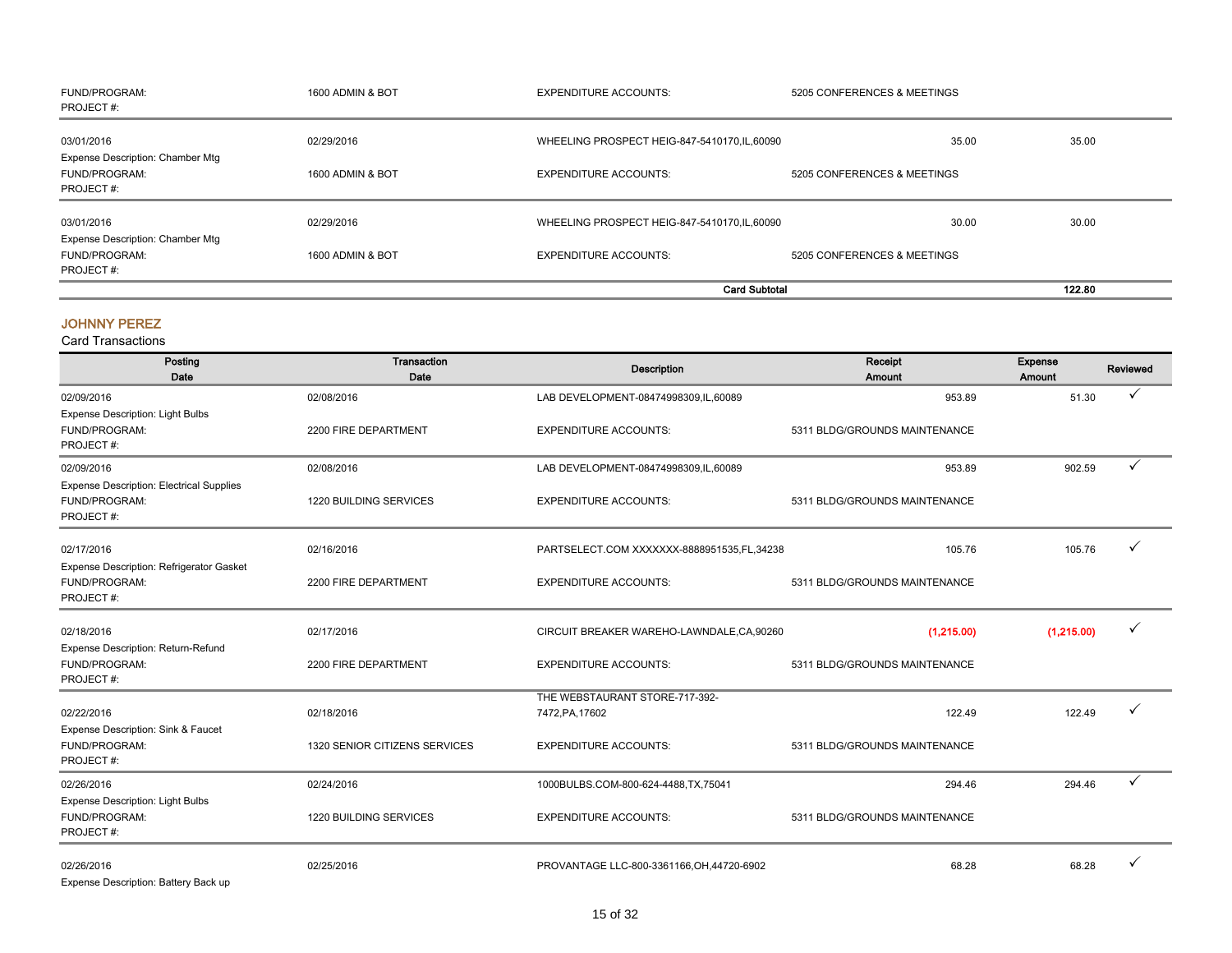| | | | | | |
|---|---|---|---|---|---|
| FUND/PROGRAM: PROJECT #: | 1600 ADMIN & BOT | EXPENDITURE ACCOUNTS: | 5205 CONFERENCES & MEETINGS | | |
| 03/01/2016 Expense Description: Chamber Mtg | 02/29/2016 | WHEELING PROSPECT HEIG-847-5410170,IL,60090 | 35.00 | 35.00 | |
| FUND/PROGRAM: PROJECT #: | 1600 ADMIN & BOT | EXPENDITURE ACCOUNTS: | 5205 CONFERENCES & MEETINGS | | |
| 03/01/2016 Expense Description: Chamber Mtg | 02/29/2016 | WHEELING PROSPECT HEIG-847-5410170,IL,60090 | 30.00 | 30.00 | |
| FUND/PROGRAM: PROJECT #: | 1600 ADMIN & BOT | EXPENDITURE ACCOUNTS: | 5205 CONFERENCES & MEETINGS | | |
| | | **Card Subtotal** | | **122.80** | |

## JOHNNY PEREZ

Card Transactions

| Posting Date | Transaction Date | Description | Receipt Amount | Expense Amount | Reviewed |
|---|---|---|---|---|---|
| 02/09/2016 Expense Description: Light Bulbs | 02/08/2016 | LAB DEVELOPMENT-08474998309,IL,60089 | 953.89 | 51.30 | ✓ |
| FUND/PROGRAM: PROJECT #: | 2200 FIRE DEPARTMENT | EXPENDITURE ACCOUNTS: | 5311 BLDG/GROUNDS MAINTENANCE | | |
| 02/09/2016 Expense Description: Electrical Supplies | 02/08/2016 | LAB DEVELOPMENT-08474998309,IL,60089 | 953.89 | 902.59 | ✓ |
| FUND/PROGRAM: PROJECT #: | 1220 BUILDING SERVICES | EXPENDITURE ACCOUNTS: | 5311 BLDG/GROUNDS MAINTENANCE | | |
| 02/17/2016 Expense Description: Refrigerator Gasket | 02/16/2016 | PARTSELECT.COM XXXXXXX-8888951535,FL,34238 | 105.76 | 105.76 | ✓ |
| FUND/PROGRAM: PROJECT #: | 2200 FIRE DEPARTMENT | EXPENDITURE ACCOUNTS: | 5311 BLDG/GROUNDS MAINTENANCE | | |
| 02/18/2016 Expense Description: Return-Refund | 02/17/2016 | CIRCUIT BREAKER WAREHO-LAWNDALE,CA,90260 | (1,215.00) | (1,215.00) | ✓ |
| FUND/PROGRAM: PROJECT #: | 2200 FIRE DEPARTMENT | EXPENDITURE ACCOUNTS: | 5311 BLDG/GROUNDS MAINTENANCE | | |
| 02/22/2016 Expense Description: Sink & Faucet | 02/18/2016 | THE WEBSTAURANT STORE-717-392-7472,PA,17602 | 122.49 | 122.49 | ✓ |
| FUND/PROGRAM: PROJECT #: | 1320 SENIOR CITIZENS SERVICES | EXPENDITURE ACCOUNTS: | 5311 BLDG/GROUNDS MAINTENANCE | | |
| 02/26/2016 Expense Description: Light Bulbs | 02/24/2016 | 1000BULBS.COM-800-624-4488,TX,75041 | 294.46 | 294.46 | ✓ |
| FUND/PROGRAM: PROJECT #: | 1220 BUILDING SERVICES | EXPENDITURE ACCOUNTS: | 5311 BLDG/GROUNDS MAINTENANCE | | |
| 02/26/2016 Expense Description: Battery Back up | 02/25/2016 | PROVANTAGE LLC-800-3361166,OH,44720-6902 | 68.28 | 68.28 | ✓ |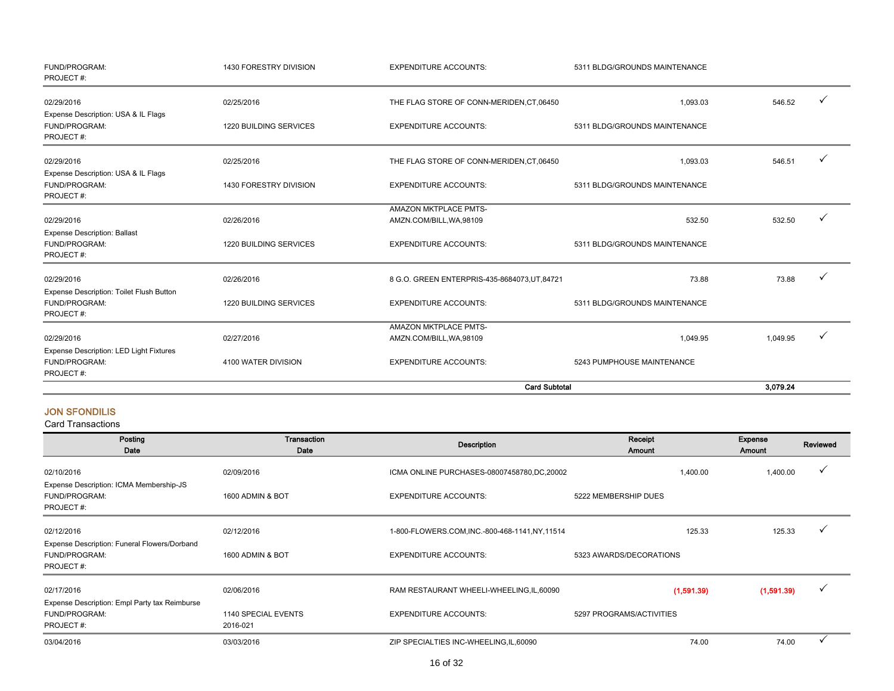| | | | | | |
|---|---|---|---|---|---|
| FUND/PROGRAM: | 1430 FORESTRY DIVISION | EXPENDITURE ACCOUNTS: | 5311 BLDG/GROUNDS MAINTENANCE | | |
| PROJECT #: | | | | | |
| 02/29/2016 | 02/25/2016 | THE FLAG STORE OF CONN-MERIDEN,CT,06450 | 1,093.03 | 546.52 | ✓ |
| Expense Description: USA & IL Flags | | | | | |
| FUND/PROGRAM: | 1220 BUILDING SERVICES | EXPENDITURE ACCOUNTS: | 5311 BLDG/GROUNDS MAINTENANCE | | |
| PROJECT #: | | | | | |
| 02/29/2016 | 02/25/2016 | THE FLAG STORE OF CONN-MERIDEN,CT,06450 | 1,093.03 | 546.51 | ✓ |
| Expense Description: USA & IL Flags | | | | | |
| FUND/PROGRAM: | 1430 FORESTRY DIVISION | EXPENDITURE ACCOUNTS: | 5311 BLDG/GROUNDS MAINTENANCE | | |
| PROJECT #: | | | | | |
| 02/29/2016 | 02/26/2016 | AMAZON MKTPLACE PMTS-AMZN.COM/BILL,WA,98109 | 532.50 | 532.50 | ✓ |
| Expense Description: Ballast | | | | | |
| FUND/PROGRAM: | 1220 BUILDING SERVICES | EXPENDITURE ACCOUNTS: | 5311 BLDG/GROUNDS MAINTENANCE | | |
| PROJECT #: | | | | | |
| 02/29/2016 | 02/26/2016 | 8 G.O. GREEN ENTERPRIS-435-8684073,UT,84721 | 73.88 | 73.88 | ✓ |
| Expense Description: Toilet Flush Button | | | | | |
| FUND/PROGRAM: | 1220 BUILDING SERVICES | EXPENDITURE ACCOUNTS: | 5311 BLDG/GROUNDS MAINTENANCE | | |
| PROJECT #: | | | | | |
| 02/29/2016 | 02/27/2016 | AMAZON MKTPLACE PMTS-AMZN.COM/BILL,WA,98109 | 1,049.95 | 1,049.95 | ✓ |
| Expense Description: LED Light Fixtures | | | | | |
| FUND/PROGRAM: | 4100 WATER DIVISION | EXPENDITURE ACCOUNTS: | 5243 PUMPHOUSE MAINTENANCE | | |
| PROJECT #: | | | | | |
| | | **Card Subtotal** | | **3,079.24** | |

## JON SFONDILIS

Card Transactions

| Posting Date | Transaction Date | Description | Receipt Amount | Expense Amount | Reviewed |
|---|---|---|---|---|---|
| 02/10/2016 | 02/09/2016 | ICMA ONLINE PURCHASES-08007458780,DC,20002 | 1,400.00 | 1,400.00 | ✓ |
| Expense Description: ICMA Membership-JS | | | | | |
| FUND/PROGRAM: | 1600 ADMIN & BOT | EXPENDITURE ACCOUNTS: | 5222 MEMBERSHIP DUES | | |
| PROJECT #: | | | | | |
| 02/12/2016 | 02/12/2016 | 1-800-FLOWERS.COM,INC.-800-468-1141,NY,11514 | 125.33 | 125.33 | ✓ |
| Expense Description: Funeral Flowers/Dorband | | | | | |
| FUND/PROGRAM: | 1600 ADMIN & BOT | EXPENDITURE ACCOUNTS: | 5323 AWARDS/DECORATIONS | | |
| PROJECT #: | | | | | |
| 02/17/2016 | 02/06/2016 | RAM RESTAURANT WHEELI-WHEELING,IL,60090 | (1,591.39) | (1,591.39) | ✓ |
| Expense Description: Empl Party tax Reimburse | | | | | |
| FUND/PROGRAM: | 1140 SPECIAL EVENTS | EXPENDITURE ACCOUNTS: | 5297 PROGRAMS/ACTIVITIES | | |
| PROJECT #: | 2016-021 | | | | |
| 03/04/2016 | 03/03/2016 | ZIP SPECIALTIES INC-WHEELING,IL,60090 | 74.00 | 74.00 | ✓ |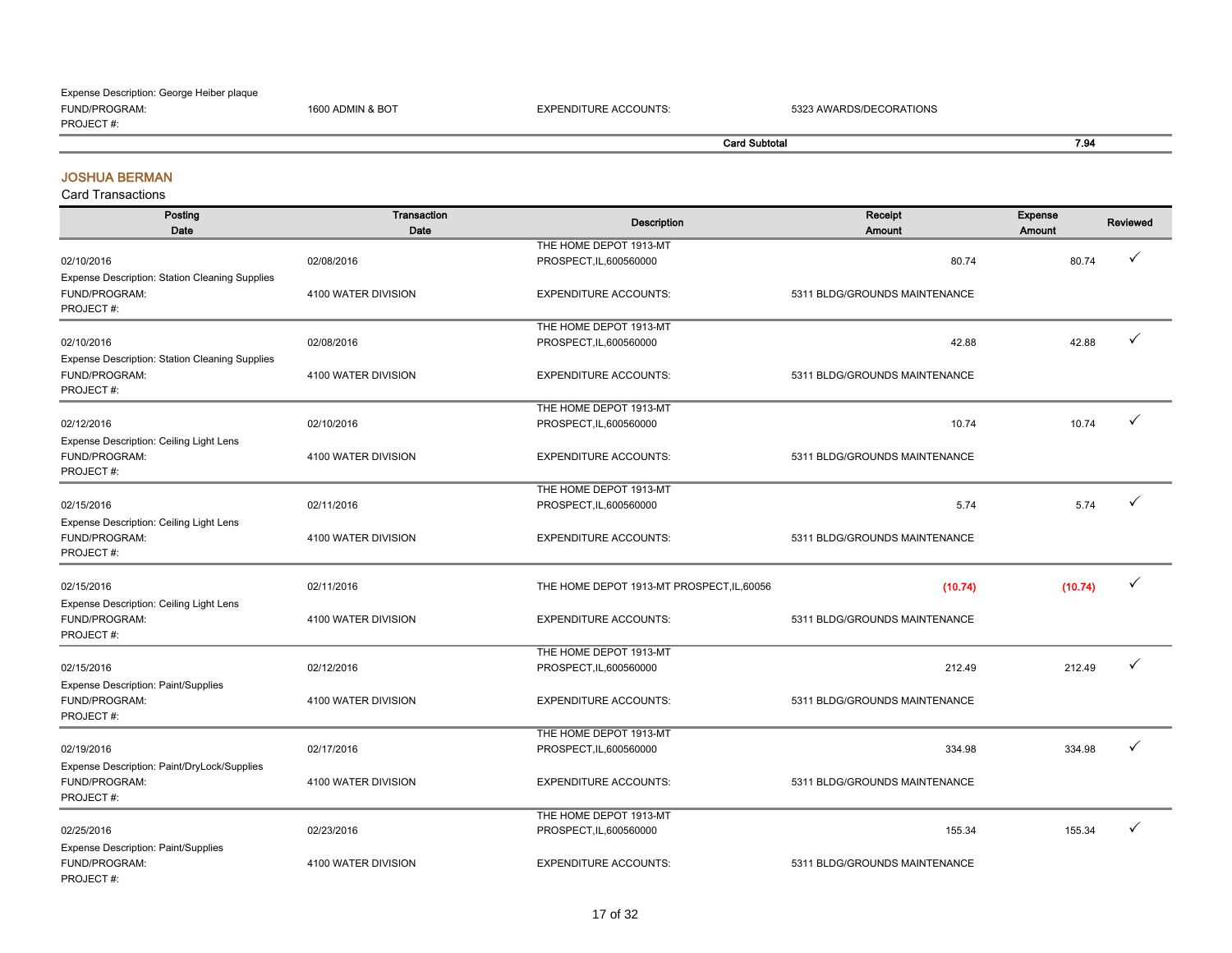Expense Description: George Heiber plaque

| FUND/PROGRAM: | 1600 ADMIN & BOT | EXPENDITURE ACCOUNTS: | 5323 AWARDS/DECORATIONS |
|---|---|---|---|

PROJECT #:

**Card Subtotal** **7.94**

## JOSHUA BERMAN

Card Transactions

| Posting Date | Transaction Date | Description | Receipt Amount | Expense Amount | Reviewed |
|---|---|---|---|---|---|
| 02/10/2016 | 02/08/2016 | THE HOME DEPOT 1913-MT PROSPECT,IL,600560000 | 80.74 | 80.74 | ✓ |
| Expense Description: Station Cleaning Supplies | | | | | |
| FUND/PROGRAM: | 4100 WATER DIVISION | EXPENDITURE ACCOUNTS: | 5311 BLDG/GROUNDS MAINTENANCE | | |
| PROJECT #: | | | | | |
| 02/10/2016 | 02/08/2016 | THE HOME DEPOT 1913-MT PROSPECT,IL,600560000 | 42.88 | 42.88 | ✓ |
| Expense Description: Station Cleaning Supplies | | | | | |
| FUND/PROGRAM: | 4100 WATER DIVISION | EXPENDITURE ACCOUNTS: | 5311 BLDG/GROUNDS MAINTENANCE | | |
| PROJECT #: | | | | | |
| 02/12/2016 | 02/10/2016 | THE HOME DEPOT 1913-MT PROSPECT,IL,600560000 | 10.74 | 10.74 | ✓ |
| Expense Description: Ceiling Light Lens | | | | | |
| FUND/PROGRAM: | 4100 WATER DIVISION | EXPENDITURE ACCOUNTS: | 5311 BLDG/GROUNDS MAINTENANCE | | |
| PROJECT #: | | | | | |
| 02/15/2016 | 02/11/2016 | THE HOME DEPOT 1913-MT PROSPECT,IL,600560000 | 5.74 | 5.74 | ✓ |
| Expense Description: Ceiling Light Lens | | | | | |
| FUND/PROGRAM: | 4100 WATER DIVISION | EXPENDITURE ACCOUNTS: | 5311 BLDG/GROUNDS MAINTENANCE | | |
| PROJECT #: | | | | | |
| 02/15/2016 | 02/11/2016 | THE HOME DEPOT 1913-MT PROSPECT,IL,60056 | (10.74) | (10.74) | ✓ |
| Expense Description: Ceiling Light Lens | | | | | |
| FUND/PROGRAM: | 4100 WATER DIVISION | EXPENDITURE ACCOUNTS: | 5311 BLDG/GROUNDS MAINTENANCE | | |
| PROJECT #: | | | | | |
| 02/15/2016 | 02/12/2016 | THE HOME DEPOT 1913-MT PROSPECT,IL,600560000 | 212.49 | 212.49 | ✓ |
| Expense Description: Paint/Supplies | | | | | |
| FUND/PROGRAM: | 4100 WATER DIVISION | EXPENDITURE ACCOUNTS: | 5311 BLDG/GROUNDS MAINTENANCE | | |
| PROJECT #: | | | | | |
| 02/19/2016 | 02/17/2016 | THE HOME DEPOT 1913-MT PROSPECT,IL,600560000 | 334.98 | 334.98 | ✓ |
| Expense Description: Paint/DryLock/Supplies | | | | | |
| FUND/PROGRAM: | 4100 WATER DIVISION | EXPENDITURE ACCOUNTS: | 5311 BLDG/GROUNDS MAINTENANCE | | |
| PROJECT #: | | | | | |
| 02/25/2016 | 02/23/2016 | THE HOME DEPOT 1913-MT PROSPECT,IL,600560000 | 155.34 | 155.34 | ✓ |
| Expense Description: Paint/Supplies | | | | | |
| FUND/PROGRAM: | 4100 WATER DIVISION | EXPENDITURE ACCOUNTS: | 5311 BLDG/GROUNDS MAINTENANCE | | |
| PROJECT #: | | | | | |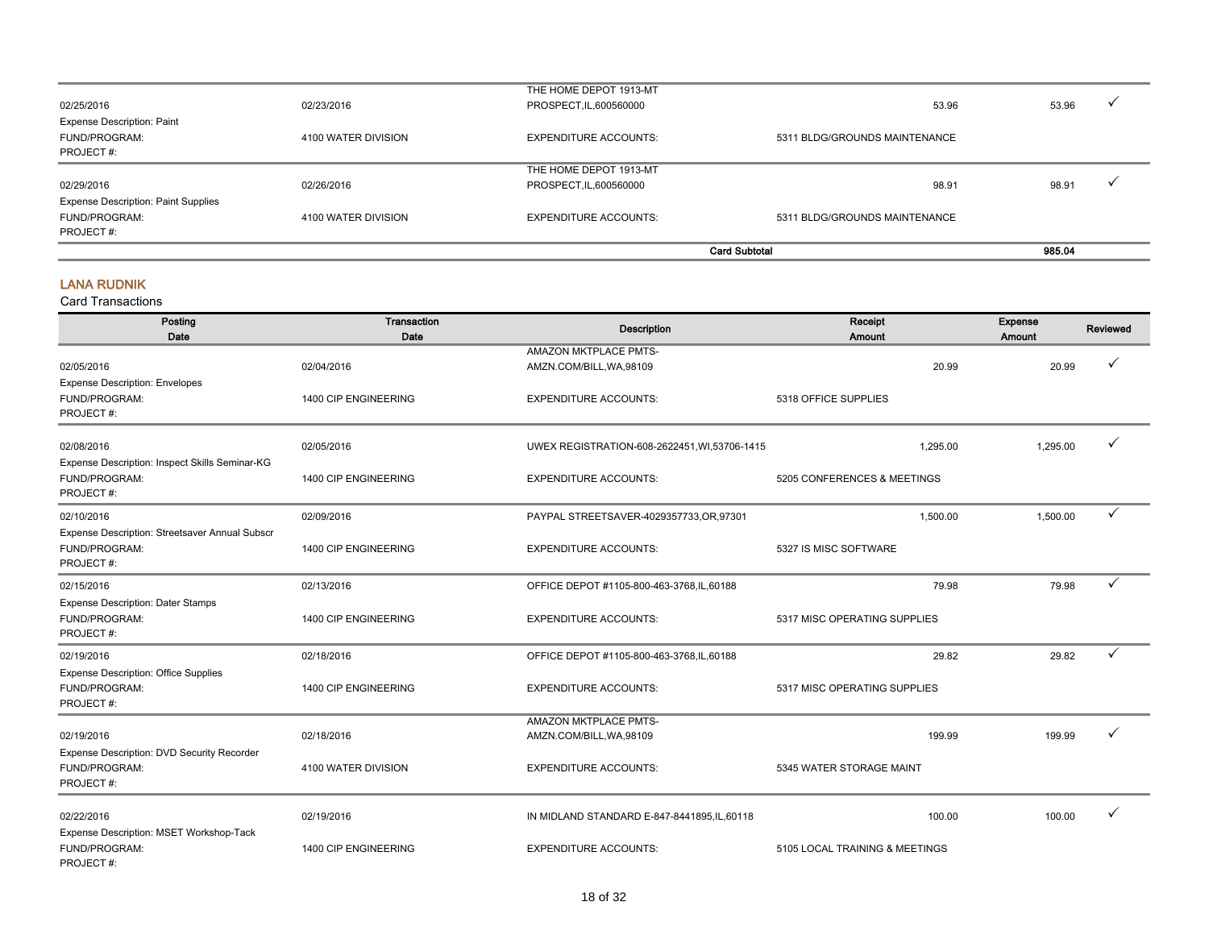| | | | | | |
|---|---|---|---|---|---|
| 02/25/2016 | 02/23/2016 | THE HOME DEPOT 1913-MT PROSPECT,IL,600560000 | 53.96 | 53.96 | ✓ |
| Expense Description: Paint | | | | | |
| FUND/PROGRAM: | 4100 WATER DIVISION | EXPENDITURE ACCOUNTS: | 5311 BLDG/GROUNDS MAINTENANCE | | |
| PROJECT #: | | | | | |
| 02/29/2016 | 02/26/2016 | THE HOME DEPOT 1913-MT PROSPECT,IL,600560000 | 98.91 | 98.91 | ✓ |
| Expense Description: Paint Supplies | | | | | |
| FUND/PROGRAM: | 4100 WATER DIVISION | EXPENDITURE ACCOUNTS: | 5311 BLDG/GROUNDS MAINTENANCE | | |
| PROJECT #: | | | | | |
| | | **Card Subtotal** | | **985.04** | |

## LANA RUDNIK

Card Transactions

| Posting Date | Transaction Date | Description | Receipt Amount | Expense Amount | Reviewed |
|---|---|---|---|---|---|
| 02/05/2016 | 02/04/2016 | AMAZON MKTPLACE PMTS-AMZN.COM/BILL,WA,98109 | 20.99 | 20.99 | ✓ |
| Expense Description: Envelopes | | | | | |
| FUND/PROGRAM: | 1400 CIP ENGINEERING | EXPENDITURE ACCOUNTS: | 5318 OFFICE SUPPLIES | | |
| PROJECT #: | | | | | |
| 02/08/2016 | 02/05/2016 | UWEX REGISTRATION-608-2622451,WI,53706-1415 | 1,295.00 | 1,295.00 | ✓ |
| Expense Description: Inspect Skills Seminar-KG | | | | | |
| FUND/PROGRAM: | 1400 CIP ENGINEERING | EXPENDITURE ACCOUNTS: | 5205 CONFERENCES & MEETINGS | | |
| PROJECT #: | | | | | |
| 02/10/2016 | 02/09/2016 | PAYPAL STREETSAVER-4029357733,OR,97301 | 1,500.00 | 1,500.00 | ✓ |
| Expense Description: Streetsaver Annual Subscr | | | | | |
| FUND/PROGRAM: | 1400 CIP ENGINEERING | EXPENDITURE ACCOUNTS: | 5327 IS MISC SOFTWARE | | |
| PROJECT #: | | | | | |
| 02/15/2016 | 02/13/2016 | OFFICE DEPOT #1105-800-463-3768,IL,60188 | 79.98 | 79.98 | ✓ |
| Expense Description: Dater Stamps | | | | | |
| FUND/PROGRAM: | 1400 CIP ENGINEERING | EXPENDITURE ACCOUNTS: | 5317 MISC OPERATING SUPPLIES | | |
| PROJECT #: | | | | | |
| 02/19/2016 | 02/18/2016 | OFFICE DEPOT #1105-800-463-3768,IL,60188 | 29.82 | 29.82 | ✓ |
| Expense Description: Office Supplies | | | | | |
| FUND/PROGRAM: | 1400 CIP ENGINEERING | EXPENDITURE ACCOUNTS: | 5317 MISC OPERATING SUPPLIES | | |
| PROJECT #: | | | | | |
| 02/19/2016 | 02/18/2016 | AMAZON MKTPLACE PMTS-AMZN.COM/BILL,WA,98109 | 199.99 | 199.99 | ✓ |
| Expense Description: DVD Security Recorder | | | | | |
| FUND/PROGRAM: | 4100 WATER DIVISION | EXPENDITURE ACCOUNTS: | 5345 WATER STORAGE MAINT | | |
| PROJECT #: | | | | | |
| 02/22/2016 | 02/19/2016 | IN MIDLAND STANDARD E-847-8441895,IL,60118 | 100.00 | 100.00 | ✓ |
| Expense Description: MSET Workshop-Tack | | | | | |
| FUND/PROGRAM: | 1400 CIP ENGINEERING | EXPENDITURE ACCOUNTS: | 5105 LOCAL TRAINING & MEETINGS | | |
| PROJECT #: | | | | | |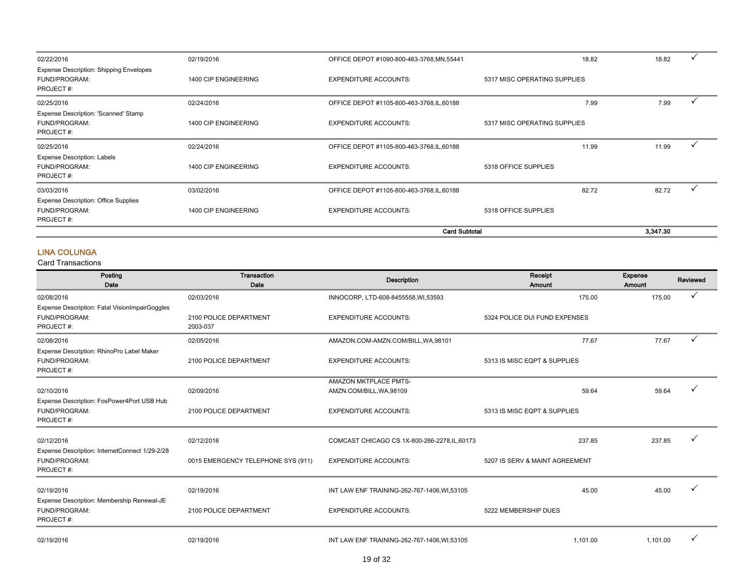| Posting Date | Transaction Date | Description | Receipt Amount | Expense Amount | Reviewed |
|---|---|---|---|---|---|
| 02/22/2016 | 02/19/2016 | OFFICE DEPOT #1090-800-463-3768,MN,55441 | 18.82 | 18.82 | ✓ |
| Expense Description: Shipping Envelopes | | | | | |
| FUND/PROGRAM: | 1400 CIP ENGINEERING | EXPENDITURE ACCOUNTS: | 5317 MISC OPERATING SUPPLIES | | |
| PROJECT #: | | | | | |
| 02/25/2016 | 02/24/2016 | OFFICE DEPOT #1105-800-463-3768,IL,60188 | 7.99 | 7.99 | ✓ |
| Expense Description: 'Scanned' Stamp | | | | | |
| FUND/PROGRAM: | 1400 CIP ENGINEERING | EXPENDITURE ACCOUNTS: | 5317 MISC OPERATING SUPPLIES | | |
| PROJECT #: | | | | | |
| 02/25/2016 | 02/24/2016 | OFFICE DEPOT #1105-800-463-3768,IL,60188 | 11.99 | 11.99 | ✓ |
| Expense Description: Labels | | | | | |
| FUND/PROGRAM: | 1400 CIP ENGINEERING | EXPENDITURE ACCOUNTS: | 5318 OFFICE SUPPLIES | | |
| PROJECT #: | | | | | |
| 03/03/2016 | 03/02/2016 | OFFICE DEPOT #1105-800-463-3768,IL,60188 | 82.72 | 82.72 | ✓ |
| Expense Description: Office Supplies | | | | | |
| FUND/PROGRAM: | 1400 CIP ENGINEERING | EXPENDITURE ACCOUNTS: | 5318 OFFICE SUPPLIES | | |
| PROJECT #: | | | | | |
| | | **Card Subtotal** | | **3,347.30** | |

## LINA COLUNGA

Card Transactions

| Posting Date | Transaction Date | Description | Receipt Amount | Expense Amount | Reviewed |
|---|---|---|---|---|---|
| 02/08/2016 | 02/03/2016 | INNOCORP, LTD-608-8455558,WI,53593 | 175.00 | 175.00 | ✓ |
| Expense Description: Fatal VisionImpairGoggles | | | | | |
| FUND/PROGRAM: | 2100 POLICE DEPARTMENT | EXPENDITURE ACCOUNTS: | 5324 POLICE DUI FUND EXPENSES | | |
| PROJECT #: | 2003-037 | | | | |
| 02/08/2016 | 02/05/2016 | AMAZON.COM-AMZN.COM/BILL,WA,98101 | 77.67 | 77.67 | ✓ |
| Expense Description: RhinoPro Label Maker | | | | | |
| FUND/PROGRAM: | 2100 POLICE DEPARTMENT | EXPENDITURE ACCOUNTS: | 5313 IS MISC EQPT & SUPPLIES | | |
| PROJECT #: | | | | | |
| 02/10/2016 | 02/09/2016 | AMAZON MKTPLACE PMTS-AMZN.COM/BILL,WA,98109 | 59.64 | 59.64 | ✓ |
| Expense Description: FosPower4Port USB Hub | | | | | |
| FUND/PROGRAM: | 2100 POLICE DEPARTMENT | EXPENDITURE ACCOUNTS: | 5313 IS MISC EQPT & SUPPLIES | | |
| PROJECT #: | | | | | |
| 02/12/2016 | 02/12/2016 | COMCAST CHICAGO CS 1X-800-266-2278,IL,60173 | 237.85 | 237.85 | ✓ |
| Expense Description: InternetConnect 1/29-2/28 | | | | | |
| FUND/PROGRAM: | 0015 EMERGENCY TELEPHONE SYS (911) | EXPENDITURE ACCOUNTS: | 5207 IS SERV & MAINT AGREEMENT | | |
| PROJECT #: | | | | | |
| 02/19/2016 | 02/19/2016 | INT LAW ENF TRAINING-262-767-1406,WI,53105 | 45.00 | 45.00 | ✓ |
| Expense Description: Membership Renewal-JE | | | | | |
| FUND/PROGRAM: | 2100 POLICE DEPARTMENT | EXPENDITURE ACCOUNTS: | 5222 MEMBERSHIP DUES | | |
| PROJECT #: | | | | | |
| 02/19/2016 | 02/19/2016 | INT LAW ENF TRAINING-262-767-1406,WI,53105 | 1,101.00 | 1,101.00 | ✓ |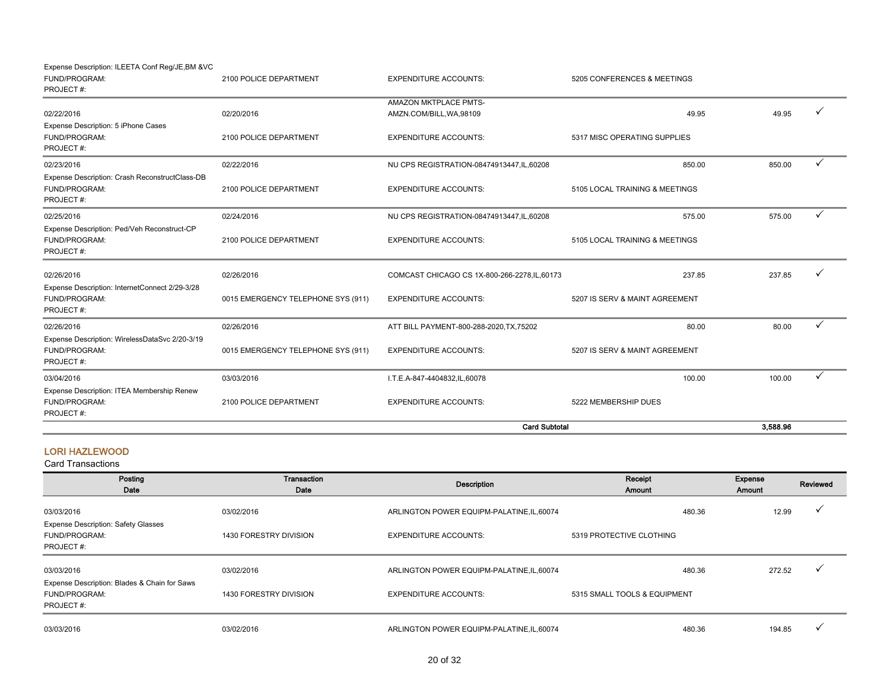Expense Description: ILEETA Conf Reg/JE,BM &VC
FUND/PROGRAM: 2100 POLICE DEPARTMENT | EXPENDITURE ACCOUNTS: 5205 CONFERENCES & MEETINGS
PROJECT #:

| Posting Date | Transaction Date | Description | Receipt Amount | Expense Amount | Reviewed |
|---|---|---|---|---|---|
| 02/22/2016 | 02/20/2016 | AMAZON MKTPLACE PMTS-AMZN.COM/BILL,WA,98109 | 49.95 | 49.95 | ✓ |
| Expense Description: 5 iPhone Cases<br>FUND/PROGRAM:<br>PROJECT #: | 2100 POLICE DEPARTMENT | EXPENDITURE ACCOUNTS: | 5317 MISC OPERATING SUPPLIES | | |
| 02/23/2016 | 02/22/2016 | NU CPS REGISTRATION-08474913447,IL,60208 | 850.00 | 850.00 | ✓ |
| Expense Description: Crash ReconstructClass-DB<br>FUND/PROGRAM:<br>PROJECT #: | 2100 POLICE DEPARTMENT | EXPENDITURE ACCOUNTS: | 5105 LOCAL TRAINING & MEETINGS | | |
| 02/25/2016 | 02/24/2016 | NU CPS REGISTRATION-08474913447,IL,60208 | 575.00 | 575.00 | ✓ |
| Expense Description: Ped/Veh Reconstruct-CP<br>FUND/PROGRAM:<br>PROJECT #: | 2100 POLICE DEPARTMENT | EXPENDITURE ACCOUNTS: | 5105 LOCAL TRAINING & MEETINGS | | |
| 02/26/2016 | 02/26/2016 | COMCAST CHICAGO CS 1X-800-266-2278,IL,60173 | 237.85 | 237.85 | ✓ |
| Expense Description: InternetConnect 2/29-3/28<br>FUND/PROGRAM:<br>PROJECT #: | 0015 EMERGENCY TELEPHONE SYS (911) | EXPENDITURE ACCOUNTS: | 5207 IS SERV & MAINT AGREEMENT | | |
| 02/26/2016 | 02/26/2016 | ATT BILL PAYMENT-800-288-2020,TX,75202 | 80.00 | 80.00 | ✓ |
| Expense Description: WirelessDataSvc 2/20-3/19<br>FUND/PROGRAM:<br>PROJECT #: | 0015 EMERGENCY TELEPHONE SYS (911) | EXPENDITURE ACCOUNTS: | 5207 IS SERV & MAINT AGREEMENT | | |
| 03/04/2016 | 03/03/2016 | I.T.E.A-847-4404832,IL,60078 | 100.00 | 100.00 | ✓ |
| Expense Description: ITEA Membership Renew<br>FUND/PROGRAM:<br>PROJECT #: | 2100 POLICE DEPARTMENT | EXPENDITURE ACCOUNTS: | 5222 MEMBERSHIP DUES | | |
| | | **Card Subtotal** | | **3,588.96** | |

## LORI HAZLEWOOD

Card Transactions

| Posting Date | Transaction Date | Description | Receipt Amount | Expense Amount | Reviewed |
|---|---|---|---|---|---|
| 03/03/2016 | 03/02/2016 | ARLINGTON POWER EQUIPM-PALATINE,IL,60074 | 480.36 | 12.99 | ✓ |
| Expense Description: Safety Glasses<br>FUND/PROGRAM:<br>PROJECT #: | 1430 FORESTRY DIVISION | EXPENDITURE ACCOUNTS: | 5319 PROTECTIVE CLOTHING | | |
| 03/03/2016 | 03/02/2016 | ARLINGTON POWER EQUIPM-PALATINE,IL,60074 | 480.36 | 272.52 | ✓ |
| Expense Description: Blades & Chain for Saws<br>FUND/PROGRAM:<br>PROJECT #: | 1430 FORESTRY DIVISION | EXPENDITURE ACCOUNTS: | 5315 SMALL TOOLS & EQUIPMENT | | |
| 03/03/2016 | 03/02/2016 | ARLINGTON POWER EQUIPM-PALATINE,IL,60074 | 480.36 | 194.85 | ✓ |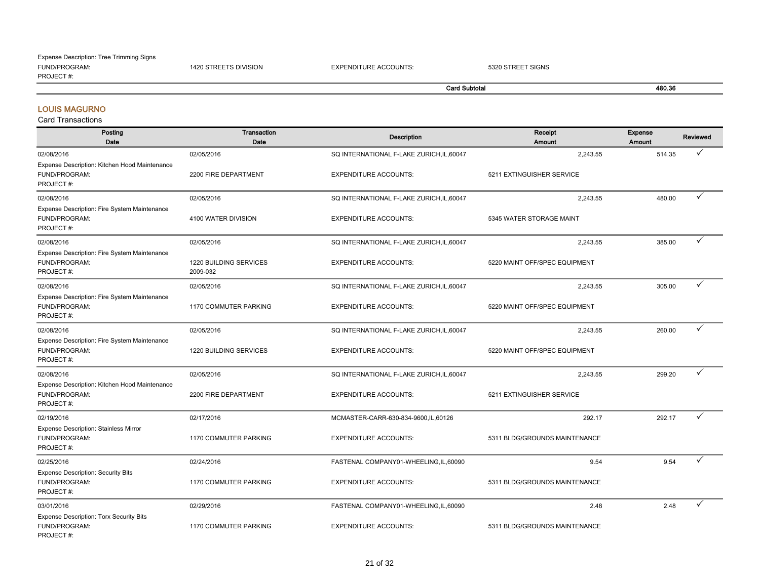Expense Description: Tree Trimming Signs

FUND/PROGRAM: 1420 STREETS DIVISION EXPENDITURE ACCOUNTS: 5320 STREET SIGNS

PROJECT #:

**Card Subtotal** **480.36**

## LOUIS MAGURNO

Card Transactions

| Posting Date | Transaction Date | Description | Receipt Amount | Expense Amount | Reviewed |
|---|---|---|---|---|---|
| 02/08/2016 | 02/05/2016 | SQ INTERNATIONAL F-LAKE ZURICH,IL,60047 | 2,243.55 | 514.35 | ✓ |
| Expense Description: Kitchen Hood Maintenance | | | | | |
| FUND/PROGRAM: | 2200 FIRE DEPARTMENT | EXPENDITURE ACCOUNTS: | 5211 EXTINGUISHER SERVICE | | |
| PROJECT #: | | | | | |
| 02/08/2016 | 02/05/2016 | SQ INTERNATIONAL F-LAKE ZURICH,IL,60047 | 2,243.55 | 480.00 | ✓ |
| Expense Description: Fire System Maintenance | | | | | |
| FUND/PROGRAM: | 4100 WATER DIVISION | EXPENDITURE ACCOUNTS: | 5345 WATER STORAGE MAINT | | |
| PROJECT #: | | | | | |
| 02/08/2016 | 02/05/2016 | SQ INTERNATIONAL F-LAKE ZURICH,IL,60047 | 2,243.55 | 385.00 | ✓ |
| Expense Description: Fire System Maintenance | | | | | |
| FUND/PROGRAM: | 1220 BUILDING SERVICES | EXPENDITURE ACCOUNTS: | 5220 MAINT OFF/SPEC EQUIPMENT | | |
| PROJECT #: | 2009-032 | | | | |
| 02/08/2016 | 02/05/2016 | SQ INTERNATIONAL F-LAKE ZURICH,IL,60047 | 2,243.55 | 305.00 | ✓ |
| Expense Description: Fire System Maintenance | | | | | |
| FUND/PROGRAM: | 1170 COMMUTER PARKING | EXPENDITURE ACCOUNTS: | 5220 MAINT OFF/SPEC EQUIPMENT | | |
| PROJECT #: | | | | | |
| 02/08/2016 | 02/05/2016 | SQ INTERNATIONAL F-LAKE ZURICH,IL,60047 | 2,243.55 | 260.00 | ✓ |
| Expense Description: Fire System Maintenance | | | | | |
| FUND/PROGRAM: | 1220 BUILDING SERVICES | EXPENDITURE ACCOUNTS: | 5220 MAINT OFF/SPEC EQUIPMENT | | |
| PROJECT #: | | | | | |
| 02/08/2016 | 02/05/2016 | SQ INTERNATIONAL F-LAKE ZURICH,IL,60047 | 2,243.55 | 299.20 | ✓ |
| Expense Description: Kitchen Hood Maintenance | | | | | |
| FUND/PROGRAM: | 2200 FIRE DEPARTMENT | EXPENDITURE ACCOUNTS: | 5211 EXTINGUISHER SERVICE | | |
| PROJECT #: | | | | | |
| 02/19/2016 | 02/17/2016 | MCMASTER-CARR-630-834-9600,IL,60126 | 292.17 | 292.17 | ✓ |
| Expense Description: Stainless Mirror | | | | | |
| FUND/PROGRAM: | 1170 COMMUTER PARKING | EXPENDITURE ACCOUNTS: | 5311 BLDG/GROUNDS MAINTENANCE | | |
| PROJECT #: | | | | | |
| 02/25/2016 | 02/24/2016 | FASTENAL COMPANY01-WHEELING,IL,60090 | 9.54 | 9.54 | ✓ |
| Expense Description: Security Bits | | | | | |
| FUND/PROGRAM: | 1170 COMMUTER PARKING | EXPENDITURE ACCOUNTS: | 5311 BLDG/GROUNDS MAINTENANCE | | |
| PROJECT #: | | | | | |
| 03/01/2016 | 02/29/2016 | FASTENAL COMPANY01-WHEELING,IL,60090 | 2.48 | 2.48 | ✓ |
| Expense Description: Torx Security Bits | | | | | |
| FUND/PROGRAM: | 1170 COMMUTER PARKING | EXPENDITURE ACCOUNTS: | 5311 BLDG/GROUNDS MAINTENANCE | | |
| PROJECT #: | | | | | |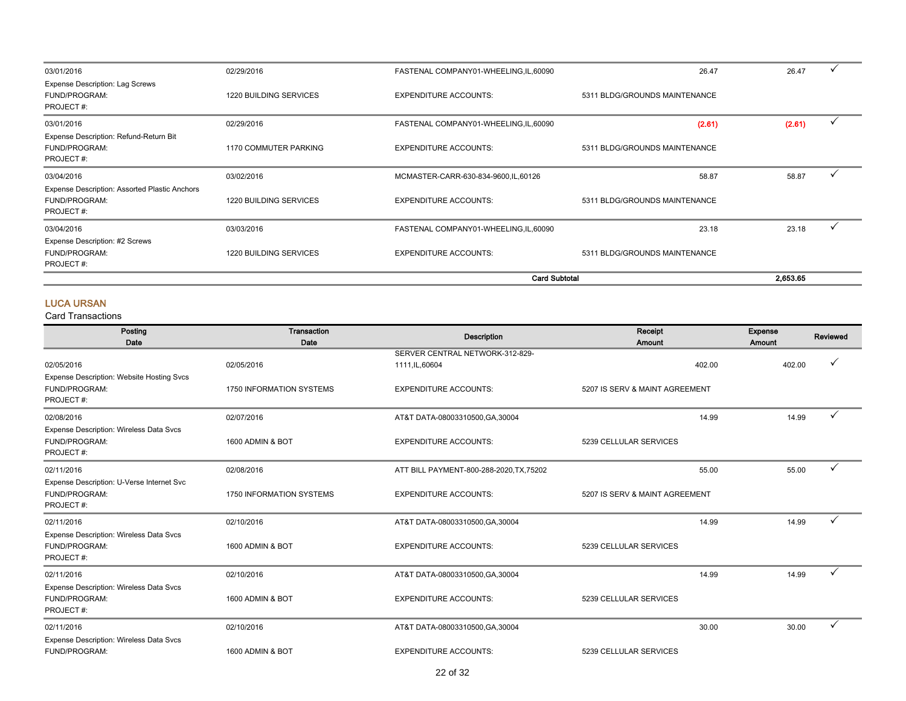| Posting Date | Transaction Date | Description | Receipt Amount | Expense Amount | Reviewed |
|---|---|---|---|---|---|
| 03/01/2016 | 02/29/2016 | FASTENAL COMPANY01-WHEELING,IL,60090 | 26.47 | 26.47 | ✓ |
| Expense Description: Lag Screws | | | | | |
| FUND/PROGRAM: | 1220 BUILDING SERVICES | EXPENDITURE ACCOUNTS: | 5311 BLDG/GROUNDS MAINTENANCE | | |
| PROJECT #: | | | | | |
| 03/01/2016 | 02/29/2016 | FASTENAL COMPANY01-WHEELING,IL,60090 | (2.61) | (2.61) | ✓ |
| Expense Description: Refund-Return Bit | | | | | |
| FUND/PROGRAM: | 1170 COMMUTER PARKING | EXPENDITURE ACCOUNTS: | 5311 BLDG/GROUNDS MAINTENANCE | | |
| PROJECT #: | | | | | |
| 03/04/2016 | 03/02/2016 | MCMASTER-CARR-630-834-9600,IL,60126 | 58.87 | 58.87 | ✓ |
| Expense Description: Assorted Plastic Anchors | | | | | |
| FUND/PROGRAM: | 1220 BUILDING SERVICES | EXPENDITURE ACCOUNTS: | 5311 BLDG/GROUNDS MAINTENANCE | | |
| PROJECT #: | | | | | |
| 03/04/2016 | 03/03/2016 | FASTENAL COMPANY01-WHEELING,IL,60090 | 23.18 | 23.18 | ✓ |
| Expense Description: #2 Screws | | | | | |
| FUND/PROGRAM: | 1220 BUILDING SERVICES | EXPENDITURE ACCOUNTS: | 5311 BLDG/GROUNDS MAINTENANCE | | |
| PROJECT #: | | | | | |
| | | **Card Subtotal** | | **2,653.65** | |

## LUCA URSAN

Card Transactions

| Posting Date | Transaction Date | Description | Receipt Amount | Expense Amount | Reviewed |
|---|---|---|---|---|---|
| 02/05/2016 | 02/05/2016 | SERVER CENTRAL NETWORK-312-829-1111,IL,60604 | 402.00 | 402.00 | ✓ |
| Expense Description: Website Hosting Svcs | | | | | |
| FUND/PROGRAM: | 1750 INFORMATION SYSTEMS | EXPENDITURE ACCOUNTS: | 5207 IS SERV & MAINT AGREEMENT | | |
| PROJECT #: | | | | | |
| 02/08/2016 | 02/07/2016 | AT&T DATA-08003310500,GA,30004 | 14.99 | 14.99 | ✓ |
| Expense Description: Wireless Data Svcs | | | | | |
| FUND/PROGRAM: | 1600 ADMIN & BOT | EXPENDITURE ACCOUNTS: | 5239 CELLULAR SERVICES | | |
| PROJECT #: | | | | | |
| 02/11/2016 | 02/08/2016 | ATT BILL PAYMENT-800-288-2020,TX,75202 | 55.00 | 55.00 | ✓ |
| Expense Description: U-Verse Internet Svc | | | | | |
| FUND/PROGRAM: | 1750 INFORMATION SYSTEMS | EXPENDITURE ACCOUNTS: | 5207 IS SERV & MAINT AGREEMENT | | |
| PROJECT #: | | | | | |
| 02/11/2016 | 02/10/2016 | AT&T DATA-08003310500,GA,30004 | 14.99 | 14.99 | ✓ |
| Expense Description: Wireless Data Svcs | | | | | |
| FUND/PROGRAM: | 1600 ADMIN & BOT | EXPENDITURE ACCOUNTS: | 5239 CELLULAR SERVICES | | |
| PROJECT #: | | | | | |
| 02/11/2016 | 02/10/2016 | AT&T DATA-08003310500,GA,30004 | 14.99 | 14.99 | ✓ |
| Expense Description: Wireless Data Svcs | | | | | |
| FUND/PROGRAM: | 1600 ADMIN & BOT | EXPENDITURE ACCOUNTS: | 5239 CELLULAR SERVICES | | |
| PROJECT #: | | | | | |
| 02/11/2016 | 02/10/2016 | AT&T DATA-08003310500,GA,30004 | 30.00 | 30.00 | ✓ |
| Expense Description: Wireless Data Svcs | | | | | |
| FUND/PROGRAM: | 1600 ADMIN & BOT | EXPENDITURE ACCOUNTS: | 5239 CELLULAR SERVICES | | |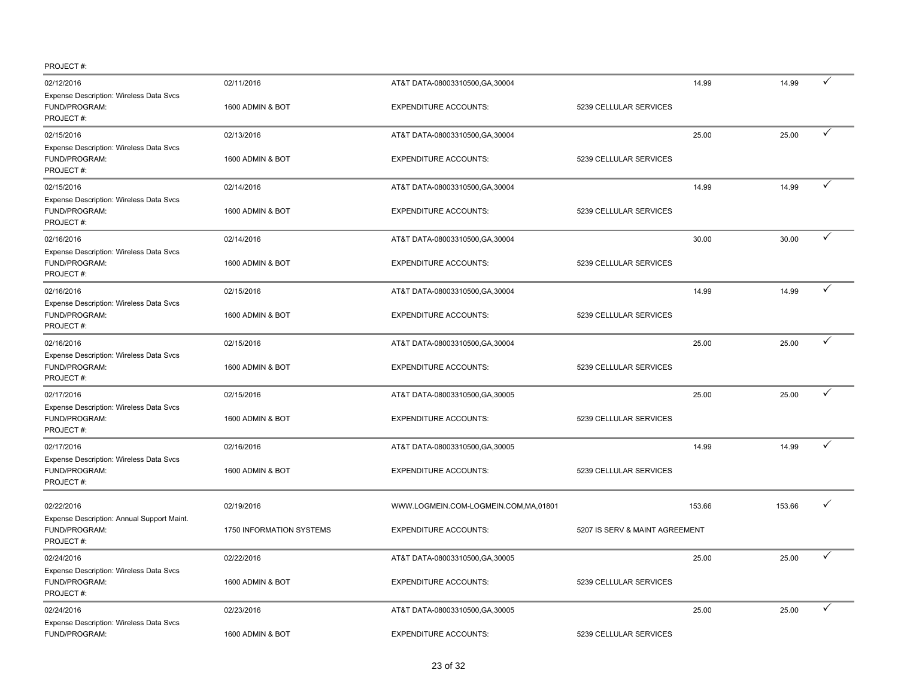PROJECT #:

| | | | | | | |
|---|---|---|---|---|---|---|
| 02/12/2016 | 02/11/2016 | AT&T DATA-08003310500,GA,30004 | | 14.99 | 14.99 | ✓ |
| Expense Description: Wireless Data Svcs | | | | | | |
| FUND/PROGRAM: | 1600 ADMIN & BOT | EXPENDITURE ACCOUNTS: | 5239 CELLULAR SERVICES | | | |
| PROJECT #: | | | | | | |
| 02/15/2016 | 02/13/2016 | AT&T DATA-08003310500,GA,30004 | | 25.00 | 25.00 | ✓ |
| Expense Description: Wireless Data Svcs | | | | | | |
| FUND/PROGRAM: | 1600 ADMIN & BOT | EXPENDITURE ACCOUNTS: | 5239 CELLULAR SERVICES | | | |
| PROJECT #: | | | | | | |
| 02/15/2016 | 02/14/2016 | AT&T DATA-08003310500,GA,30004 | | 14.99 | 14.99 | ✓ |
| Expense Description: Wireless Data Svcs | | | | | | |
| FUND/PROGRAM: | 1600 ADMIN & BOT | EXPENDITURE ACCOUNTS: | 5239 CELLULAR SERVICES | | | |
| PROJECT #: | | | | | | |
| 02/16/2016 | 02/14/2016 | AT&T DATA-08003310500,GA,30004 | | 30.00 | 30.00 | ✓ |
| Expense Description: Wireless Data Svcs | | | | | | |
| FUND/PROGRAM: | 1600 ADMIN & BOT | EXPENDITURE ACCOUNTS: | 5239 CELLULAR SERVICES | | | |
| PROJECT #: | | | | | | |
| 02/16/2016 | 02/15/2016 | AT&T DATA-08003310500,GA,30004 | | 14.99 | 14.99 | ✓ |
| Expense Description: Wireless Data Svcs | | | | | | |
| FUND/PROGRAM: | 1600 ADMIN & BOT | EXPENDITURE ACCOUNTS: | 5239 CELLULAR SERVICES | | | |
| PROJECT #: | | | | | | |
| 02/16/2016 | 02/15/2016 | AT&T DATA-08003310500,GA,30004 | | 25.00 | 25.00 | ✓ |
| Expense Description: Wireless Data Svcs | | | | | | |
| FUND/PROGRAM: | 1600 ADMIN & BOT | EXPENDITURE ACCOUNTS: | 5239 CELLULAR SERVICES | | | |
| PROJECT #: | | | | | | |
| 02/17/2016 | 02/15/2016 | AT&T DATA-08003310500,GA,30005 | | 25.00 | 25.00 | ✓ |
| Expense Description: Wireless Data Svcs | | | | | | |
| FUND/PROGRAM: | 1600 ADMIN & BOT | EXPENDITURE ACCOUNTS: | 5239 CELLULAR SERVICES | | | |
| PROJECT #: | | | | | | |
| 02/17/2016 | 02/16/2016 | AT&T DATA-08003310500,GA,30005 | | 14.99 | 14.99 | ✓ |
| Expense Description: Wireless Data Svcs | | | | | | |
| FUND/PROGRAM: | 1600 ADMIN & BOT | EXPENDITURE ACCOUNTS: | 5239 CELLULAR SERVICES | | | |
| PROJECT #: | | | | | | |
| 02/22/2016 | 02/19/2016 | WWW.LOGMEIN.COM-LOGMEIN.COM,MA,01801 | | 153.66 | 153.66 | ✓ |
| Expense Description: Annual Support Maint. | | | | | | |
| FUND/PROGRAM: | 1750 INFORMATION SYSTEMS | EXPENDITURE ACCOUNTS: | 5207 IS SERV & MAINT AGREEMENT | | | |
| PROJECT #: | | | | | | |
| 02/24/2016 | 02/22/2016 | AT&T DATA-08003310500,GA,30005 | | 25.00 | 25.00 | ✓ |
| Expense Description: Wireless Data Svcs | | | | | | |
| FUND/PROGRAM: | 1600 ADMIN & BOT | EXPENDITURE ACCOUNTS: | 5239 CELLULAR SERVICES | | | |
| PROJECT #: | | | | | | |
| 02/24/2016 | 02/23/2016 | AT&T DATA-08003310500,GA,30005 | | 25.00 | 25.00 | ✓ |
| Expense Description: Wireless Data Svcs | | | | | | |
| FUND/PROGRAM: | 1600 ADMIN & BOT | EXPENDITURE ACCOUNTS: | 5239 CELLULAR SERVICES | | | |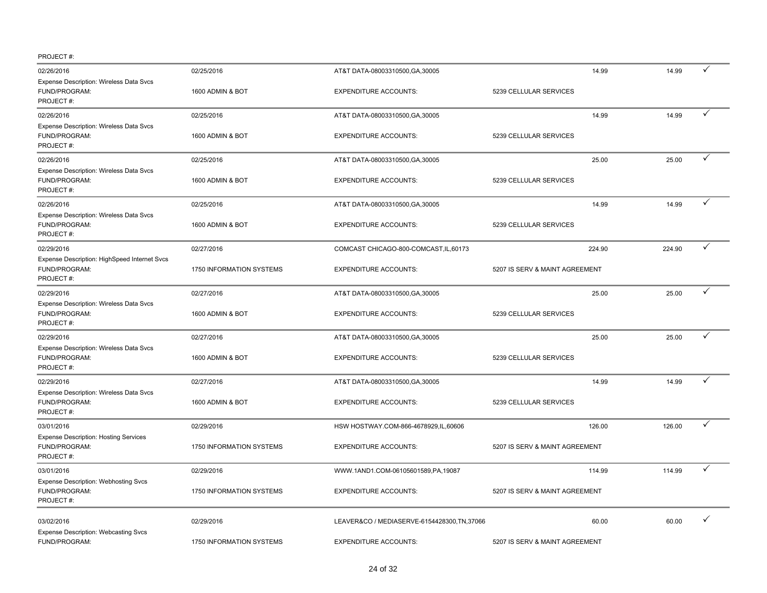PROJECT #:

| Posting Date | Transaction Date | Merchant | Account / Amount | | | |
|---|---|---|---|---|---|---|
| 02/26/2016 | 02/25/2016 | AT&T DATA-08003310500,GA,30005 | | 14.99 | 14.99 | ✓ |
| Expense Description: Wireless Data Svcs | | | | | | |
| FUND/PROGRAM: | 1600 ADMIN & BOT | EXPENDITURE ACCOUNTS: | 5239 CELLULAR SERVICES | | | |
| PROJECT #: | | | | | | |
| 02/26/2016 | 02/25/2016 | AT&T DATA-08003310500,GA,30005 | | 14.99 | 14.99 | ✓ |
| Expense Description: Wireless Data Svcs | | | | | | |
| FUND/PROGRAM: | 1600 ADMIN & BOT | EXPENDITURE ACCOUNTS: | 5239 CELLULAR SERVICES | | | |
| PROJECT #: | | | | | | |
| 02/26/2016 | 02/25/2016 | AT&T DATA-08003310500,GA,30005 | | 25.00 | 25.00 | ✓ |
| Expense Description: Wireless Data Svcs | | | | | | |
| FUND/PROGRAM: | 1600 ADMIN & BOT | EXPENDITURE ACCOUNTS: | 5239 CELLULAR SERVICES | | | |
| PROJECT #: | | | | | | |
| 02/26/2016 | 02/25/2016 | AT&T DATA-08003310500,GA,30005 | | 14.99 | 14.99 | ✓ |
| Expense Description: Wireless Data Svcs | | | | | | |
| FUND/PROGRAM: | 1600 ADMIN & BOT | EXPENDITURE ACCOUNTS: | 5239 CELLULAR SERVICES | | | |
| PROJECT #: | | | | | | |
| 02/29/2016 | 02/27/2016 | COMCAST CHICAGO-800-COMCAST,IL,60173 | | 224.90 | 224.90 | ✓ |
| Expense Description: HighSpeed Internet Svcs | | | | | | |
| FUND/PROGRAM: | 1750 INFORMATION SYSTEMS | EXPENDITURE ACCOUNTS: | 5207 IS SERV & MAINT AGREEMENT | | | |
| PROJECT #: | | | | | | |
| 02/29/2016 | 02/27/2016 | AT&T DATA-08003310500,GA,30005 | | 25.00 | 25.00 | ✓ |
| Expense Description: Wireless Data Svcs | | | | | | |
| FUND/PROGRAM: | 1600 ADMIN & BOT | EXPENDITURE ACCOUNTS: | 5239 CELLULAR SERVICES | | | |
| PROJECT #: | | | | | | |
| 02/29/2016 | 02/27/2016 | AT&T DATA-08003310500,GA,30005 | | 25.00 | 25.00 | ✓ |
| Expense Description: Wireless Data Svcs | | | | | | |
| FUND/PROGRAM: | 1600 ADMIN & BOT | EXPENDITURE ACCOUNTS: | 5239 CELLULAR SERVICES | | | |
| PROJECT #: | | | | | | |
| 02/29/2016 | 02/27/2016 | AT&T DATA-08003310500,GA,30005 | | 14.99 | 14.99 | ✓ |
| Expense Description: Wireless Data Svcs | | | | | | |
| FUND/PROGRAM: | 1600 ADMIN & BOT | EXPENDITURE ACCOUNTS: | 5239 CELLULAR SERVICES | | | |
| PROJECT #: | | | | | | |
| 03/01/2016 | 02/29/2016 | HSW HOSTWAY.COM-866-4678929,IL,60606 | | 126.00 | 126.00 | ✓ |
| Expense Description: Hosting Services | | | | | | |
| FUND/PROGRAM: | 1750 INFORMATION SYSTEMS | EXPENDITURE ACCOUNTS: | 5207 IS SERV & MAINT AGREEMENT | | | |
| PROJECT #: | | | | | | |
| 03/01/2016 | 02/29/2016 | WWW.1AND1.COM-06105601589,PA,19087 | | 114.99 | 114.99 | ✓ |
| Expense Description: Webhosting Svcs | | | | | | |
| FUND/PROGRAM: | 1750 INFORMATION SYSTEMS | EXPENDITURE ACCOUNTS: | 5207 IS SERV & MAINT AGREEMENT | | | |
| PROJECT #: | | | | | | |
| 03/02/2016 | 02/29/2016 | LEAVER&CO / MEDIASERVE-6154428300,TN,37066 | | 60.00 | 60.00 | ✓ |
| Expense Description: Webcasting Svcs | | | | | | |
| FUND/PROGRAM: | 1750 INFORMATION SYSTEMS | EXPENDITURE ACCOUNTS: | 5207 IS SERV & MAINT AGREEMENT | | | |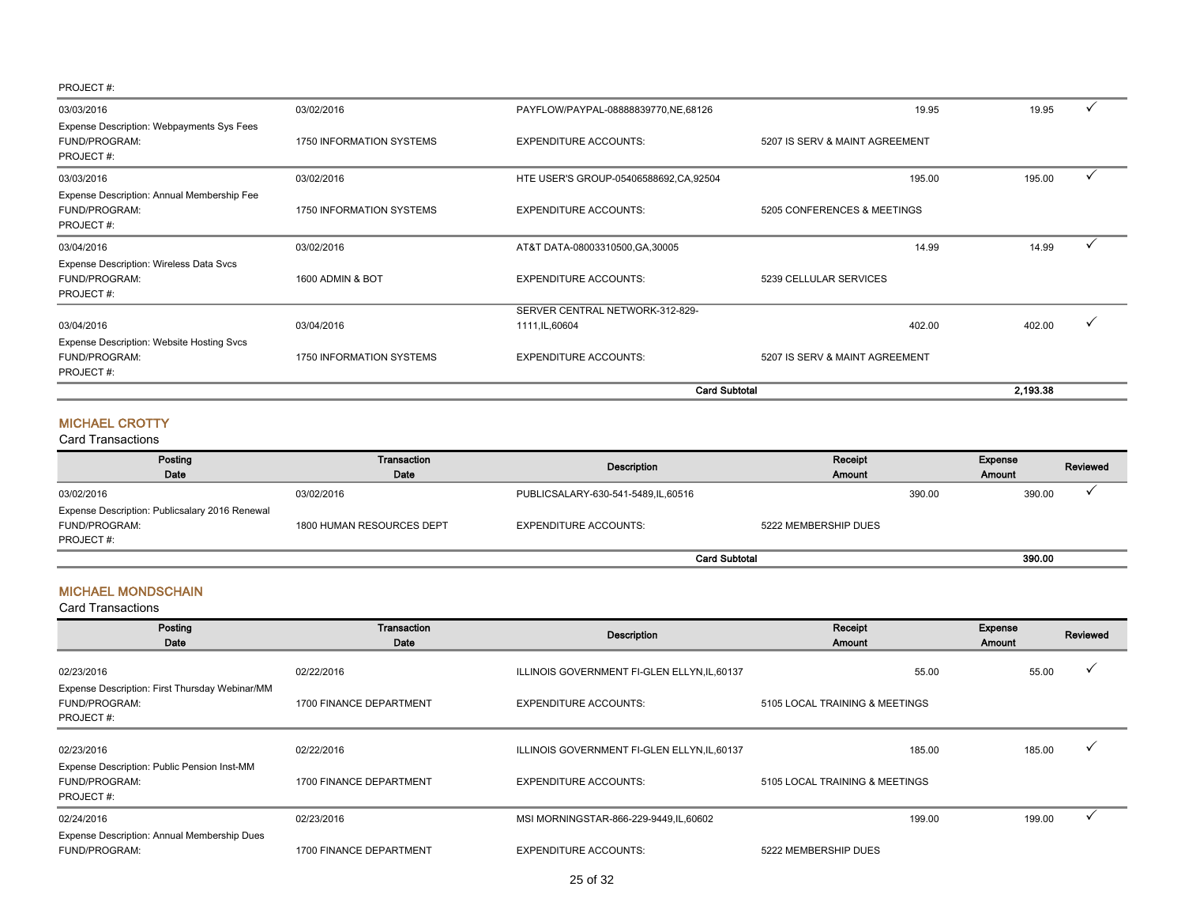PROJECT #:

| Posting Date | Transaction Date | Description | Receipt Amount | Expense Amount | Reviewed |
|---|---|---|---|---|---|
| 03/03/2016 | 03/02/2016 | PAYFLOW/PAYPAL-08888839770,NE,68126 | 19.95 | 19.95 | ✓ |
| Expense Description: Webpayments Sys Fees | | | | | |
| FUND/PROGRAM: | 1750 INFORMATION SYSTEMS | EXPENDITURE ACCOUNTS: | 5207 IS SERV & MAINT AGREEMENT | | |
| PROJECT #: | | | | | |
| 03/03/2016 | 03/02/2016 | HTE USER'S GROUP-05406588692,CA,92504 | 195.00 | 195.00 | ✓ |
| Expense Description: Annual Membership Fee | | | | | |
| FUND/PROGRAM: | 1750 INFORMATION SYSTEMS | EXPENDITURE ACCOUNTS: | 5205 CONFERENCES & MEETINGS | | |
| PROJECT #: | | | | | |
| 03/04/2016 | 03/02/2016 | AT&T DATA-08003310500,GA,30005 | 14.99 | 14.99 | ✓ |
| Expense Description: Wireless Data Svcs | | | | | |
| FUND/PROGRAM: | 1600 ADMIN & BOT | EXPENDITURE ACCOUNTS: | 5239 CELLULAR SERVICES | | |
| PROJECT #: | | | | | |
| 03/04/2016 | 03/04/2016 | SERVER CENTRAL NETWORK-312-829-1111,IL,60604 | 402.00 | 402.00 | ✓ |
| Expense Description: Website Hosting Svcs | | | | | |
| FUND/PROGRAM: | 1750 INFORMATION SYSTEMS | EXPENDITURE ACCOUNTS: | 5207 IS SERV & MAINT AGREEMENT | | |
| PROJECT #: | | | | | |
| | | **Card Subtotal** | | **2,193.38** | |

## MICHAEL CROTTY

Card Transactions

| Posting Date | Transaction Date | Description | Receipt Amount | Expense Amount | Reviewed |
|---|---|---|---|---|---|
| 03/02/2016 | 03/02/2016 | PUBLICSALARY-630-541-5489,IL,60516 | 390.00 | 390.00 | ✓ |
| Expense Description: Publicsalary 2016 Renewal | | | | | |
| FUND/PROGRAM: | 1800 HUMAN RESOURCES DEPT | EXPENDITURE ACCOUNTS: | 5222 MEMBERSHIP DUES | | |
| PROJECT #: | | | | | |
| | | **Card Subtotal** | | **390.00** | |

## MICHAEL MONDSCHAIN

Card Transactions

| Posting Date | Transaction Date | Description | Receipt Amount | Expense Amount | Reviewed |
|---|---|---|---|---|---|
| 02/23/2016 | 02/22/2016 | ILLINOIS GOVERNMENT FI-GLEN ELLYN,IL,60137 | 55.00 | 55.00 | ✓ |
| Expense Description: First Thursday Webinar/MM | | | | | |
| FUND/PROGRAM: | 1700 FINANCE DEPARTMENT | EXPENDITURE ACCOUNTS: | 5105 LOCAL TRAINING & MEETINGS | | |
| PROJECT #: | | | | | |
| 02/23/2016 | 02/22/2016 | ILLINOIS GOVERNMENT FI-GLEN ELLYN,IL,60137 | 185.00 | 185.00 | ✓ |
| Expense Description: Public Pension Inst-MM | | | | | |
| FUND/PROGRAM: | 1700 FINANCE DEPARTMENT | EXPENDITURE ACCOUNTS: | 5105 LOCAL TRAINING & MEETINGS | | |
| PROJECT #: | | | | | |
| 02/24/2016 | 02/23/2016 | MSI MORNINGSTAR-866-229-9449,IL,60602 | 199.00 | 199.00 | ✓ |
| Expense Description: Annual Membership Dues | | | | | |
| FUND/PROGRAM: | 1700 FINANCE DEPARTMENT | EXPENDITURE ACCOUNTS: | 5222 MEMBERSHIP DUES | | |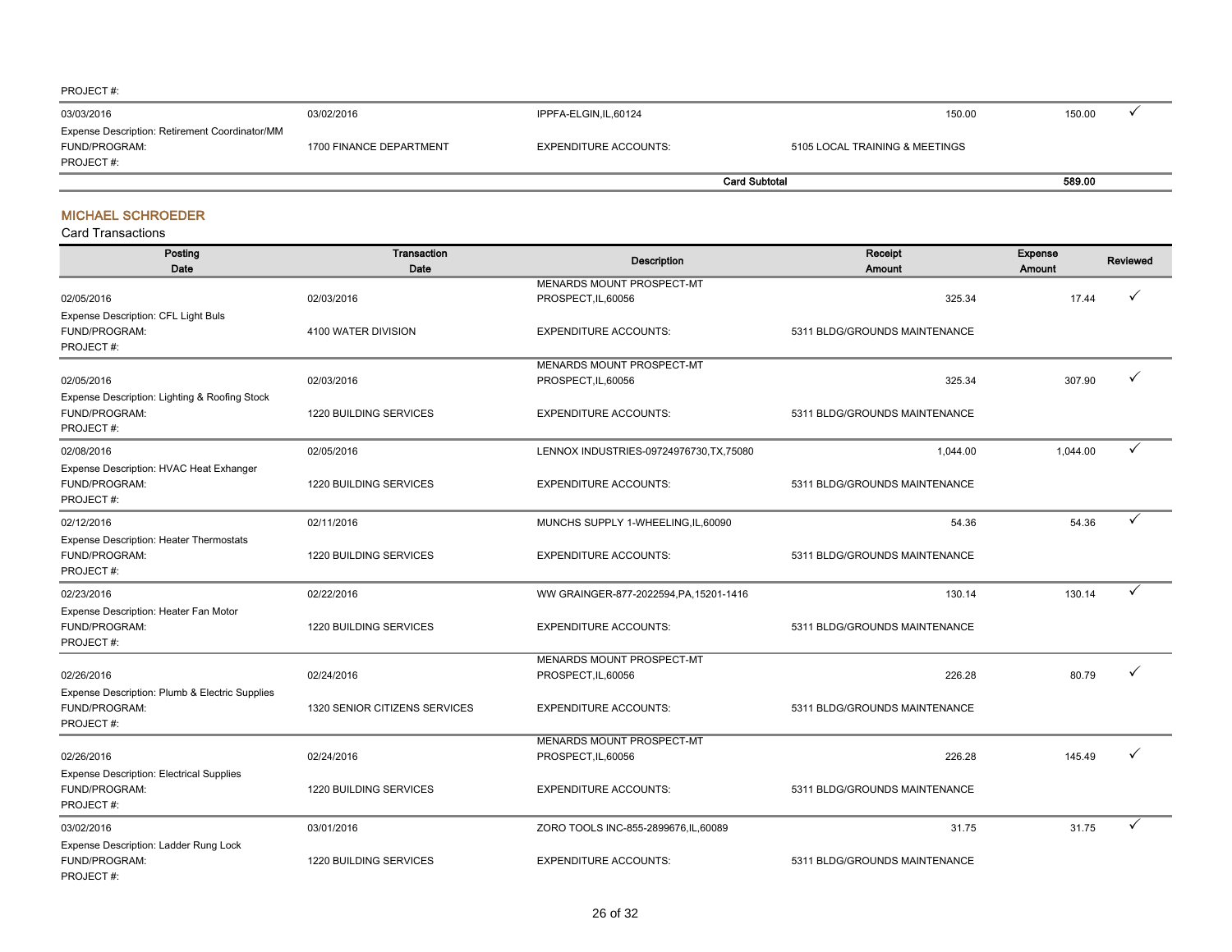PROJECT #:

| 03/03/2016 | 03/02/2016 | IPPFA-ELGIN,IL,60124 | 150.00 | 150.00 | ✓ |
|---|---|---|---|---|---|
| Expense Description: Retirement Coordinator/MM | | | | | |
| FUND/PROGRAM: | 1700 FINANCE DEPARTMENT | EXPENDITURE ACCOUNTS: | 5105 LOCAL TRAINING & MEETINGS | | |
| PROJECT #: | | | | | |
| | | | **Card Subtotal** | **589.00** | |

## MICHAEL SCHROEDER

Card Transactions

| Posting Date | Transaction Date | Description | Receipt Amount | Expense Amount | Reviewed |
|---|---|---|---|---|---|
| 02/05/2016 | 02/03/2016 | MENARDS MOUNT PROSPECT-MT PROSPECT,IL,60056 | 325.34 | 17.44 | ✓ |
| Expense Description: CFL Light Buls | | | | | |
| FUND/PROGRAM: | 4100 WATER DIVISION | EXPENDITURE ACCOUNTS: | 5311 BLDG/GROUNDS MAINTENANCE | | |
| PROJECT #: | | | | | |
| 02/05/2016 | 02/03/2016 | MENARDS MOUNT PROSPECT-MT PROSPECT,IL,60056 | 325.34 | 307.90 | ✓ |
| Expense Description: Lighting & Roofing Stock | | | | | |
| FUND/PROGRAM: | 1220 BUILDING SERVICES | EXPENDITURE ACCOUNTS: | 5311 BLDG/GROUNDS MAINTENANCE | | |
| PROJECT #: | | | | | |
| 02/08/2016 | 02/05/2016 | LENNOX INDUSTRIES-09724976730,TX,75080 | 1,044.00 | 1,044.00 | ✓ |
| Expense Description: HVAC Heat Exhanger | | | | | |
| FUND/PROGRAM: | 1220 BUILDING SERVICES | EXPENDITURE ACCOUNTS: | 5311 BLDG/GROUNDS MAINTENANCE | | |
| PROJECT #: | | | | | |
| 02/12/2016 | 02/11/2016 | MUNCHS SUPPLY 1-WHEELING,IL,60090 | 54.36 | 54.36 | ✓ |
| Expense Description: Heater Thermostats | | | | | |
| FUND/PROGRAM: | 1220 BUILDING SERVICES | EXPENDITURE ACCOUNTS: | 5311 BLDG/GROUNDS MAINTENANCE | | |
| PROJECT #: | | | | | |
| 02/23/2016 | 02/22/2016 | WW GRAINGER-877-2022594,PA,15201-1416 | 130.14 | 130.14 | ✓ |
| Expense Description: Heater Fan Motor | | | | | |
| FUND/PROGRAM: | 1220 BUILDING SERVICES | EXPENDITURE ACCOUNTS: | 5311 BLDG/GROUNDS MAINTENANCE | | |
| PROJECT #: | | | | | |
| 02/26/2016 | 02/24/2016 | MENARDS MOUNT PROSPECT-MT PROSPECT,IL,60056 | 226.28 | 80.79 | ✓ |
| Expense Description: Plumb & Electric Supplies | | | | | |
| FUND/PROGRAM: | 1320 SENIOR CITIZENS SERVICES | EXPENDITURE ACCOUNTS: | 5311 BLDG/GROUNDS MAINTENANCE | | |
| PROJECT #: | | | | | |
| 02/26/2016 | 02/24/2016 | MENARDS MOUNT PROSPECT-MT PROSPECT,IL,60056 | 226.28 | 145.49 | ✓ |
| Expense Description: Electrical Supplies | | | | | |
| FUND/PROGRAM: | 1220 BUILDING SERVICES | EXPENDITURE ACCOUNTS: | 5311 BLDG/GROUNDS MAINTENANCE | | |
| PROJECT #: | | | | | |
| 03/02/2016 | 03/01/2016 | ZORO TOOLS INC-855-2899676,IL,60089 | 31.75 | 31.75 | ✓ |
| Expense Description: Ladder Rung Lock | | | | | |
| FUND/PROGRAM: | 1220 BUILDING SERVICES | EXPENDITURE ACCOUNTS: | 5311 BLDG/GROUNDS MAINTENANCE | | |
| PROJECT #: | | | | | |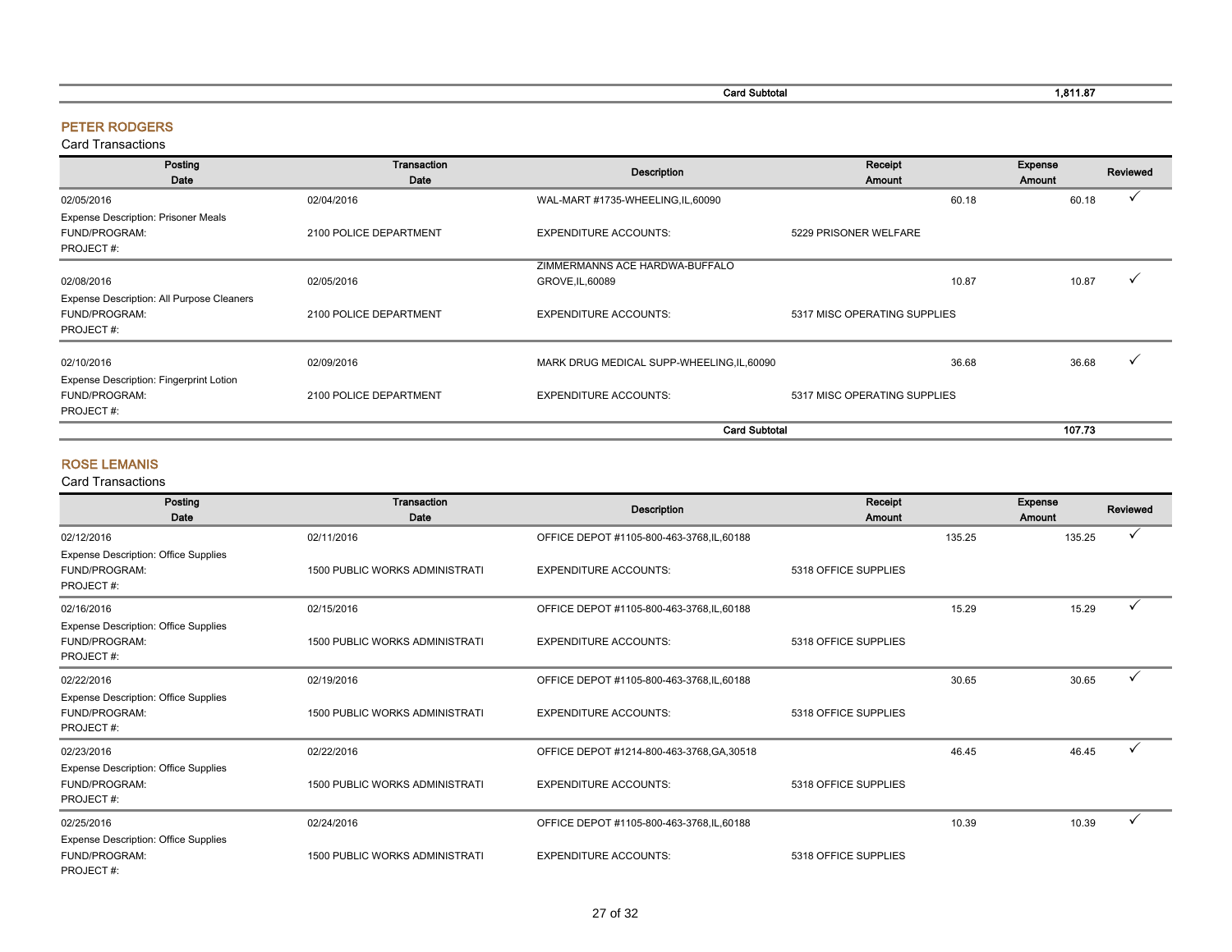| | | Card Subtotal | | 1,811.87 | |
|---|---|---|---|---|---|

## PETER RODGERS

Card Transactions

| Posting Date | Transaction Date | Description | Receipt Amount | Expense Amount | Reviewed |
|---|---|---|---|---|---|
| 02/05/2016 | 02/04/2016 | WAL-MART #1735-WHEELING,IL,60090 | 60.18 | 60.18 | ✓ |
| Expense Description: Prisoner Meals | | | | | |
| FUND/PROGRAM: | 2100 POLICE DEPARTMENT | EXPENDITURE ACCOUNTS: | 5229 PRISONER WELFARE | | |
| PROJECT #: | | | | | |
| 02/08/2016 | 02/05/2016 | ZIMMERMANNS ACE HARDWA-BUFFALO GROVE,IL,60089 | 10.87 | 10.87 | ✓ |
| Expense Description: All Purpose Cleaners | | | | | |
| FUND/PROGRAM: | 2100 POLICE DEPARTMENT | EXPENDITURE ACCOUNTS: | 5317 MISC OPERATING SUPPLIES | | |
| PROJECT #: | | | | | |
| 02/10/2016 | 02/09/2016 | MARK DRUG MEDICAL SUPP-WHEELING,IL,60090 | 36.68 | 36.68 | ✓ |
| Expense Description: Fingerprint Lotion | | | | | |
| FUND/PROGRAM: | 2100 POLICE DEPARTMENT | EXPENDITURE ACCOUNTS: | 5317 MISC OPERATING SUPPLIES | | |
| PROJECT #: | | | | | |
| | | **Card Subtotal** | | **107.73** | |

## ROSE LEMANIS

Card Transactions

| Posting Date | Transaction Date | Description | Receipt Amount | Expense Amount | Reviewed |
|---|---|---|---|---|---|
| 02/12/2016 | 02/11/2016 | OFFICE DEPOT #1105-800-463-3768,IL,60188 | 135.25 | 135.25 | ✓ |
| Expense Description: Office Supplies | | | | | |
| FUND/PROGRAM: | 1500 PUBLIC WORKS ADMINISTRATI | EXPENDITURE ACCOUNTS: | 5318 OFFICE SUPPLIES | | |
| PROJECT #: | | | | | |
| 02/16/2016 | 02/15/2016 | OFFICE DEPOT #1105-800-463-3768,IL,60188 | 15.29 | 15.29 | ✓ |
| Expense Description: Office Supplies | | | | | |
| FUND/PROGRAM: | 1500 PUBLIC WORKS ADMINISTRATI | EXPENDITURE ACCOUNTS: | 5318 OFFICE SUPPLIES | | |
| PROJECT #: | | | | | |
| 02/22/2016 | 02/19/2016 | OFFICE DEPOT #1105-800-463-3768,IL,60188 | 30.65 | 30.65 | ✓ |
| Expense Description: Office Supplies | | | | | |
| FUND/PROGRAM: | 1500 PUBLIC WORKS ADMINISTRATI | EXPENDITURE ACCOUNTS: | 5318 OFFICE SUPPLIES | | |
| PROJECT #: | | | | | |
| 02/23/2016 | 02/22/2016 | OFFICE DEPOT #1214-800-463-3768,GA,30518 | 46.45 | 46.45 | ✓ |
| Expense Description: Office Supplies | | | | | |
| FUND/PROGRAM: | 1500 PUBLIC WORKS ADMINISTRATI | EXPENDITURE ACCOUNTS: | 5318 OFFICE SUPPLIES | | |
| PROJECT #: | | | | | |
| 02/25/2016 | 02/24/2016 | OFFICE DEPOT #1105-800-463-3768,IL,60188 | 10.39 | 10.39 | ✓ |
| Expense Description: Office Supplies | | | | | |
| FUND/PROGRAM: | 1500 PUBLIC WORKS ADMINISTRATI | EXPENDITURE ACCOUNTS: | 5318 OFFICE SUPPLIES | | |
| PROJECT #: | | | | | |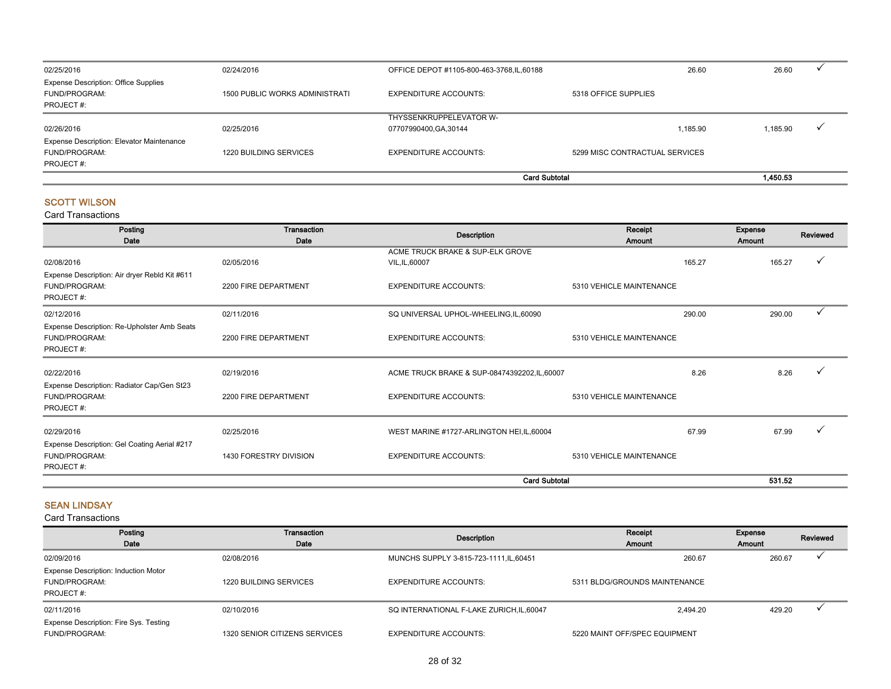| Posting Date | Transaction Date | Description | Receipt Amount | Expense Amount | Reviewed |
|---|---|---|---|---|---|
| 02/25/2016 | 02/24/2016 | OFFICE DEPOT #1105-800-463-3768,IL,60188 | 26.60 | 26.60 | ✓ |
| Expense Description: Office Supplies | | | | | |
| FUND/PROGRAM: | 1500 PUBLIC WORKS ADMINISTRATI | EXPENDITURE ACCOUNTS: | 5318 OFFICE SUPPLIES | | |
| PROJECT #: | | | | | |
| 02/26/2016 | 02/25/2016 | THYSSENKRUPPELEVATOR W-07707990400,GA,30144 | 1,185.90 | 1,185.90 | ✓ |
| Expense Description: Elevator Maintenance | | | | | |
| FUND/PROGRAM: | 1220 BUILDING SERVICES | EXPENDITURE ACCOUNTS: | 5299 MISC CONTRACTUAL SERVICES | | |
| PROJECT #: | | | | | |
| | | **Card Subtotal** | | **1,450.53** | |

## SCOTT WILSON

Card Transactions

| Posting Date | Transaction Date | Description | Receipt Amount | Expense Amount | Reviewed |
|---|---|---|---|---|---|
| 02/08/2016 | 02/05/2016 | ACME TRUCK BRAKE & SUP-ELK GROVE VIL,IL,60007 | 165.27 | 165.27 | ✓ |
| Expense Description: Air dryer Rebld Kit #611 | | | | | |
| FUND/PROGRAM: | 2200 FIRE DEPARTMENT | EXPENDITURE ACCOUNTS: | 5310 VEHICLE MAINTENANCE | | |
| PROJECT #: | | | | | |
| 02/12/2016 | 02/11/2016 | SQ UNIVERSAL UPHOL-WHEELING,IL,60090 | 290.00 | 290.00 | ✓ |
| Expense Description: Re-Upholster Amb Seats | | | | | |
| FUND/PROGRAM: | 2200 FIRE DEPARTMENT | EXPENDITURE ACCOUNTS: | 5310 VEHICLE MAINTENANCE | | |
| PROJECT #: | | | | | |
| 02/22/2016 | 02/19/2016 | ACME TRUCK BRAKE & SUP-08474392202,IL,60007 | 8.26 | 8.26 | ✓ |
| Expense Description: Radiator Cap/Gen St23 | | | | | |
| FUND/PROGRAM: | 2200 FIRE DEPARTMENT | EXPENDITURE ACCOUNTS: | 5310 VEHICLE MAINTENANCE | | |
| PROJECT #: | | | | | |
| 02/29/2016 | 02/25/2016 | WEST MARINE #1727-ARLINGTON HEI,IL,60004 | 67.99 | 67.99 | ✓ |
| Expense Description: Gel Coating Aerial #217 | | | | | |
| FUND/PROGRAM: | 1430 FORESTRY DIVISION | EXPENDITURE ACCOUNTS: | 5310 VEHICLE MAINTENANCE | | |
| PROJECT #: | | | | | |
| | | **Card Subtotal** | | **531.52** | |

## SEAN LINDSAY

Card Transactions

| Posting Date | Transaction Date | Description | Receipt Amount | Expense Amount | Reviewed |
|---|---|---|---|---|---|
| 02/09/2016 | 02/08/2016 | MUNCHS SUPPLY 3-815-723-1111,IL,60451 | 260.67 | 260.67 | ✓ |
| Expense Description: Induction Motor | | | | | |
| FUND/PROGRAM: | 1220 BUILDING SERVICES | EXPENDITURE ACCOUNTS: | 5311 BLDG/GROUNDS MAINTENANCE | | |
| PROJECT #: | | | | | |
| 02/11/2016 | 02/10/2016 | SQ INTERNATIONAL F-LAKE ZURICH,IL,60047 | 2,494.20 | 429.20 | ✓ |
| Expense Description: Fire Sys. Testing | | | | | |
| FUND/PROGRAM: | 1320 SENIOR CITIZENS SERVICES | EXPENDITURE ACCOUNTS: | 5220 MAINT OFF/SPEC EQUIPMENT | | |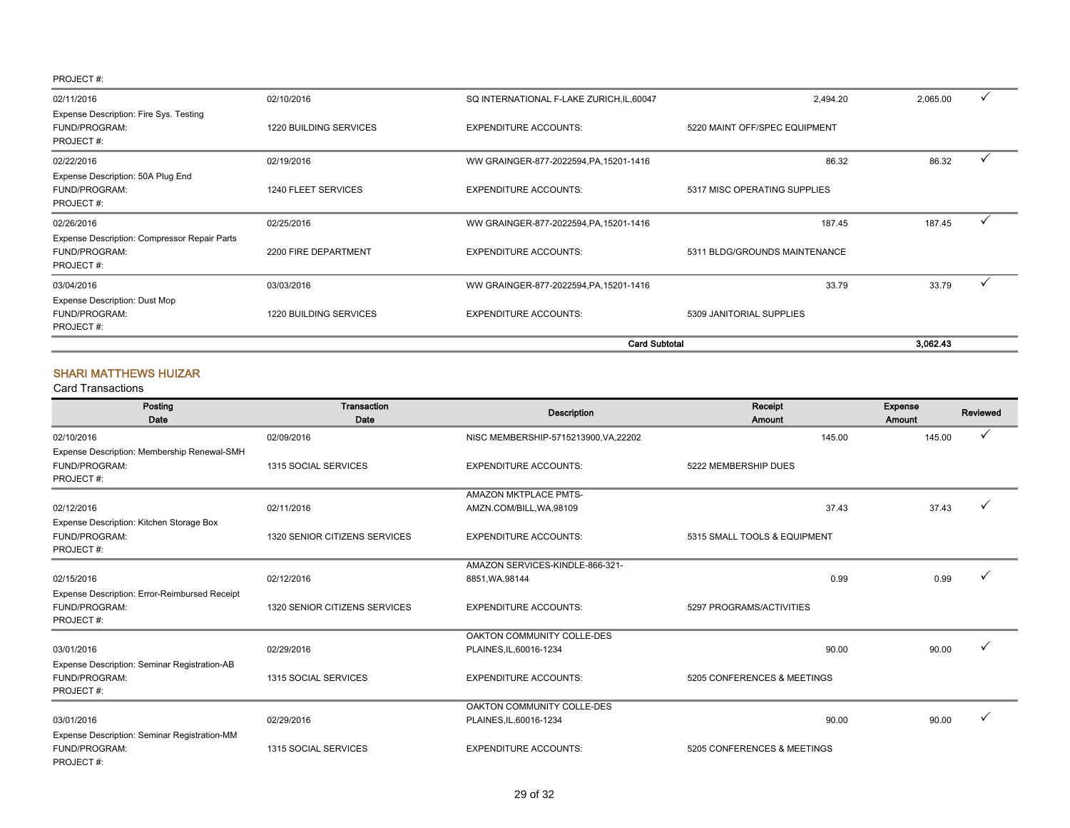PROJECT #:

| Posting Date | Transaction Date | Description | Receipt Amount | Expense Amount | Reviewed |
|---|---|---|---|---|---|
| 02/11/2016 | 02/10/2016 | SQ INTERNATIONAL F-LAKE ZURICH,IL,60047 | 2,494.20 | 2,065.00 | ✓ |
| Expense Description: Fire Sys. Testing | | | | | |
| FUND/PROGRAM: | 1220 BUILDING SERVICES | EXPENDITURE ACCOUNTS: | 5220 MAINT OFF/SPEC EQUIPMENT | | |
| PROJECT #: | | | | | |
| 02/22/2016 | 02/19/2016 | WW GRAINGER-877-2022594,PA,15201-1416 | 86.32 | 86.32 | ✓ |
| Expense Description: 50A Plug End | | | | | |
| FUND/PROGRAM: | 1240 FLEET SERVICES | EXPENDITURE ACCOUNTS: | 5317 MISC OPERATING SUPPLIES | | |
| PROJECT #: | | | | | |
| 02/26/2016 | 02/25/2016 | WW GRAINGER-877-2022594,PA,15201-1416 | 187.45 | 187.45 | ✓ |
| Expense Description: Compressor Repair Parts | | | | | |
| FUND/PROGRAM: | 2200 FIRE DEPARTMENT | EXPENDITURE ACCOUNTS: | 5311 BLDG/GROUNDS MAINTENANCE | | |
| PROJECT #: | | | | | |
| 03/04/2016 | 03/03/2016 | WW GRAINGER-877-2022594,PA,15201-1416 | 33.79 | 33.79 | ✓ |
| Expense Description: Dust Mop | | | | | |
| FUND/PROGRAM: | 1220 BUILDING SERVICES | EXPENDITURE ACCOUNTS: | 5309 JANITORIAL SUPPLIES | | |
| PROJECT #: | | | | | |
| | | **Card Subtotal** | | **3,062.43** | |

## SHARI MATTHEWS HUIZAR

Card Transactions

| Posting Date | Transaction Date | Description | Receipt Amount | Expense Amount | Reviewed |
|---|---|---|---|---|---|
| 02/10/2016 | 02/09/2016 | NISC MEMBERSHIP-5715213900,VA,22202 | 145.00 | 145.00 | ✓ |
| Expense Description: Membership Renewal-SMH | | | | | |
| FUND/PROGRAM: | 1315 SOCIAL SERVICES | EXPENDITURE ACCOUNTS: | 5222 MEMBERSHIP DUES | | |
| PROJECT #: | | | | | |
| 02/12/2016 | 02/11/2016 | AMAZON MKTPLACE PMTS-AMZN.COM/BILL,WA,98109 | 37.43 | 37.43 | ✓ |
| Expense Description: Kitchen Storage Box | | | | | |
| FUND/PROGRAM: | 1320 SENIOR CITIZENS SERVICES | EXPENDITURE ACCOUNTS: | 5315 SMALL TOOLS & EQUIPMENT | | |
| PROJECT #: | | | | | |
| 02/15/2016 | 02/12/2016 | AMAZON SERVICES-KINDLE-866-321-8851,WA,98144 | 0.99 | 0.99 | ✓ |
| Expense Description: Error-Reimbursed Receipt | | | | | |
| FUND/PROGRAM: | 1320 SENIOR CITIZENS SERVICES | EXPENDITURE ACCOUNTS: | 5297 PROGRAMS/ACTIVITIES | | |
| PROJECT #: | | | | | |
| 03/01/2016 | 02/29/2016 | OAKTON COMMUNITY COLLE-DES PLAINES,IL,60016-1234 | 90.00 | 90.00 | ✓ |
| Expense Description: Seminar Registration-AB | | | | | |
| FUND/PROGRAM: | 1315 SOCIAL SERVICES | EXPENDITURE ACCOUNTS: | 5205 CONFERENCES & MEETINGS | | |
| PROJECT #: | | | | | |
| 03/01/2016 | 02/29/2016 | OAKTON COMMUNITY COLLE-DES PLAINES,IL,60016-1234 | 90.00 | 90.00 | ✓ |
| Expense Description: Seminar Registration-MM | | | | | |
| FUND/PROGRAM: | 1315 SOCIAL SERVICES | EXPENDITURE ACCOUNTS: | 5205 CONFERENCES & MEETINGS | | |
| PROJECT #: | | | | | |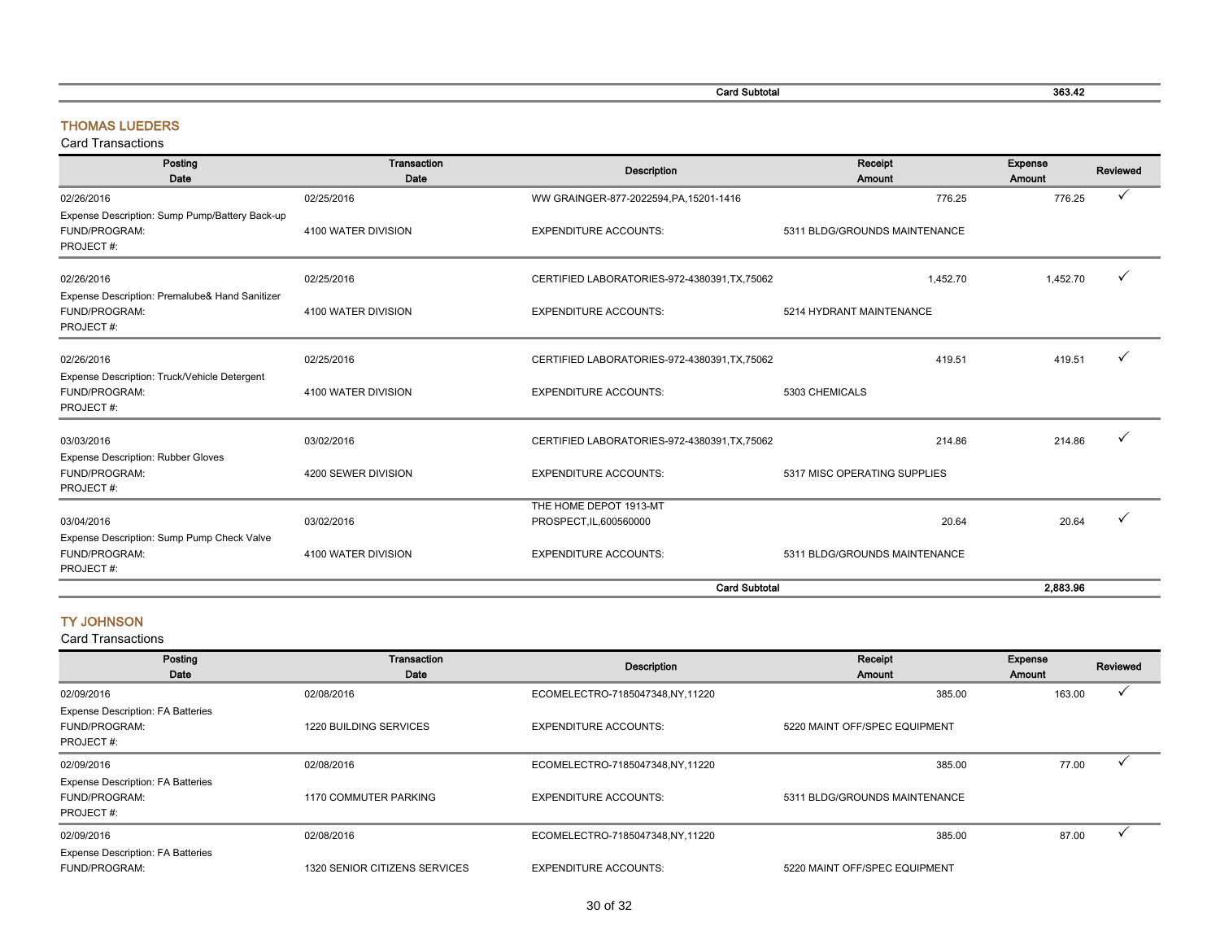| | | Card Subtotal | | 363.42 | |
|---|---|---|---|---|---|

## THOMAS LUEDERS

Card Transactions

| Posting Date | Transaction Date | Description | Receipt Amount | Expense Amount | Reviewed |
|---|---|---|---|---|---|
| 02/26/2016 | 02/25/2016 | WW GRAINGER-877-2022594,PA,15201-1416 | 776.25 | 776.25 | ✓ |
| Expense Description: Sump Pump/Battery Back-up | | | | | |
| FUND/PROGRAM: | 4100 WATER DIVISION | EXPENDITURE ACCOUNTS: | 5311 BLDG/GROUNDS MAINTENANCE | | |
| PROJECT #: | | | | | |
| 02/26/2016 | 02/25/2016 | CERTIFIED LABORATORIES-972-4380391,TX,75062 | 1,452.70 | 1,452.70 | ✓ |
| Expense Description: Premalube& Hand Sanitizer | | | | | |
| FUND/PROGRAM: | 4100 WATER DIVISION | EXPENDITURE ACCOUNTS: | 5214 HYDRANT MAINTENANCE | | |
| PROJECT #: | | | | | |
| 02/26/2016 | 02/25/2016 | CERTIFIED LABORATORIES-972-4380391,TX,75062 | 419.51 | 419.51 | ✓ |
| Expense Description: Truck/Vehicle Detergent | | | | | |
| FUND/PROGRAM: | 4100 WATER DIVISION | EXPENDITURE ACCOUNTS: | 5303 CHEMICALS | | |
| PROJECT #: | | | | | |
| 03/03/2016 | 03/02/2016 | CERTIFIED LABORATORIES-972-4380391,TX,75062 | 214.86 | 214.86 | ✓ |
| Expense Description: Rubber Gloves | | | | | |
| FUND/PROGRAM: | 4200 SEWER DIVISION | EXPENDITURE ACCOUNTS: | 5317 MISC OPERATING SUPPLIES | | |
| PROJECT #: | | | | | |
| 03/04/2016 | 03/02/2016 | THE HOME DEPOT 1913-MT PROSPECT,IL,600560000 | 20.64 | 20.64 | ✓ |
| Expense Description: Sump Pump Check Valve | | | | | |
| FUND/PROGRAM: | 4100 WATER DIVISION | EXPENDITURE ACCOUNTS: | 5311 BLDG/GROUNDS MAINTENANCE | | |
| PROJECT #: | | | | | |
| | | **Card Subtotal** | | **2,883.96** | |

## TY JOHNSON

Card Transactions

| Posting Date | Transaction Date | Description | Receipt Amount | Expense Amount | Reviewed |
|---|---|---|---|---|---|
| 02/09/2016 | 02/08/2016 | ECOMELECTRO-7185047348,NY,11220 | 385.00 | 163.00 | ✓ |
| Expense Description: FA Batteries | | | | | |
| FUND/PROGRAM: | 1220 BUILDING SERVICES | EXPENDITURE ACCOUNTS: | 5220 MAINT OFF/SPEC EQUIPMENT | | |
| PROJECT #: | | | | | |
| 02/09/2016 | 02/08/2016 | ECOMELECTRO-7185047348,NY,11220 | 385.00 | 77.00 | ✓ |
| Expense Description: FA Batteries | | | | | |
| FUND/PROGRAM: | 1170 COMMUTER PARKING | EXPENDITURE ACCOUNTS: | 5311 BLDG/GROUNDS MAINTENANCE | | |
| PROJECT #: | | | | | |
| 02/09/2016 | 02/08/2016 | ECOMELECTRO-7185047348,NY,11220 | 385.00 | 87.00 | ✓ |
| Expense Description: FA Batteries | | | | | |
| FUND/PROGRAM: | 1320 SENIOR CITIZENS SERVICES | EXPENDITURE ACCOUNTS: | 5220 MAINT OFF/SPEC EQUIPMENT | | |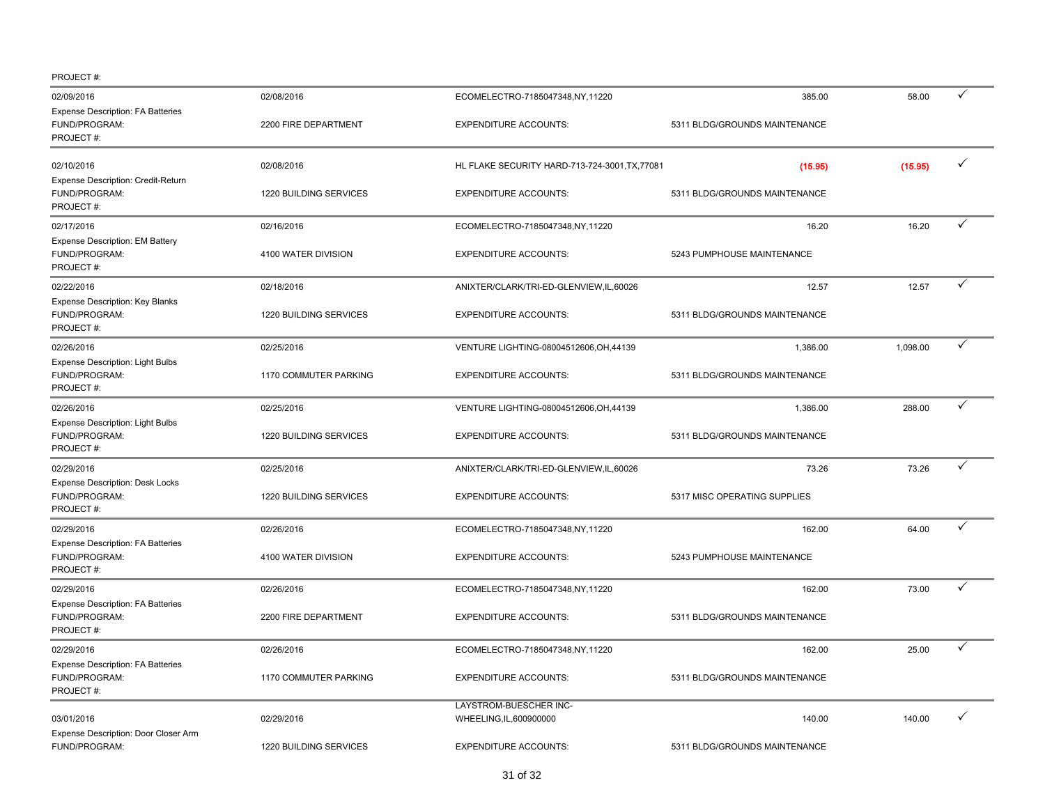PROJECT #:

| | | | | | |
|---|---|---|---|---|---|
| 02/09/2016 | 02/08/2016 | ECOMELECTRO-7185047348,NY,11220 | 385.00 | 58.00 | ✓ |
| Expense Description: FA Batteries | | | | | |
| FUND/PROGRAM: | 2200 FIRE DEPARTMENT | EXPENDITURE ACCOUNTS: | 5311 BLDG/GROUNDS MAINTENANCE | | |
| PROJECT #: | | | | | |
| 02/10/2016 | 02/08/2016 | HL FLAKE SECURITY HARD-713-724-3001,TX,77081 | (15.95) | (15.95) | ✓ |
| Expense Description: Credit-Return | | | | | |
| FUND/PROGRAM: | 1220 BUILDING SERVICES | EXPENDITURE ACCOUNTS: | 5311 BLDG/GROUNDS MAINTENANCE | | |
| PROJECT #: | | | | | |
| 02/17/2016 | 02/16/2016 | ECOMELECTRO-7185047348,NY,11220 | 16.20 | 16.20 | ✓ |
| Expense Description: EM Battery | | | | | |
| FUND/PROGRAM: | 4100 WATER DIVISION | EXPENDITURE ACCOUNTS: | 5243 PUMPHOUSE MAINTENANCE | | |
| PROJECT #: | | | | | |
| 02/22/2016 | 02/18/2016 | ANIXTER/CLARK/TRI-ED-GLENVIEW,IL,60026 | 12.57 | 12.57 | ✓ |
| Expense Description: Key Blanks | | | | | |
| FUND/PROGRAM: | 1220 BUILDING SERVICES | EXPENDITURE ACCOUNTS: | 5311 BLDG/GROUNDS MAINTENANCE | | |
| PROJECT #: | | | | | |
| 02/26/2016 | 02/25/2016 | VENTURE LIGHTING-08004512606,OH,44139 | 1,386.00 | 1,098.00 | ✓ |
| Expense Description: Light Bulbs | | | | | |
| FUND/PROGRAM: | 1170 COMMUTER PARKING | EXPENDITURE ACCOUNTS: | 5311 BLDG/GROUNDS MAINTENANCE | | |
| PROJECT #: | | | | | |
| 02/26/2016 | 02/25/2016 | VENTURE LIGHTING-08004512606,OH,44139 | 1,386.00 | 288.00 | ✓ |
| Expense Description: Light Bulbs | | | | | |
| FUND/PROGRAM: | 1220 BUILDING SERVICES | EXPENDITURE ACCOUNTS: | 5311 BLDG/GROUNDS MAINTENANCE | | |
| PROJECT #: | | | | | |
| 02/29/2016 | 02/25/2016 | ANIXTER/CLARK/TRI-ED-GLENVIEW,IL,60026 | 73.26 | 73.26 | ✓ |
| Expense Description: Desk Locks | | | | | |
| FUND/PROGRAM: | 1220 BUILDING SERVICES | EXPENDITURE ACCOUNTS: | 5317 MISC OPERATING SUPPLIES | | |
| PROJECT #: | | | | | |
| 02/29/2016 | 02/26/2016 | ECOMELECTRO-7185047348,NY,11220 | 162.00 | 64.00 | ✓ |
| Expense Description: FA Batteries | | | | | |
| FUND/PROGRAM: | 4100 WATER DIVISION | EXPENDITURE ACCOUNTS: | 5243 PUMPHOUSE MAINTENANCE | | |
| PROJECT #: | | | | | |
| 02/29/2016 | 02/26/2016 | ECOMELECTRO-7185047348,NY,11220 | 162.00 | 73.00 | ✓ |
| Expense Description: FA Batteries | | | | | |
| FUND/PROGRAM: | 2200 FIRE DEPARTMENT | EXPENDITURE ACCOUNTS: | 5311 BLDG/GROUNDS MAINTENANCE | | |
| PROJECT #: | | | | | |
| 02/29/2016 | 02/26/2016 | ECOMELECTRO-7185047348,NY,11220 | 162.00 | 25.00 | ✓ |
| Expense Description: FA Batteries | | | | | |
| FUND/PROGRAM: | 1170 COMMUTER PARKING | EXPENDITURE ACCOUNTS: | 5311 BLDG/GROUNDS MAINTENANCE | | |
| PROJECT #: | | | | | |
| 03/01/2016 | 02/29/2016 | LAYSTROM-BUESCHER INC-WHEELING,IL,600900000 | 140.00 | 140.00 | ✓ |
| Expense Description: Door Closer Arm | | | | | |
| FUND/PROGRAM: | 1220 BUILDING SERVICES | EXPENDITURE ACCOUNTS: | 5311 BLDG/GROUNDS MAINTENANCE | | |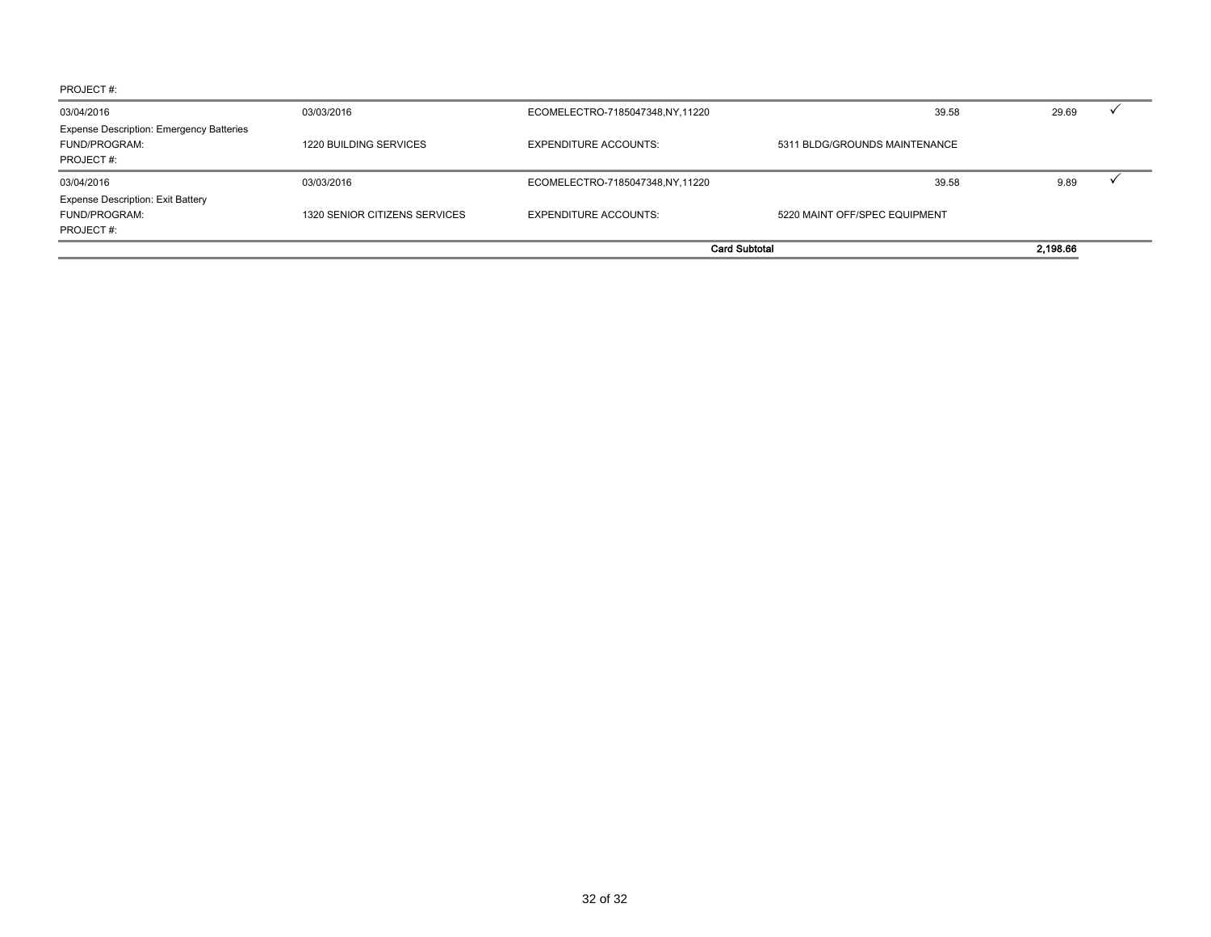PROJECT #:

| | | | | | |
|---|---|---|---|---|---|
| 03/04/2016 | 03/03/2016 | ECOMELECTRO-7185047348,NY,11220 | 39.58 | 29.69 | ✓ |
| Expense Description: Emergency Batteries | | | | | |
| FUND/PROGRAM: | 1220 BUILDING SERVICES | EXPENDITURE ACCOUNTS: | 5311 BLDG/GROUNDS MAINTENANCE | | |
| PROJECT #: | | | | | |
| 03/04/2016 | 03/03/2016 | ECOMELECTRO-7185047348,NY,11220 | 39.58 | 9.89 | ✓ |
| Expense Description: Exit Battery | | | | | |
| FUND/PROGRAM: | 1320 SENIOR CITIZENS SERVICES | EXPENDITURE ACCOUNTS: | 5220 MAINT OFF/SPEC EQUIPMENT | | |
| PROJECT #: | | | | | |
| | | | **Card Subtotal** | **2,198.66** | |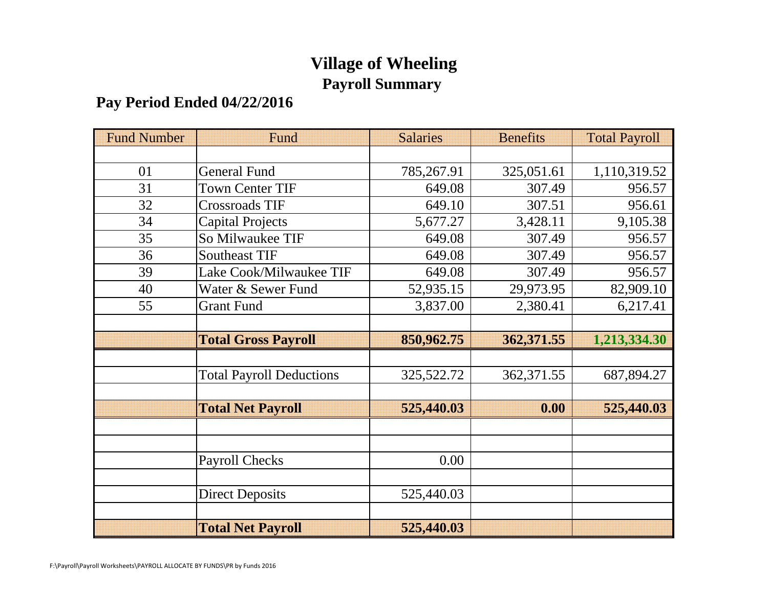# Village of Wheeling

## Payroll Summary

### Pay Period Ended 04/22/2016

| Fund Number | Fund | Salaries | Benefits | Total Payroll |
|---|---|---|---|---|
| | | | | |
| 01 | General Fund | 785,267.91 | 325,051.61 | 1,110,319.52 |
| 31 | Town Center TIF | 649.08 | 307.49 | 956.57 |
| 32 | Crossroads TIF | 649.10 | 307.51 | 956.61 |
| 34 | Capital Projects | 5,677.27 | 3,428.11 | 9,105.38 |
| 35 | So Milwaukee TIF | 649.08 | 307.49 | 956.57 |
| 36 | Southeast TIF | 649.08 | 307.49 | 956.57 |
| 39 | Lake Cook/Milwaukee TIF | 649.08 | 307.49 | 956.57 |
| 40 | Water & Sewer Fund | 52,935.15 | 29,973.95 | 82,909.10 |
| 55 | Grant Fund | 3,837.00 | 2,380.41 | 6,217.41 |
| | | | | |
| | **Total Gross Payroll** | **850,962.75** | **362,371.55** | **1,213,334.30** |
| | | | | |
| | Total Payroll Deductions | 325,522.72 | 362,371.55 | 687,894.27 |
| | | | | |
| | **Total Net Payroll** | **525,440.03** | **0.00** | **525,440.03** |
| | | | | |
| | | | | |
| | Payroll Checks | 0.00 | | |
| | | | | |
| | Direct Deposits | 525,440.03 | | |
| | | | | |
| | **Total Net Payroll** | **525,440.03** | | |

F:\Payroll\Payroll Worksheets\PAYROLL ALLOCATE BY FUNDS\PR by Funds 2016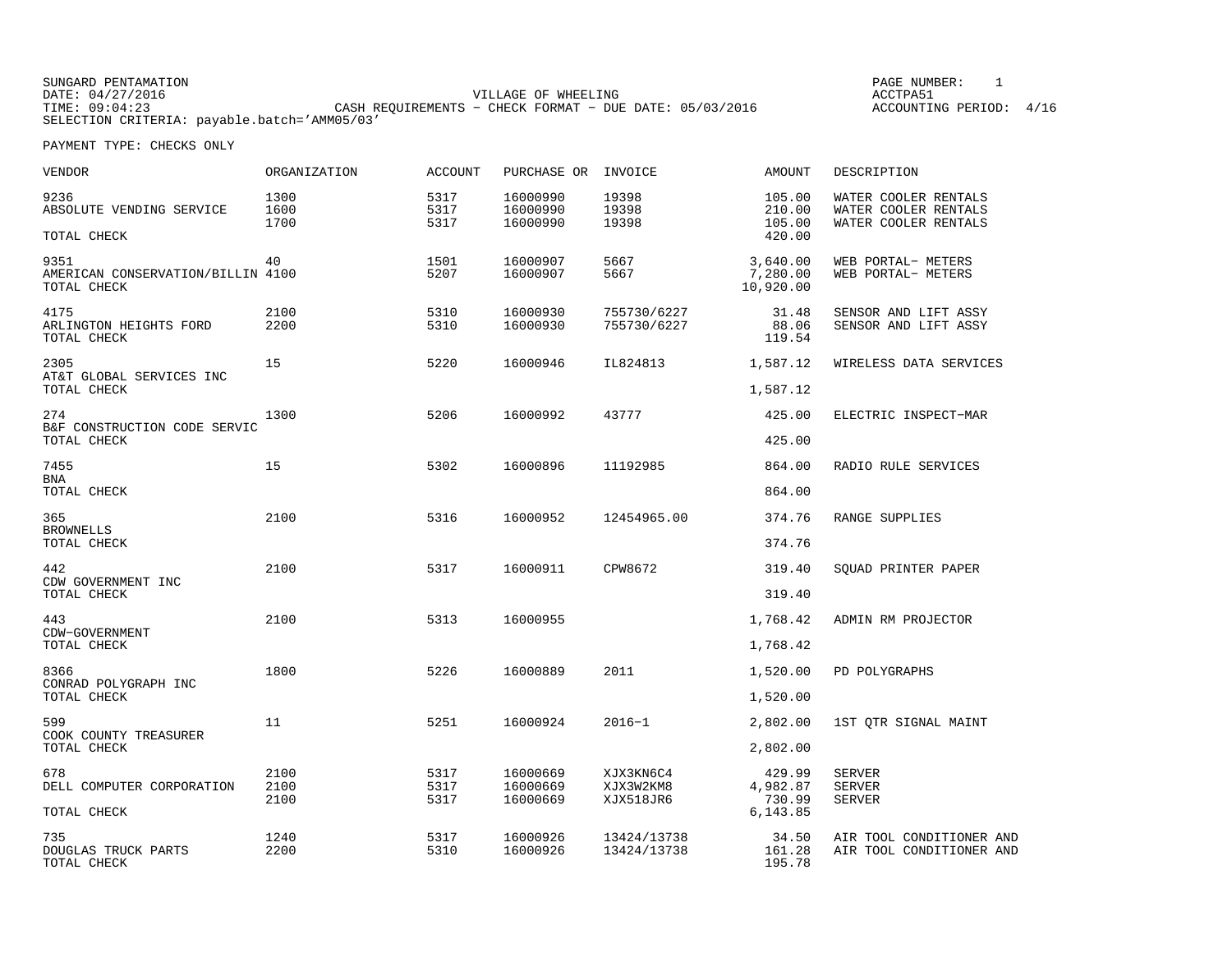SUNGARD PENTAMATION
DATE: 04/27/2016
TIME: 09:04:23
SELECTION CRITERIA: payable.batch='AMM05/03'

VILLAGE OF WHEELING
CASH REQUIREMENTS - CHECK FORMAT - DUE DATE: 05/03/2016

PAGE NUMBER: 1
ACCTPA51
ACCOUNTING PERIOD: 4/16

PAYMENT TYPE: CHECKS ONLY

| VENDOR | ORGANIZATION | ACCOUNT | PURCHASE OR | INVOICE | AMOUNT | DESCRIPTION |
|---|---|---|---|---|---|---|
| 9236 | 1300 | 5317 | 16000990 | 19398 | 105.00 | WATER COOLER RENTALS |
| ABSOLUTE VENDING SERVICE | 1600 | 5317 | 16000990 | 19398 | 210.00 | WATER COOLER RENTALS |
| | 1700 | 5317 | 16000990 | 19398 | 105.00 | WATER COOLER RENTALS |
| TOTAL CHECK | | | | | 420.00 | |
| 9351 | 40 | 1501 | 16000907 | 5667 | 3,640.00 | WEB PORTAL- METERS |
| AMERICAN CONSERVATION/BILLIN | 4100 | 5207 | 16000907 | 5667 | 7,280.00 | WEB PORTAL- METERS |
| TOTAL CHECK | | | | | 10,920.00 | |
| 4175 | 2100 | 5310 | 16000930 | 755730/6227 | 31.48 | SENSOR AND LIFT ASSY |
| ARLINGTON HEIGHTS FORD | 2200 | 5310 | 16000930 | 755730/6227 | 88.06 | SENSOR AND LIFT ASSY |
| TOTAL CHECK | | | | | 119.54 | |
| 2305 | 15 | 5220 | 16000946 | IL824813 | 1,587.12 | WIRELESS DATA SERVICES |
| AT&T GLOBAL SERVICES INC | | | | | | |
| TOTAL CHECK | | | | | 1,587.12 | |
| 274 | 1300 | 5206 | 16000992 | 43777 | 425.00 | ELECTRIC INSPECT-MAR |
| B&F CONSTRUCTION CODE SERVIC | | | | | | |
| TOTAL CHECK | | | | | 425.00 | |
| 7455 | 15 | 5302 | 16000896 | 11192985 | 864.00 | RADIO RULE SERVICES |
| BNA | | | | | | |
| TOTAL CHECK | | | | | 864.00 | |
| 365 | 2100 | 5316 | 16000952 | 12454965.00 | 374.76 | RANGE SUPPLIES |
| BROWNELLS | | | | | | |
| TOTAL CHECK | | | | | 374.76 | |
| 442 | 2100 | 5317 | 16000911 | CPW8672 | 319.40 | SQUAD PRINTER PAPER |
| CDW GOVERNMENT INC | | | | | | |
| TOTAL CHECK | | | | | 319.40 | |
| 443 | 2100 | 5313 | 16000955 | | 1,768.42 | ADMIN RM PROJECTOR |
| CDW-GOVERNMENT | | | | | | |
| TOTAL CHECK | | | | | 1,768.42 | |
| 8366 | 1800 | 5226 | 16000889 | 2011 | 1,520.00 | PD POLYGRAPHS |
| CONRAD POLYGRAPH INC | | | | | | |
| TOTAL CHECK | | | | | 1,520.00 | |
| 599 | 11 | 5251 | 16000924 | 2016-1 | 2,802.00 | 1ST QTR SIGNAL MAINT |
| COOK COUNTY TREASURER | | | | | | |
| TOTAL CHECK | | | | | 2,802.00 | |
| 678 | 2100 | 5317 | 16000669 | XJX3KN6C4 | 429.99 | SERVER |
| DELL COMPUTER CORPORATION | 2100 | 5317 | 16000669 | XJX3W2KM8 | 4,982.87 | SERVER |
| | 2100 | 5317 | 16000669 | XJX518JR6 | 730.99 | SERVER |
| TOTAL CHECK | | | | | 6,143.85 | |
| 735 | 1240 | 5317 | 16000926 | 13424/13738 | 34.50 | AIR TOOL CONDITIONER AND |
| DOUGLAS TRUCK PARTS | 2200 | 5310 | 16000926 | 13424/13738 | 161.28 | AIR TOOL CONDITIONER AND |
| TOTAL CHECK | | | | | 195.78 | |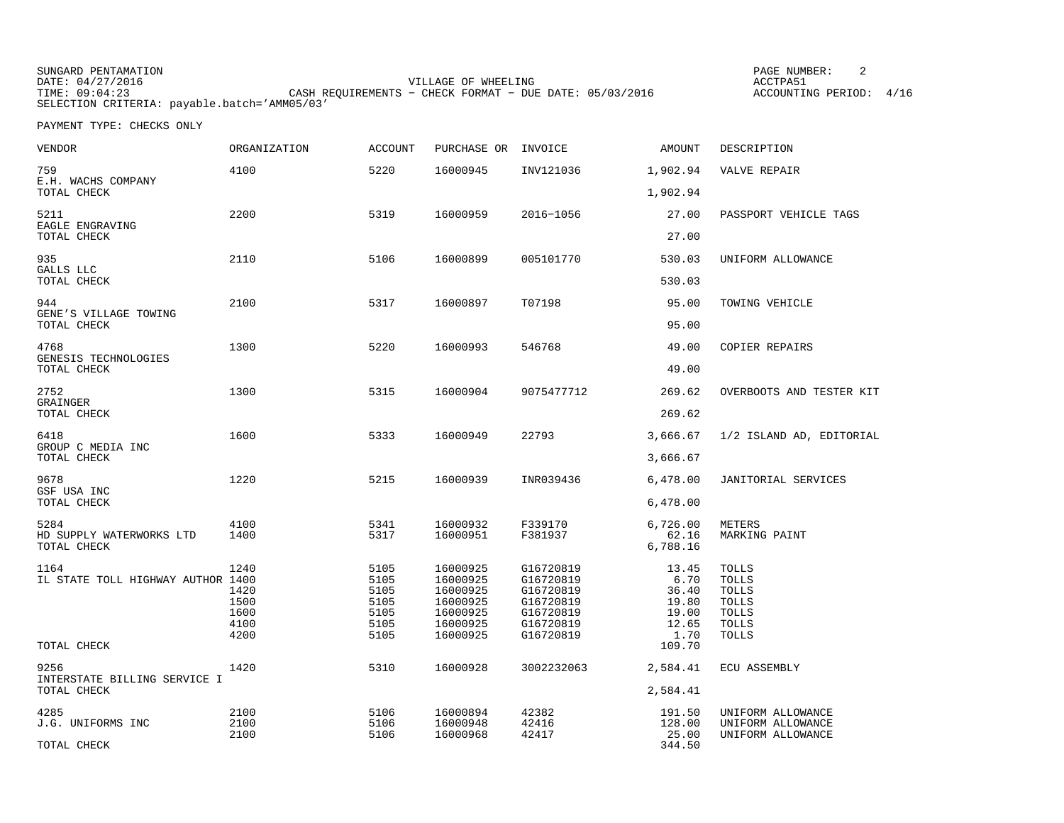SUNGARD PENTAMATION
DATE: 04/27/2016
TIME: 09:04:23

VILLAGE OF WHEELING
CASH REQUIREMENTS - CHECK FORMAT - DUE DATE: 05/03/2016

ACCTPA51
ACCOUNTING PERIOD: 4/16

SELECTION CRITERIA: payable.batch='AMM05/03'

PAYMENT TYPE: CHECKS ONLY

| VENDOR | ORGANIZATION | ACCOUNT | PURCHASE OR | INVOICE | AMOUNT | DESCRIPTION |
|---|---|---|---|---|---|---|
| 759 | 4100 | 5220 | 16000945 | INV121036 | 1,902.94 | VALVE REPAIR |
| E.H. WACHS COMPANY | | | | | | |
| TOTAL CHECK | | | | | 1,902.94 | |
| 5211 | 2200 | 5319 | 16000959 | 2016-1056 | 27.00 | PASSPORT VEHICLE TAGS |
| EAGLE ENGRAVING | | | | | | |
| TOTAL CHECK | | | | | 27.00 | |
| 935 | 2110 | 5106 | 16000899 | 005101770 | 530.03 | UNIFORM ALLOWANCE |
| GALLS LLC | | | | | | |
| TOTAL CHECK | | | | | 530.03 | |
| 944 | 2100 | 5317 | 16000897 | T07198 | 95.00 | TOWING VEHICLE |
| GENE'S VILLAGE TOWING | | | | | | |
| TOTAL CHECK | | | | | 95.00 | |
| 4768 | 1300 | 5220 | 16000993 | 546768 | 49.00 | COPIER REPAIRS |
| GENESIS TECHNOLOGIES | | | | | | |
| TOTAL CHECK | | | | | 49.00 | |
| 2752 | 1300 | 5315 | 16000904 | 9075477712 | 269.62 | OVERBOOTS AND TESTER KIT |
| GRAINGER | | | | | | |
| TOTAL CHECK | | | | | 269.62 | |
| 6418 | 1600 | 5333 | 16000949 | 22793 | 3,666.67 | 1/2 ISLAND AD, EDITORIAL |
| GROUP C MEDIA INC | | | | | | |
| TOTAL CHECK | | | | | 3,666.67 | |
| 9678 | 1220 | 5215 | 16000939 | INR039436 | 6,478.00 | JANITORIAL SERVICES |
| GSF USA INC | | | | | | |
| TOTAL CHECK | | | | | 6,478.00 | |
| 5284 | 4100 | 5341 | 16000932 | F339170 | 6,726.00 | METERS |
| HD SUPPLY WATERWORKS LTD | 1400 | 5317 | 16000951 | F381937 | 62.16 | MARKING PAINT |
| TOTAL CHECK | | | | | 6,788.16 | |
| 1164 | 1240 | 5105 | 16000925 | G16720819 | 13.45 | TOLLS |
| IL STATE TOLL HIGHWAY AUTHOR | 1400 | 5105 | 16000925 | G16720819 | 6.70 | TOLLS |
| | 1420 | 5105 | 16000925 | G16720819 | 36.40 | TOLLS |
| | 1500 | 5105 | 16000925 | G16720819 | 19.80 | TOLLS |
| | 1600 | 5105 | 16000925 | G16720819 | 19.00 | TOLLS |
| | 4100 | 5105 | 16000925 | G16720819 | 12.65 | TOLLS |
| | 4200 | 5105 | 16000925 | G16720819 | 1.70 | TOLLS |
| TOTAL CHECK | | | | | 109.70 | |
| 9256 | 1420 | 5310 | 16000928 | 3002232063 | 2,584.41 | ECU ASSEMBLY |
| INTERSTATE BILLING SERVICE I | | | | | | |
| TOTAL CHECK | | | | | 2,584.41 | |
| 4285 | 2100 | 5106 | 16000894 | 42382 | 191.50 | UNIFORM ALLOWANCE |
| J.G. UNIFORMS INC | 2100 | 5106 | 16000948 | 42416 | 128.00 | UNIFORM ALLOWANCE |
| | 2100 | 5106 | 16000968 | 42417 | 25.00 | UNIFORM ALLOWANCE |
| TOTAL CHECK | | | | | 344.50 | |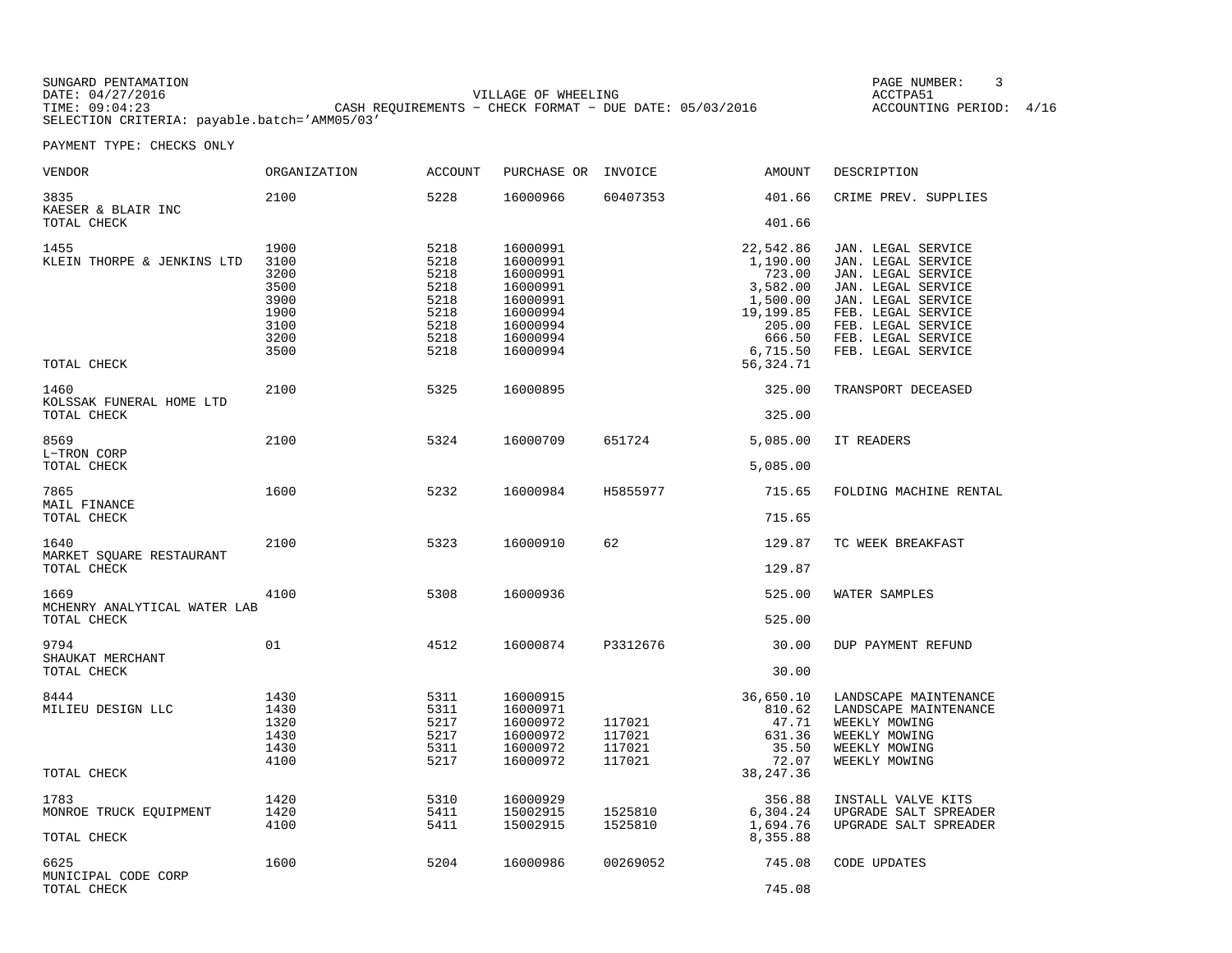SUNGARD PENTAMATION
DATE: 04/27/2016
TIME: 09:04:23
SELECTION CRITERIA: payable.batch='AMM05/03'

VILLAGE OF WHEELING
CASH REQUIREMENTS - CHECK FORMAT - DUE DATE: 05/03/2016

ACCTPA51
ACCOUNTING PERIOD: 4/16

PAYMENT TYPE: CHECKS ONLY

| VENDOR | ORGANIZATION | ACCOUNT | PURCHASE OR | INVOICE | AMOUNT | DESCRIPTION |
|---|---|---|---|---|---|---|
| 3835 KAESER & BLAIR INC | 2100 | 5228 | 16000966 | 60407353 | 401.66 | CRIME PREV. SUPPLIES |
| TOTAL CHECK | | | | | 401.66 | |
| 1455 KLEIN THORPE & JENKINS LTD | 1900 | 5218 | 16000991 | | 22,542.86 | JAN. LEGAL SERVICE |
| | 3100 | 5218 | 16000991 | | 1,190.00 | JAN. LEGAL SERVICE |
| | 3200 | 5218 | 16000991 | | 723.00 | JAN. LEGAL SERVICE |
| | 3500 | 5218 | 16000991 | | 3,582.00 | JAN. LEGAL SERVICE |
| | 3900 | 5218 | 16000991 | | 1,500.00 | JAN. LEGAL SERVICE |
| | 1900 | 5218 | 16000994 | | 19,199.85 | FEB. LEGAL SERVICE |
| | 3100 | 5218 | 16000994 | | 205.00 | FEB. LEGAL SERVICE |
| | 3200 | 5218 | 16000994 | | 666.50 | FEB. LEGAL SERVICE |
| | 3500 | 5218 | 16000994 | | 6,715.50 | FEB. LEGAL SERVICE |
| TOTAL CHECK | | | | | 56,324.71 | |
| 1460 KOLSSAK FUNERAL HOME LTD | 2100 | 5325 | 16000895 | | 325.00 | TRANSPORT DECEASED |
| TOTAL CHECK | | | | | 325.00 | |
| 8569 L-TRON CORP | 2100 | 5324 | 16000709 | 651724 | 5,085.00 | IT READERS |
| TOTAL CHECK | | | | | 5,085.00 | |
| 7865 MAIL FINANCE | 1600 | 5232 | 16000984 | H5855977 | 715.65 | FOLDING MACHINE RENTAL |
| TOTAL CHECK | | | | | 715.65 | |
| 1640 MARKET SQUARE RESTAURANT | 2100 | 5323 | 16000910 | 62 | 129.87 | TC WEEK BREAKFAST |
| TOTAL CHECK | | | | | 129.87 | |
| 1669 MCHENRY ANALYTICAL WATER LAB | 4100 | 5308 | 16000936 | | 525.00 | WATER SAMPLES |
| TOTAL CHECK | | | | | 525.00 | |
| 9794 SHAUKAT MERCHANT | 01 | 4512 | 16000874 | P3312676 | 30.00 | DUP PAYMENT REFUND |
| TOTAL CHECK | | | | | 30.00 | |
| 8444 MILIEU DESIGN LLC | 1430 | 5311 | 16000915 | | 36,650.10 | LANDSCAPE MAINTENANCE |
| | 1430 | 5311 | 16000971 | | 810.62 | LANDSCAPE MAINTENANCE |
| | 1320 | 5217 | 16000972 | 117021 | 47.71 | WEEKLY MOWING |
| | 1430 | 5217 | 16000972 | 117021 | 631.36 | WEEKLY MOWING |
| | 1430 | 5311 | 16000972 | 117021 | 35.50 | WEEKLY MOWING |
| | 4100 | 5217 | 16000972 | 117021 | 72.07 | WEEKLY MOWING |
| TOTAL CHECK | | | | | 38,247.36 | |
| 1783 MONROE TRUCK EQUIPMENT | 1420 | 5310 | 16000929 | | 356.88 | INSTALL VALVE KITS |
| | 1420 | 5411 | 15002915 | 1525810 | 6,304.24 | UPGRADE SALT SPREADER |
| | 4100 | 5411 | 15002915 | 1525810 | 1,694.76 | UPGRADE SALT SPREADER |
| TOTAL CHECK | | | | | 8,355.88 | |
| 6625 MUNICIPAL CODE CORP | 1600 | 5204 | 16000986 | 00269052 | 745.08 | CODE UPDATES |
| TOTAL CHECK | | | | | 745.08 | |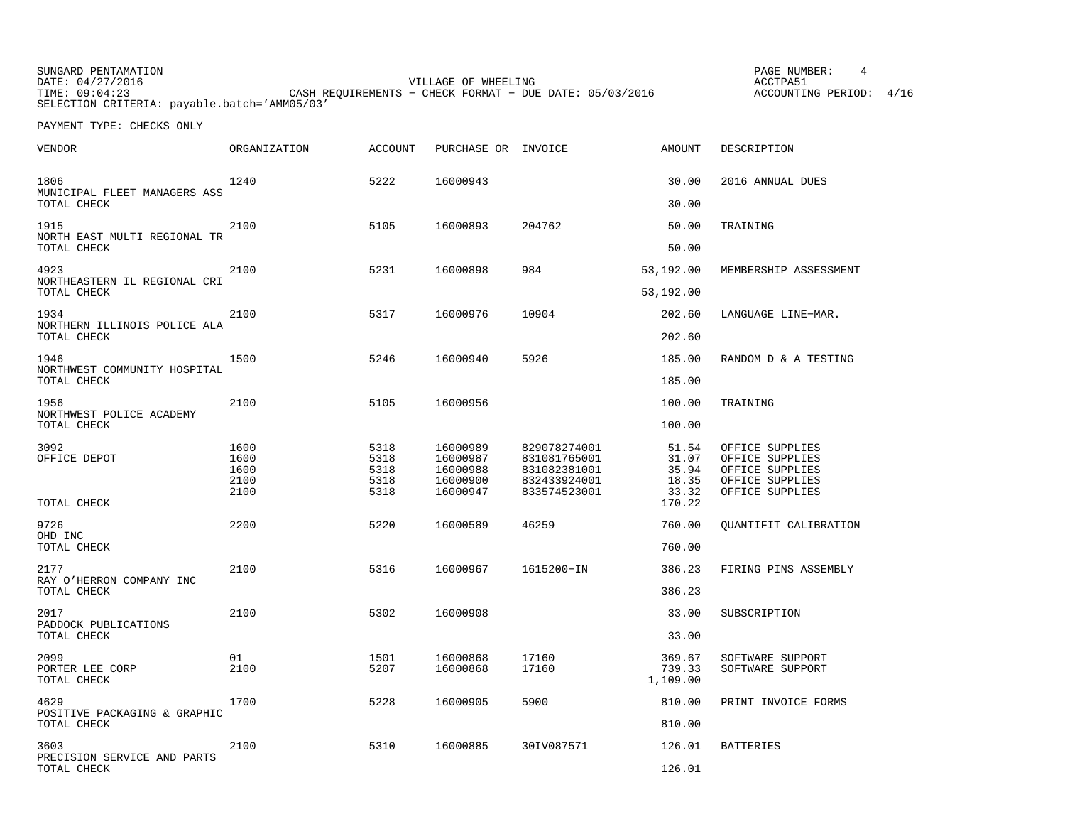SUNGARD PENTAMATION
DATE: 04/27/2016
TIME: 09:04:23
SELECTION CRITERIA: payable.batch='AMM05/03'

VILLAGE OF WHEELING
CASH REQUIREMENTS - CHECK FORMAT - DUE DATE: 05/03/2016

ACCTPA51
ACCOUNTING PERIOD: 4/16

PAYMENT TYPE: CHECKS ONLY

| VENDOR | ORGANIZATION | ACCOUNT | PURCHASE OR | INVOICE | AMOUNT | DESCRIPTION |
|---|---|---|---|---|---|---|
| 1806 | 1240 | 5222 | 16000943 | | 30.00 | 2016 ANNUAL DUES |
| MUNICIPAL FLEET MANAGERS ASS | | | | | | |
| TOTAL CHECK | | | | | 30.00 | |
| 1915 | 2100 | 5105 | 16000893 | 204762 | 50.00 | TRAINING |
| NORTH EAST MULTI REGIONAL TR | | | | | | |
| TOTAL CHECK | | | | | 50.00 | |
| 4923 | 2100 | 5231 | 16000898 | 984 | 53,192.00 | MEMBERSHIP ASSESSMENT |
| NORTHEASTERN IL REGIONAL CRI | | | | | | |
| TOTAL CHECK | | | | | 53,192.00 | |
| 1934 | 2100 | 5317 | 16000976 | 10904 | 202.60 | LANGUAGE LINE-MAR. |
| NORTHERN ILLINOIS POLICE ALA | | | | | | |
| TOTAL CHECK | | | | | 202.60 | |
| 1946 | 1500 | 5246 | 16000940 | 5926 | 185.00 | RANDOM D & A TESTING |
| NORTHWEST COMMUNITY HOSPITAL | | | | | | |
| TOTAL CHECK | | | | | 185.00 | |
| 1956 | 2100 | 5105 | 16000956 | | 100.00 | TRAINING |
| NORTHWEST POLICE ACADEMY | | | | | | |
| TOTAL CHECK | | | | | 100.00 | |
| 3092 | 1600 | 5318 | 16000989 | 829078274001 | 51.54 | OFFICE SUPPLIES |
| OFFICE DEPOT | 1600 | 5318 | 16000987 | 831081765001 | 31.07 | OFFICE SUPPLIES |
| | 1600 | 5318 | 16000988 | 831082381001 | 35.94 | OFFICE SUPPLIES |
| | 2100 | 5318 | 16000900 | 832433924001 | 18.35 | OFFICE SUPPLIES |
| | 2100 | 5318 | 16000947 | 833574523001 | 33.32 | OFFICE SUPPLIES |
| TOTAL CHECK | | | | | 170.22 | |
| 9726 | 2200 | 5220 | 16000589 | 46259 | 760.00 | QUANTIFIT CALIBRATION |
| OHD INC | | | | | | |
| TOTAL CHECK | | | | | 760.00 | |
| 2177 | 2100 | 5316 | 16000967 | 1615200-IN | 386.23 | FIRING PINS ASSEMBLY |
| RAY O'HERRON COMPANY INC | | | | | | |
| TOTAL CHECK | | | | | 386.23 | |
| 2017 | 2100 | 5302 | 16000908 | | 33.00 | SUBSCRIPTION |
| PADDOCK PUBLICATIONS | | | | | | |
| TOTAL CHECK | | | | | 33.00 | |
| 2099 | 01 | 1501 | 16000868 | 17160 | 369.67 | SOFTWARE SUPPORT |
| PORTER LEE CORP | 2100 | 5207 | 16000868 | 17160 | 739.33 | SOFTWARE SUPPORT |
| TOTAL CHECK | | | | | 1,109.00 | |
| 4629 | 1700 | 5228 | 16000905 | 5900 | 810.00 | PRINT INVOICE FORMS |
| POSITIVE PACKAGING & GRAPHIC | | | | | | |
| TOTAL CHECK | | | | | 810.00 | |
| 3603 | 2100 | 5310 | 16000885 | 30IV087571 | 126.01 | BATTERIES |
| PRECISION SERVICE AND PARTS | | | | | | |
| TOTAL CHECK | | | | | 126.01 | |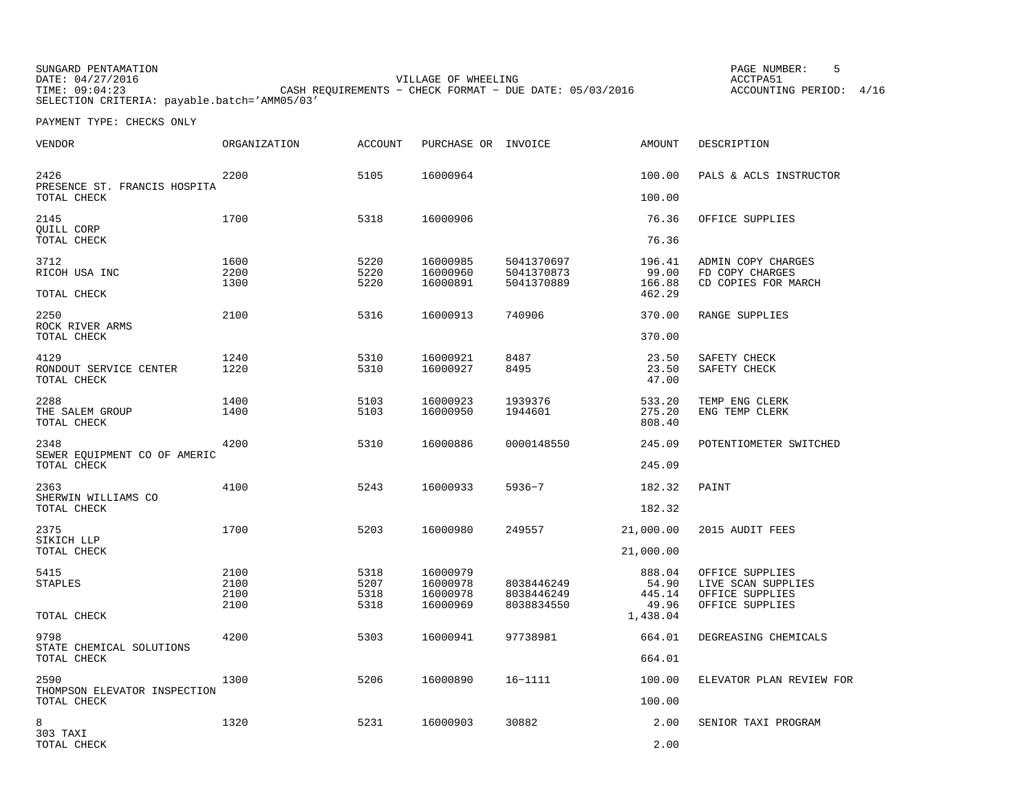SUNGARD PENTAMATION
DATE: 04/27/2016
TIME: 09:04:23
SELECTION CRITERIA: payable.batch='AMM05/03'

VILLAGE OF WHEELING
CASH REQUIREMENTS - CHECK FORMAT - DUE DATE: 05/03/2016

PAGE NUMBER: 5
ACCTPA51
ACCOUNTING PERIOD: 4/16

PAYMENT TYPE: CHECKS ONLY

| VENDOR | ORGANIZATION | ACCOUNT | PURCHASE OR | INVOICE | AMOUNT | DESCRIPTION |
|---|---|---|---|---|---|---|
| 2426 | 2200 | 5105 | 16000964 | | 100.00 | PALS & ACLS INSTRUCTOR |
| PRESENCE ST. FRANCIS HOSPITA | | | | | | |
| TOTAL CHECK | | | | | 100.00 | |
| 2145 | 1700 | 5318 | 16000906 | | 76.36 | OFFICE SUPPLIES |
| QUILL CORP | | | | | | |
| TOTAL CHECK | | | | | 76.36 | |
| 3712 | 1600 | 5220 | 16000985 | 5041370697 | 196.41 | ADMIN COPY CHARGES |
| RICOH USA INC | 2200 | 5220 | 16000960 | 5041370873 | 99.00 | FD COPY CHARGES |
| | 1300 | 5220 | 16000891 | 5041370889 | 166.88 | CD COPIES FOR MARCH |
| TOTAL CHECK | | | | | 462.29 | |
| 2250 | 2100 | 5316 | 16000913 | 740906 | 370.00 | RANGE SUPPLIES |
| ROCK RIVER ARMS | | | | | | |
| TOTAL CHECK | | | | | 370.00 | |
| 4129 | 1240 | 5310 | 16000921 | 8487 | 23.50 | SAFETY CHECK |
| RONDOUT SERVICE CENTER | 1220 | 5310 | 16000927 | 8495 | 23.50 | SAFETY CHECK |
| TOTAL CHECK | | | | | 47.00 | |
| 2288 | 1400 | 5103 | 16000923 | 1939376 | 533.20 | TEMP ENG CLERK |
| THE SALEM GROUP | 1400 | 5103 | 16000950 | 1944601 | 275.20 | ENG TEMP CLERK |
| TOTAL CHECK | | | | | 808.40 | |
| 2348 | 4200 | 5310 | 16000886 | 0000148550 | 245.09 | POTENTIOMETER SWITCHED |
| SEWER EQUIPMENT CO OF AMERIC | | | | | | |
| TOTAL CHECK | | | | | 245.09 | |
| 2363 | 4100 | 5243 | 16000933 | 5936-7 | 182.32 | PAINT |
| SHERWIN WILLIAMS CO | | | | | | |
| TOTAL CHECK | | | | | 182.32 | |
| 2375 | 1700 | 5203 | 16000980 | 249557 | 21,000.00 | 2015 AUDIT FEES |
| SIKICH LLP | | | | | | |
| TOTAL CHECK | | | | | 21,000.00 | |
| 5415 | 2100 | 5318 | 16000979 | | 888.04 | OFFICE SUPPLIES |
| STAPLES | 2100 | 5207 | 16000978 | 8038446249 | 54.90 | LIVE SCAN SUPPLIES |
| | 2100 | 5318 | 16000978 | 8038446249 | 445.14 | OFFICE SUPPLIES |
| | 2100 | 5318 | 16000969 | 8038834550 | 49.96 | OFFICE SUPPLIES |
| TOTAL CHECK | | | | | 1,438.04 | |
| 9798 | 4200 | 5303 | 16000941 | 97738981 | 664.01 | DEGREASING CHEMICALS |
| STATE CHEMICAL SOLUTIONS | | | | | | |
| TOTAL CHECK | | | | | 664.01 | |
| 2590 | 1300 | 5206 | 16000890 | 16-1111 | 100.00 | ELEVATOR PLAN REVIEW FOR |
| THOMPSON ELEVATOR INSPECTION | | | | | | |
| TOTAL CHECK | | | | | 100.00 | |
| 8 | 1320 | 5231 | 16000903 | 30882 | 2.00 | SENIOR TAXI PROGRAM |
| 303 TAXI | | | | | | |
| TOTAL CHECK | | | | | 2.00 | |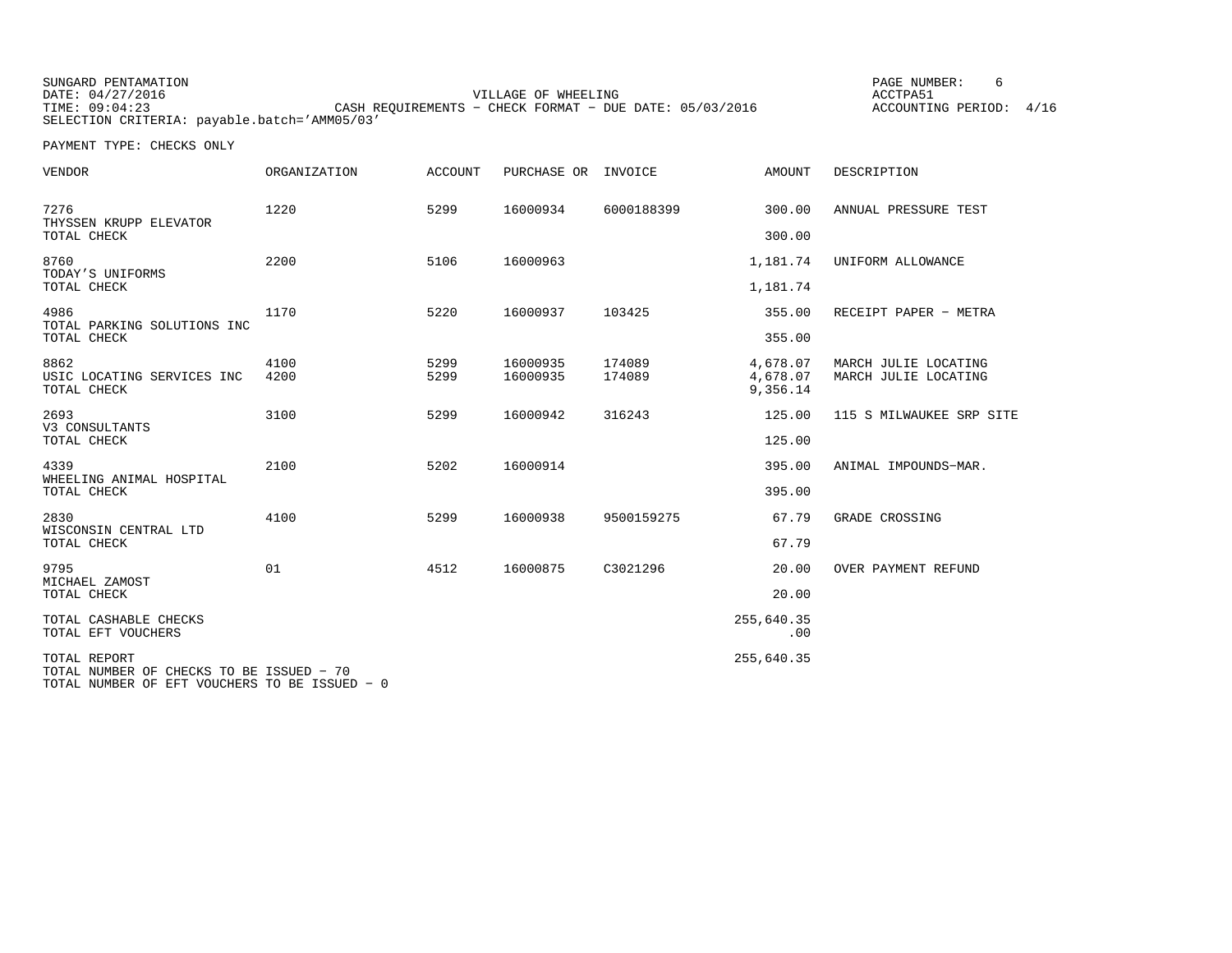SUNGARD PENTAMATION
DATE: 04/27/2016
TIME: 09:04:23
SELECTION CRITERIA: payable.batch='AMM05/03'

VILLAGE OF WHEELING
CASH REQUIREMENTS - CHECK FORMAT - DUE DATE: 05/03/2016

ACCTPA51
ACCOUNTING PERIOD: 4/16

PAYMENT TYPE: CHECKS ONLY

| VENDOR | ORGANIZATION | ACCOUNT | PURCHASE OR | INVOICE | AMOUNT | DESCRIPTION |
|---|---|---|---|---|---|---|
| 7276 | 1220 | 5299 | 16000934 | 6000188399 | 300.00 | ANNUAL PRESSURE TEST |
| THYSSEN KRUPP ELEVATOR | | | | | | |
| TOTAL CHECK | | | | | 300.00 | |
| 8760 | 2200 | 5106 | 16000963 | | 1,181.74 | UNIFORM ALLOWANCE |
| TODAY'S UNIFORMS | | | | | | |
| TOTAL CHECK | | | | | 1,181.74 | |
| 4986 | 1170 | 5220 | 16000937 | 103425 | 355.00 | RECEIPT PAPER - METRA |
| TOTAL PARKING SOLUTIONS INC | | | | | | |
| TOTAL CHECK | | | | | 355.00 | |
| 8862 | 4100 | 5299 | 16000935 | 174089 | 4,678.07 | MARCH JULIE LOCATING |
| USIC LOCATING SERVICES INC | 4200 | 5299 | 16000935 | 174089 | 4,678.07 | MARCH JULIE LOCATING |
| TOTAL CHECK | | | | | 9,356.14 | |
| 2693 | 3100 | 5299 | 16000942 | 316243 | 125.00 | 115 S MILWAUKEE SRP SITE |
| V3 CONSULTANTS | | | | | | |
| TOTAL CHECK | | | | | 125.00 | |
| 4339 | 2100 | 5202 | 16000914 | | 395.00 | ANIMAL IMPOUNDS-MAR. |
| WHEELING ANIMAL HOSPITAL | | | | | | |
| TOTAL CHECK | | | | | 395.00 | |
| 2830 | 4100 | 5299 | 16000938 | 9500159275 | 67.79 | GRADE CROSSING |
| WISCONSIN CENTRAL LTD | | | | | | |
| TOTAL CHECK | | | | | 67.79 | |
| 9795 | 01 | 4512 | 16000875 | C3021296 | 20.00 | OVER PAYMENT REFUND |
| MICHAEL ZAMOST | | | | | | |
| TOTAL CHECK | | | | | 20.00 | |
| TOTAL CASHABLE CHECKS | | | | | 255,640.35 | |
| TOTAL EFT VOUCHERS | | | | | .00 | |
| TOTAL REPORT | | | | | 255,640.35 | |

TOTAL NUMBER OF CHECKS TO BE ISSUED - 70
TOTAL NUMBER OF EFT VOUCHERS TO BE ISSUED - 0